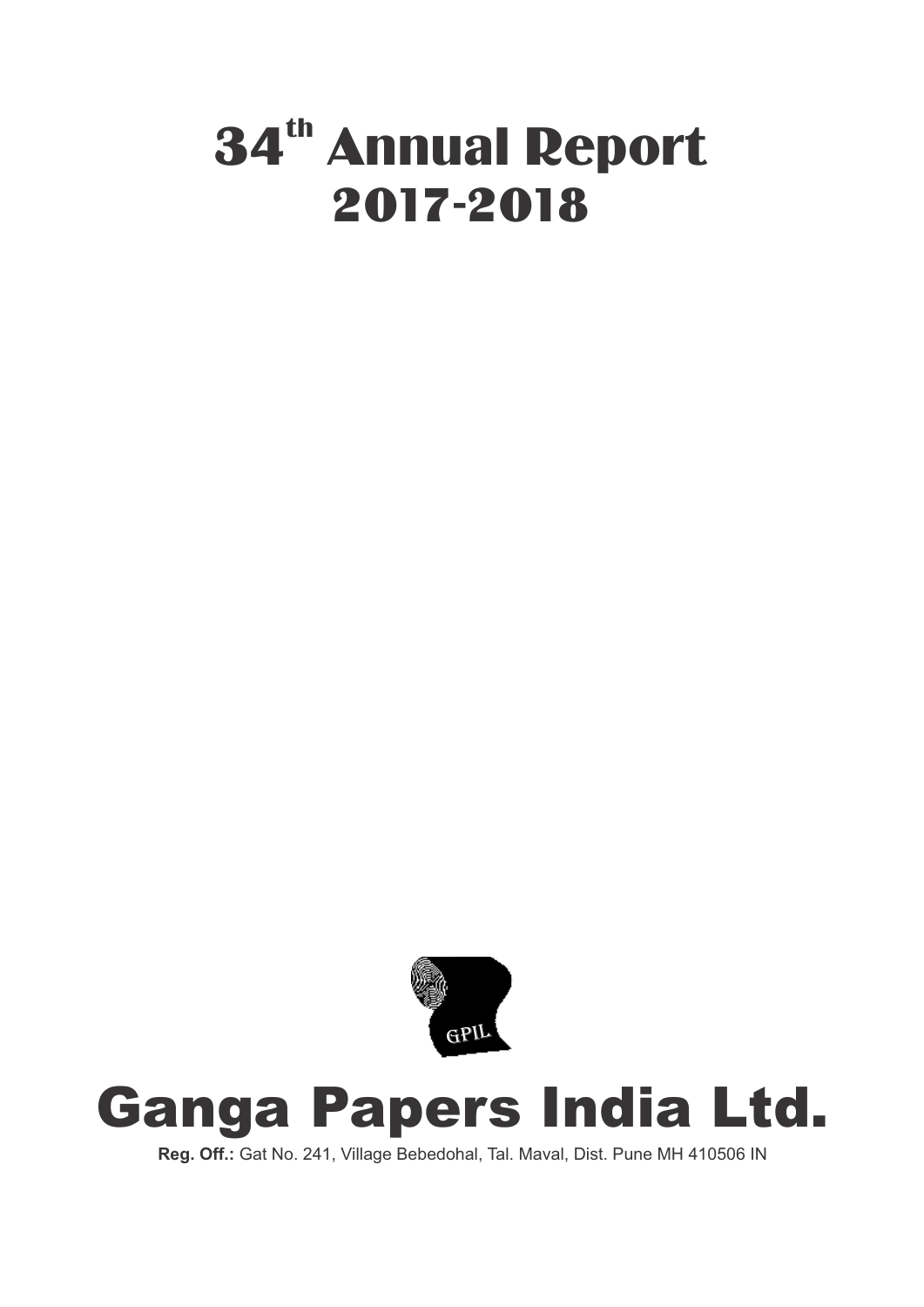# 34th Annual Report 2017-2018

GPIL

# Ganga Papers India Ltd.

**Reg. Off.:** Gat No. 241, Village Bebedohal, Tal. Maval, Dist. Pune MH 410506 IN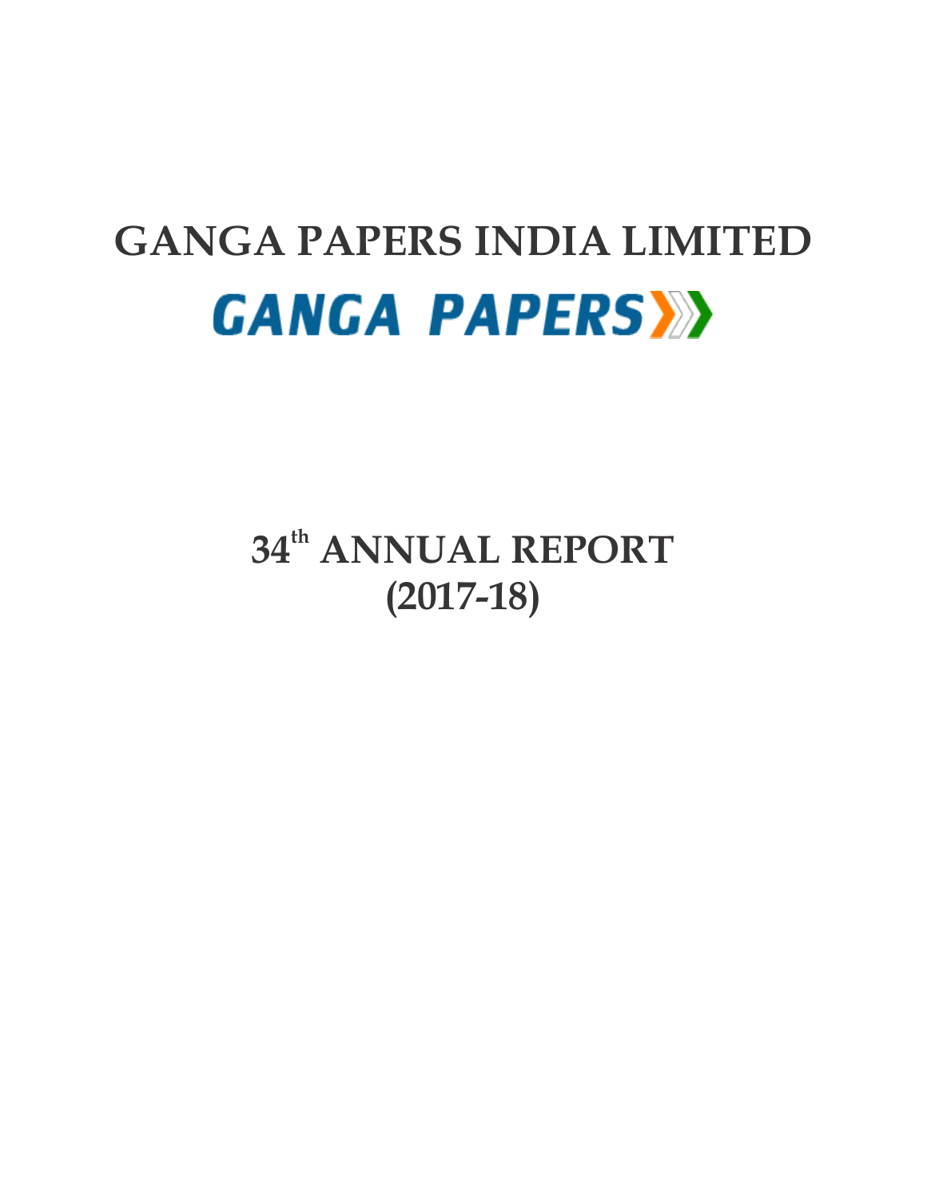# GANGA PAPERS INDIA LIMITED

GANGA PAPERS

# 34th ANNUAL REPORT
# (2017-18)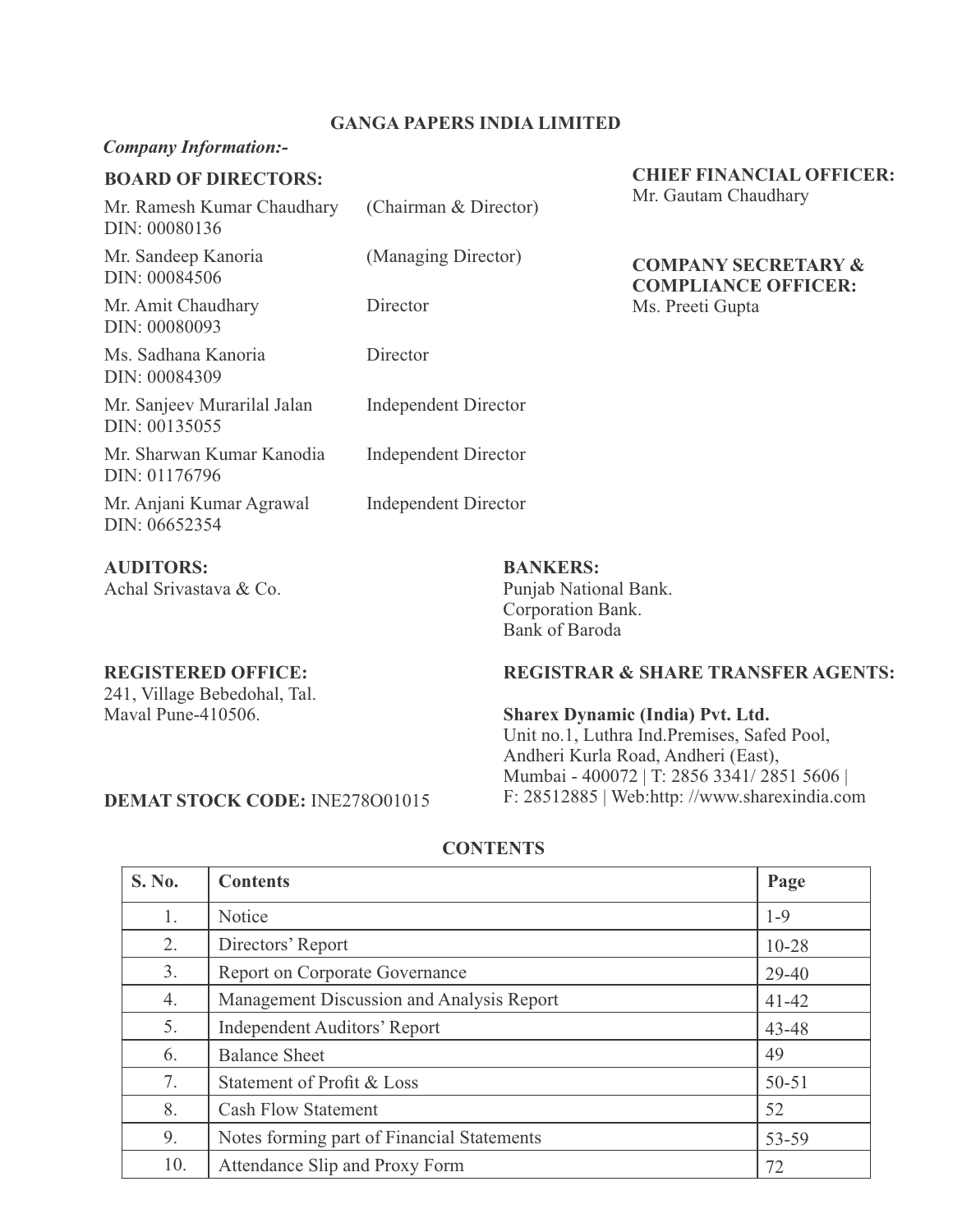# GANGA PAPERS INDIA LIMITED

***Company Information:-***

**BOARD OF DIRECTORS:**

| | |
|---|---|
| Mr. Ramesh Kumar Chaudhary<br>DIN: 00080136 | (Chairman & Director) |
| Mr. Sandeep Kanoria<br>DIN: 00084506 | (Managing Director) |
| Mr. Amit Chaudhary<br>DIN: 00080093 | Director |
| Ms. Sadhana Kanoria<br>DIN: 00084309 | Director |
| Mr. Sanjeev Murarilal Jalan<br>DIN: 00135055 | Independent Director |
| Mr. Sharwan Kumar Kanodia<br>DIN: 01176796 | Independent Director |
| Mr. Anjani Kumar Agrawal<br>DIN: 06652354 | Independent Director |

**CHIEF FINANCIAL OFFICER:**
Mr. Gautam Chaudhary

**COMPANY SECRETARY & COMPLIANCE OFFICER:**
Ms. Preeti Gupta

**AUDITORS:**
Achal Srivastava & Co.

**BANKERS:**
Punjab National Bank.
Corporation Bank.
Bank of Baroda

**REGISTERED OFFICE:**
241, Village Bebedohal, Tal.
Maval Pune-410506.

**REGISTRAR & SHARE TRANSFER AGENTS:**

**Sharex Dynamic (India) Pvt. Ltd.**
Unit no.1, Luthra Ind.Premises, Safed Pool,
Andheri Kurla Road, Andheri (East),
Mumbai - 400072 | T: 2856 3341/ 2851 5606 |
F: 28512885 | Web:http: //www.sharexindia.com

**DEMAT STOCK CODE:** INE278O01015

## CONTENTS

| S. No. | Contents | Page |
|---|---|---|
| 1. | Notice | 1-9 |
| 2. | Directors' Report | 10-28 |
| 3. | Report on Corporate Governance | 29-40 |
| 4. | Management Discussion and Analysis Report | 41-42 |
| 5. | Independent Auditors' Report | 43-48 |
| 6. | Balance Sheet | 49 |
| 7. | Statement of Profit & Loss | 50-51 |
| 8. | Cash Flow Statement | 52 |
| 9. | Notes forming part of Financial Statements | 53-59 |
| 10. | Attendance Slip and Proxy Form | 72 |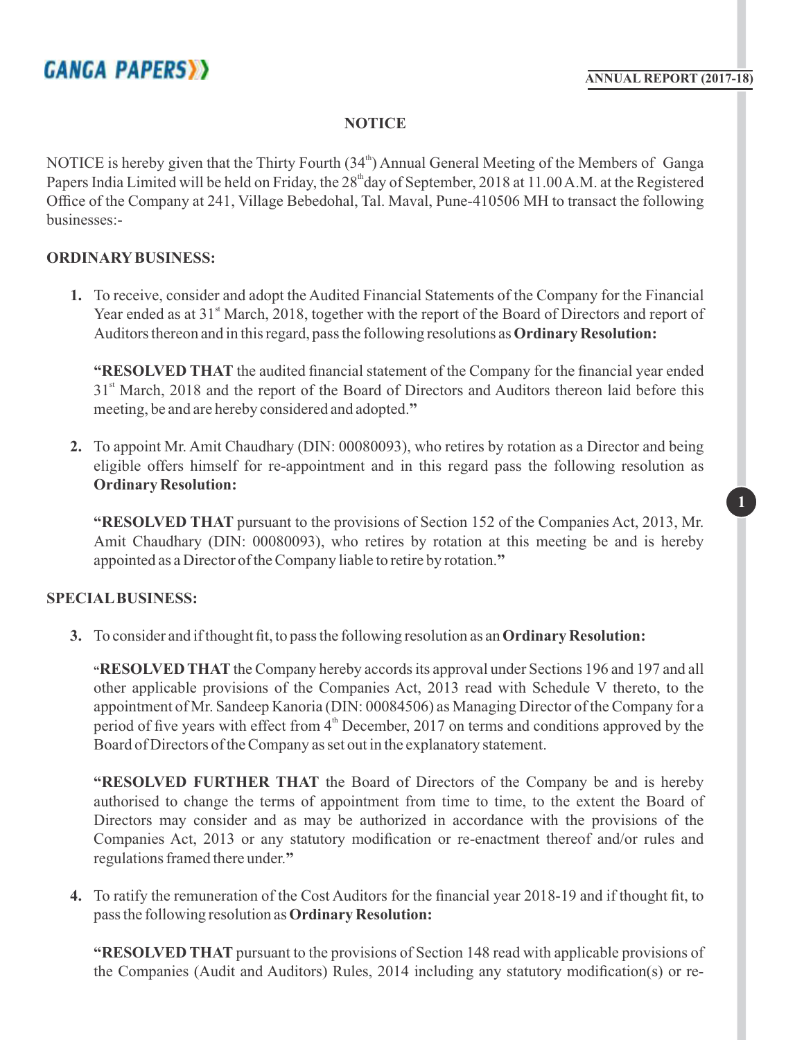## NOTICE

NOTICE is hereby given that the Thirty Fourth (34th) Annual General Meeting of the Members of Ganga Papers India Limited will be held on Friday, the 28th day of September, 2018 at 11.00 A.M. at the Registered Office of the Company at 241, Village Bebedohal, Tal. Maval, Pune-410506 MH to transact the following businesses:-

### ORDINARY BUSINESS:

1. To receive, consider and adopt the Audited Financial Statements of the Company for the Financial Year ended as at 31st March, 2018, together with the report of the Board of Directors and report of Auditors thereon and in this regard, pass the following resolutions as **Ordinary Resolution:**

   **"RESOLVED THAT** the audited financial statement of the Company for the financial year ended 31st March, 2018 and the report of the Board of Directors and Auditors thereon laid before this meeting, be and are hereby considered and adopted.**"**

2. To appoint Mr. Amit Chaudhary (DIN: 00080093), who retires by rotation as a Director and being eligible offers himself for re-appointment and in this regard pass the following resolution as **Ordinary Resolution:**

   **"RESOLVED THAT** pursuant to the provisions of Section 152 of the Companies Act, 2013, Mr. Amit Chaudhary (DIN: 00080093), who retires by rotation at this meeting be and is hereby appointed as a Director of the Company liable to retire by rotation.**"**

### SPECIAL BUSINESS:

3. To consider and if thought fit, to pass the following resolution as an **Ordinary Resolution:**

   "**RESOLVED THAT** the Company hereby accords its approval under Sections 196 and 197 and all other applicable provisions of the Companies Act, 2013 read with Schedule V thereto, to the appointment of Mr. Sandeep Kanoria (DIN: 00084506) as Managing Director of the Company for a period of five years with effect from 4th December, 2017 on terms and conditions approved by the Board of Directors of the Company as set out in the explanatory statement.

   **"RESOLVED FURTHER THAT** the Board of Directors of the Company be and is hereby authorised to change the terms of appointment from time to time, to the extent the Board of Directors may consider and as may be authorized in accordance with the provisions of the Companies Act, 2013 or any statutory modification or re-enactment thereof and/or rules and regulations framed there under.**"**

4. To ratify the remuneration of the Cost Auditors for the financial year 2018-19 and if thought fit, to pass the following resolution as **Ordinary Resolution:**

   **"RESOLVED THAT** pursuant to the provisions of Section 148 read with applicable provisions of the Companies (Audit and Auditors) Rules, 2014 including any statutory modification(s) or re-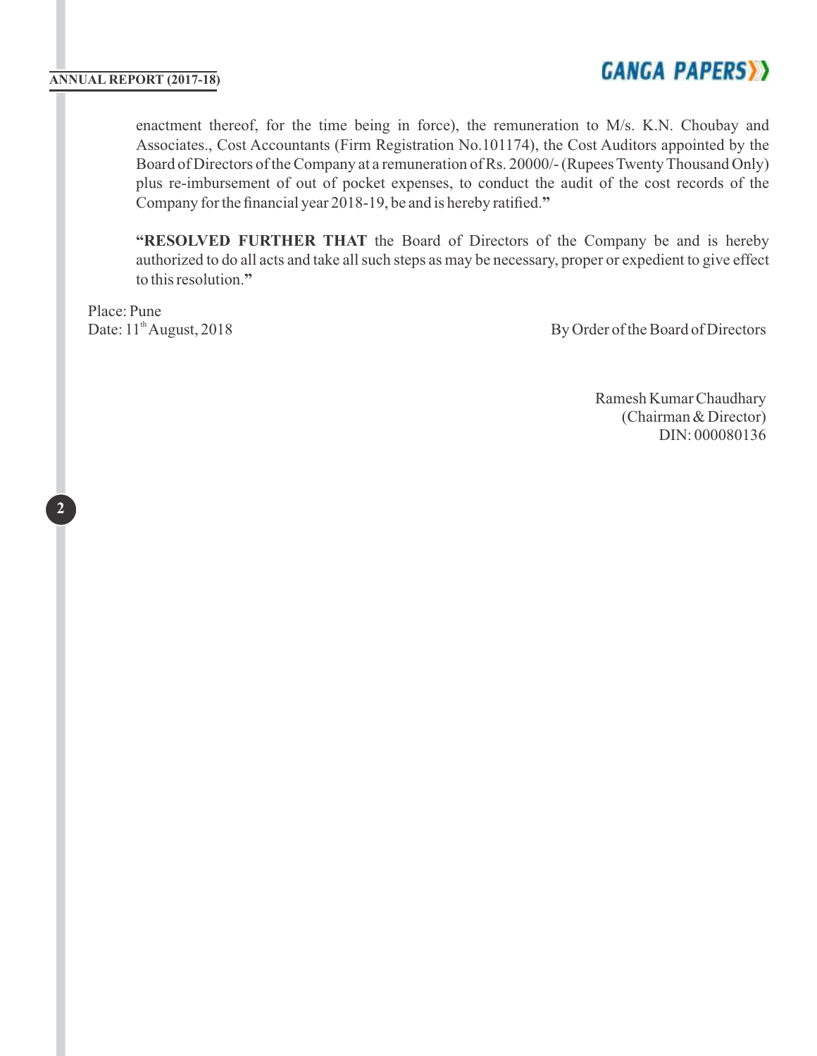enactment thereof, for the time being in force), the remuneration to M/s. K.N. Choubay and Associates., Cost Accountants (Firm Registration No.101174), the Cost Auditors appointed by the Board of Directors of the Company at a remuneration of Rs. 20000/- (Rupees Twenty Thousand Only) plus re-imbursement of out of pocket expenses, to conduct the audit of the cost records of the Company for the financial year 2018-19, be and is hereby ratified.**"**

**"RESOLVED FURTHER THAT** the Board of Directors of the Company be and is hereby authorized to do all acts and take all such steps as may be necessary, proper or expedient to give effect to this resolution.**"**

Place: Pune
Date: 11th August, 2018

By Order of the Board of Directors

Ramesh Kumar Chaudhary
(Chairman & Director)
DIN: 000080136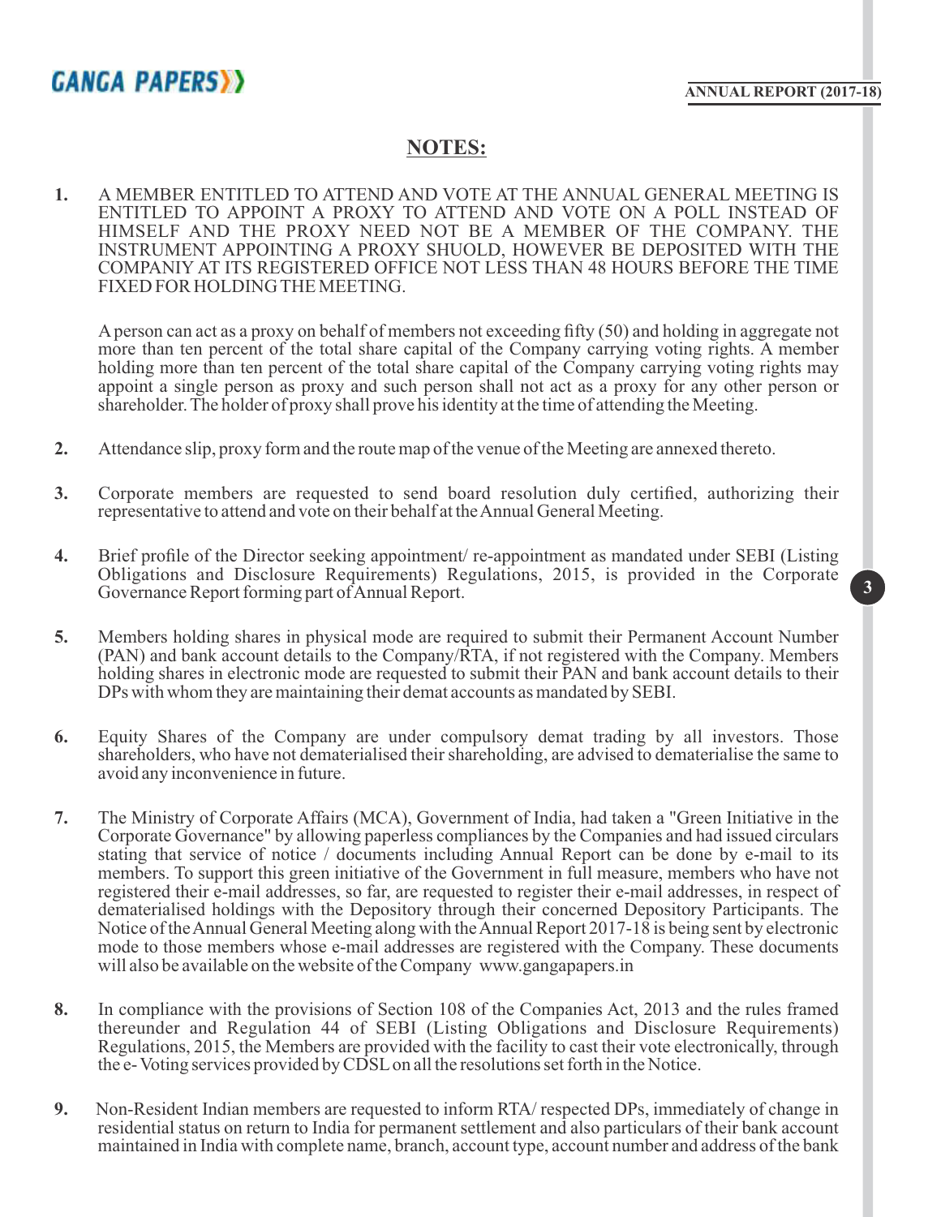## NOTES:

1. A MEMBER ENTITLED TO ATTEND AND VOTE AT THE ANNUAL GENERAL MEETING IS ENTITLED TO APPOINT A PROXY TO ATTEND AND VOTE ON A POLL INSTEAD OF HIMSELF AND THE PROXY NEED NOT BE A MEMBER OF THE COMPANY. THE INSTRUMENT APPOINTING A PROXY SHUOLD, HOWEVER BE DEPOSITED WITH THE COMPANIY AT ITS REGISTERED OFFICE NOT LESS THAN 48 HOURS BEFORE THE TIME FIXED FOR HOLDING THE MEETING.

   A person can act as a proxy on behalf of members not exceeding fifty (50) and holding in aggregate not more than ten percent of the total share capital of the Company carrying voting rights. A member holding more than ten percent of the total share capital of the Company carrying voting rights may appoint a single person as proxy and such person shall not act as a proxy for any other person or shareholder. The holder of proxy shall prove his identity at the time of attending the Meeting.

2. Attendance slip, proxy form and the route map of the venue of the Meeting are annexed thereto.

3. Corporate members are requested to send board resolution duly certified, authorizing their representative to attend and vote on their behalf at the Annual General Meeting.

4. Brief profile of the Director seeking appointment/ re-appointment as mandated under SEBI (Listing Obligations and Disclosure Requirements) Regulations, 2015, is provided in the Corporate Governance Report forming part of Annual Report.

5. Members holding shares in physical mode are required to submit their Permanent Account Number (PAN) and bank account details to the Company/RTA, if not registered with the Company. Members holding shares in electronic mode are requested to submit their PAN and bank account details to their DPs with whom they are maintaining their demat accounts as mandated by SEBI.

6. Equity Shares of the Company are under compulsory demat trading by all investors. Those shareholders, who have not dematerialised their shareholding, are advised to dematerialise the same to avoid any inconvenience in future.

7. The Ministry of Corporate Affairs (MCA), Government of India, had taken a "Green Initiative in the Corporate Governance" by allowing paperless compliances by the Companies and had issued circulars stating that service of notice / documents including Annual Report can be done by e-mail to its members. To support this green initiative of the Government in full measure, members who have not registered their e-mail addresses, so far, are requested to register their e-mail addresses, in respect of dematerialised holdings with the Depository through their concerned Depository Participants. The Notice of the Annual General Meeting along with the Annual Report 2017-18 is being sent by electronic mode to those members whose e-mail addresses are registered with the Company. These documents will also be available on the website of the Company www.gangapapers.in

8. In compliance with the provisions of Section 108 of the Companies Act, 2013 and the rules framed thereunder and Regulation 44 of SEBI (Listing Obligations and Disclosure Requirements) Regulations, 2015, the Members are provided with the facility to cast their vote electronically, through the e- Voting services provided by CDSL on all the resolutions set forth in the Notice.

9. Non-Resident Indian members are requested to inform RTA/ respected DPs, immediately of change in residential status on return to India for permanent settlement and also particulars of their bank account maintained in India with complete name, branch, account type, account number and address of the bank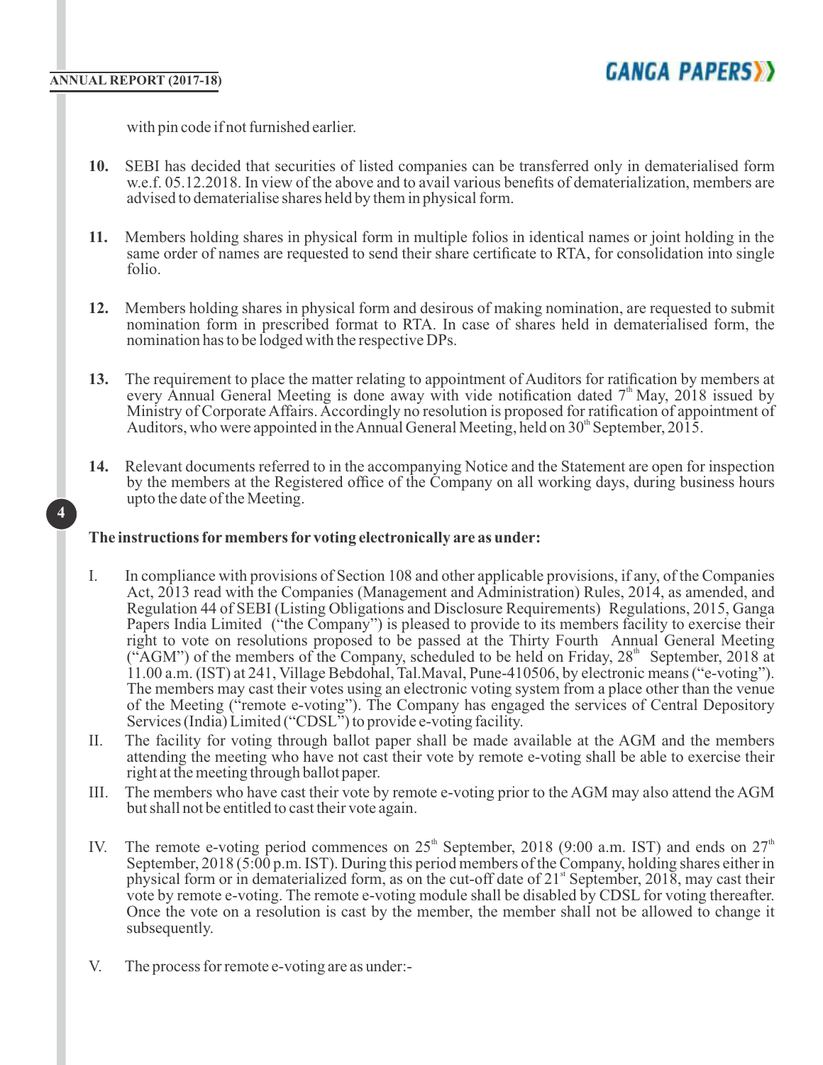with pin code if not furnished earlier.

**10.** SEBI has decided that securities of listed companies can be transferred only in dematerialised form w.e.f. 05.12.2018. In view of the above and to avail various benefits of dematerialization, members are advised to dematerialise shares held by them in physical form.

**11.** Members holding shares in physical form in multiple folios in identical names or joint holding in the same order of names are requested to send their share certificate to RTA, for consolidation into single folio.

**12.** Members holding shares in physical form and desirous of making nomination, are requested to submit nomination form in prescribed format to RTA. In case of shares held in dematerialised form, the nomination has to be lodged with the respective DPs.

**13.** The requirement to place the matter relating to appointment of Auditors for ratification by members at every Annual General Meeting is done away with vide notification dated 7th May, 2018 issued by Ministry of Corporate Affairs. Accordingly no resolution is proposed for ratification of appointment of Auditors, who were appointed in the Annual General Meeting, held on 30th September, 2015.

**14.** Relevant documents referred to in the accompanying Notice and the Statement are open for inspection by the members at the Registered office of the Company on all working days, during business hours upto the date of the Meeting.

**The instructions for members for voting electronically are as under:**

I. In compliance with provisions of Section 108 and other applicable provisions, if any, of the Companies Act, 2013 read with the Companies (Management and Administration) Rules, 2014, as amended, and Regulation 44 of SEBI (Listing Obligations and Disclosure Requirements) Regulations, 2015, Ganga Papers India Limited ("the Company") is pleased to provide to its members facility to exercise their right to vote on resolutions proposed to be passed at the Thirty Fourth Annual General Meeting ("AGM") of the members of the Company, scheduled to be held on Friday, 28th September, 2018 at 11.00 a.m. (IST) at 241, Village Bebdohal, Tal.Maval, Pune-410506, by electronic means ("e-voting"). The members may cast their votes using an electronic voting system from a place other than the venue of the Meeting ("remote e-voting"). The Company has engaged the services of Central Depository Services (India) Limited ("CDSL") to provide e-voting facility.

II. The facility for voting through ballot paper shall be made available at the AGM and the members attending the meeting who have not cast their vote by remote e-voting shall be able to exercise their right at the meeting through ballot paper.

III. The members who have cast their vote by remote e-voting prior to the AGM may also attend the AGM but shall not be entitled to cast their vote again.

IV. The remote e-voting period commences on 25th September, 2018 (9:00 a.m. IST) and ends on 27th September, 2018 (5:00 p.m. IST). During this period members of the Company, holding shares either in physical form or in dematerialized form, as on the cut-off date of 21st September, 2018, may cast their vote by remote e-voting. The remote e-voting module shall be disabled by CDSL for voting thereafter. Once the vote on a resolution is cast by the member, the member shall not be allowed to change it subsequently.

V. The process for remote e-voting are as under:-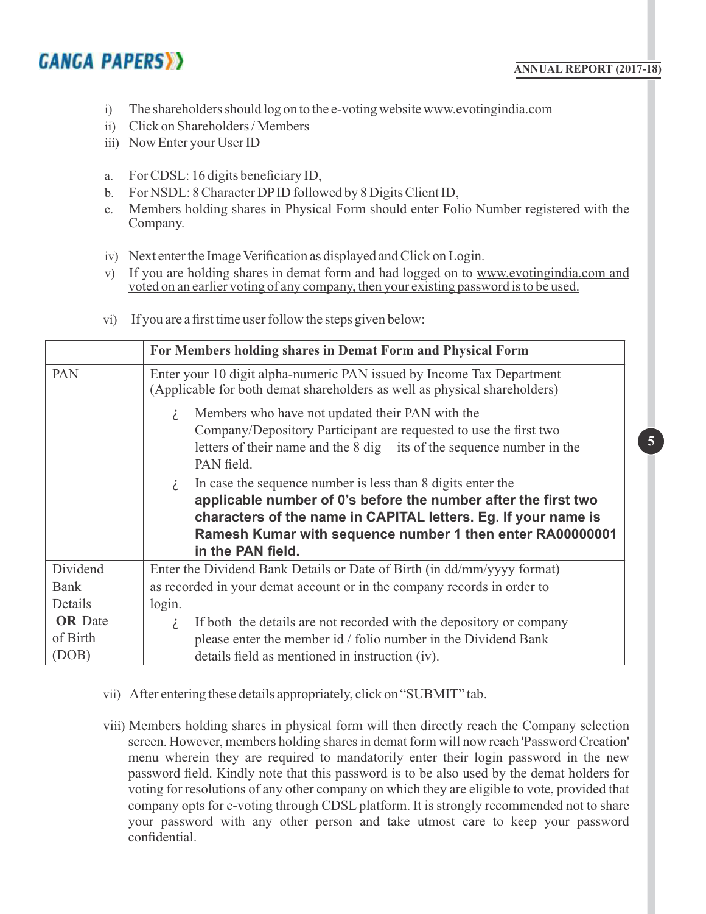i) The shareholders should log on to the e-voting website www.evotingindia.com

ii) Click on Shareholders / Members

iii) Now Enter your User ID

a. For CDSL: 16 digits beneficiary ID,

b. For NSDL: 8 Character DP ID followed by 8 Digits Client ID,

c. Members holding shares in Physical Form should enter Folio Number registered with the Company.

iv) Next enter the Image Verification as displayed and Click on Login.

v) If you are holding shares in demat form and had logged on to www.evotingindia.com and voted on an earlier voting of any company, then your existing password is to be used.

vi) If you are a first time user follow the steps given below:

| | **For Members holding shares in Demat Form and Physical Form** |
|---|---|
| PAN | Enter your 10 digit alpha-numeric PAN issued by Income Tax Department (Applicable for both demat shareholders as well as physical shareholders)<br>¿ Members who have not updated their PAN with the Company/Depository Participant are requested to use the first two letters of their name and the 8 digits of the sequence number in the PAN field.<br>¿ In case the sequence number is less than 8 digits enter the **applicable number of 0's before the number after the first two characters of the name in CAPITAL letters. Eg. If your name is Ramesh Kumar with sequence number 1 then enter RA00000001 in the PAN field.** |
| Dividend Bank Details **OR** Date of Birth (DOB) | Enter the Dividend Bank Details or Date of Birth (in dd/mm/yyyy format) as recorded in your demat account or in the company records in order to login.<br>¿ If both the details are not recorded with the depository or company please enter the member id / folio number in the Dividend Bank details field as mentioned in instruction (iv). |

vii) After entering these details appropriately, click on "SUBMIT" tab.

viii) Members holding shares in physical form will then directly reach the Company selection screen. However, members holding shares in demat form will now reach 'Password Creation' menu wherein they are required to mandatorily enter their login password in the new password field. Kindly note that this password is to be also used by the demat holders for voting for resolutions of any other company on which they are eligible to vote, provided that company opts for e-voting through CDSL platform. It is strongly recommended not to share your password with any other person and take utmost care to keep your password confidential.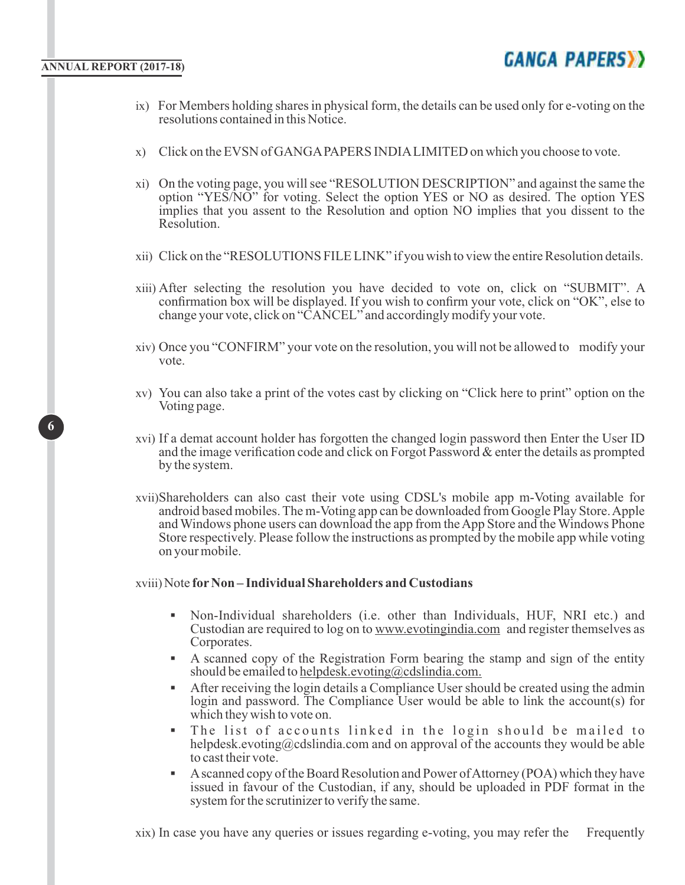ix) For Members holding shares in physical form, the details can be used only for e-voting on the resolutions contained in this Notice.

x) Click on the EVSN of GANGA PAPERS INDIA LIMITED on which you choose to vote.

xi) On the voting page, you will see "RESOLUTION DESCRIPTION" and against the same the option "YES/NO" for voting. Select the option YES or NO as desired. The option YES implies that you assent to the Resolution and option NO implies that you dissent to the Resolution.

xii) Click on the "RESOLUTIONS FILE LINK" if you wish to view the entire Resolution details.

xiii) After selecting the resolution you have decided to vote on, click on "SUBMIT". A confirmation box will be displayed. If you wish to confirm your vote, click on "OK", else to change your vote, click on "CANCEL" and accordingly modify your vote.

xiv) Once you "CONFIRM" your vote on the resolution, you will not be allowed to modify your vote.

xv) You can also take a print of the votes cast by clicking on "Click here to print" option on the Voting page.

xvi) If a demat account holder has forgotten the changed login password then Enter the User ID and the image verification code and click on Forgot Password & enter the details as prompted by the system.

xvii) Shareholders can also cast their vote using CDSL's mobile app m-Voting available for android based mobiles. The m-Voting app can be downloaded from Google Play Store. Apple and Windows phone users can download the app from the App Store and the Windows Phone Store respectively. Please follow the instructions as prompted by the mobile app while voting on your mobile.

xviii) Note **for Non – Individual Shareholders and Custodians**

- Non-Individual shareholders (i.e. other than Individuals, HUF, NRI etc.) and Custodian are required to log on to www.evotingindia.com and register themselves as Corporates.
- A scanned copy of the Registration Form bearing the stamp and sign of the entity should be emailed to helpdesk.evoting@cdslindia.com.
- After receiving the login details a Compliance User should be created using the admin login and password. The Compliance User would be able to link the account(s) for which they wish to vote on.
- The list of accounts linked in the login should be mailed to helpdesk.evoting@cdslindia.com and on approval of the accounts they would be able to cast their vote.
- A scanned copy of the Board Resolution and Power of Attorney (POA) which they have issued in favour of the Custodian, if any, should be uploaded in PDF format in the system for the scrutinizer to verify the same.

xix) In case you have any queries or issues regarding e-voting, you may refer the Frequently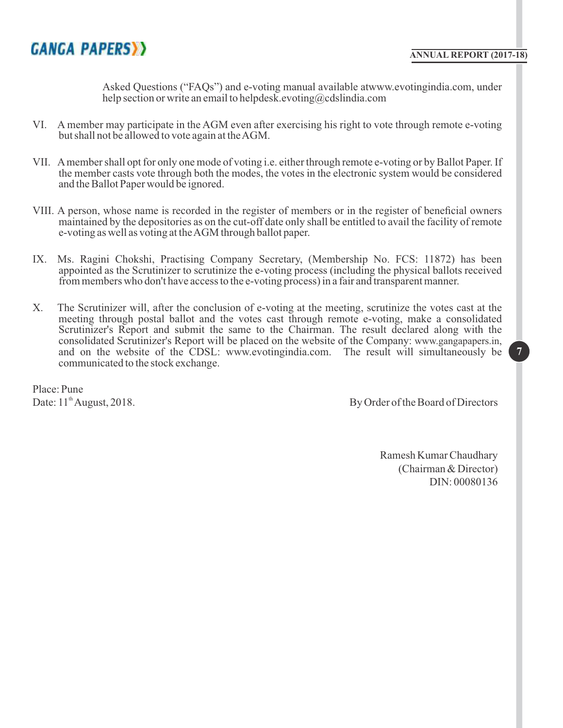Asked Questions ("FAQs") and e-voting manual available atwww.evotingindia.com, under help section or write an email to helpdesk.evoting@cdslindia.com

VI. A member may participate in the AGM even after exercising his right to vote through remote e-voting but shall not be allowed to vote again at the AGM.

VII. A member shall opt for only one mode of voting i.e. either through remote e-voting or by Ballot Paper. If the member casts vote through both the modes, the votes in the electronic system would be considered and the Ballot Paper would be ignored.

VIII. A person, whose name is recorded in the register of members or in the register of beneficial owners maintained by the depositories as on the cut-off date only shall be entitled to avail the facility of remote e-voting as well as voting at the AGM through ballot paper.

IX. Ms. Ragini Chokshi, Practising Company Secretary, (Membership No. FCS: 11872) has been appointed as the Scrutinizer to scrutinize the e-voting process (including the physical ballots received from members who don't have access to the e-voting process) in a fair and transparent manner.

X. The Scrutinizer will, after the conclusion of e-voting at the meeting, scrutinize the votes cast at the meeting through postal ballot and the votes cast through remote e-voting, make a consolidated Scrutinizer's Report and submit the same to the Chairman. The result declared along with the consolidated Scrutinizer's Report will be placed on the website of the Company: www.gangapapers.in, and on the website of the CDSL: www.evotingindia.com. The result will simultaneously be communicated to the stock exchange.

Place: Pune

Date: 11th August, 2018.

By Order of the Board of Directors

Ramesh Kumar Chaudhary
(Chairman & Director)
DIN: 00080136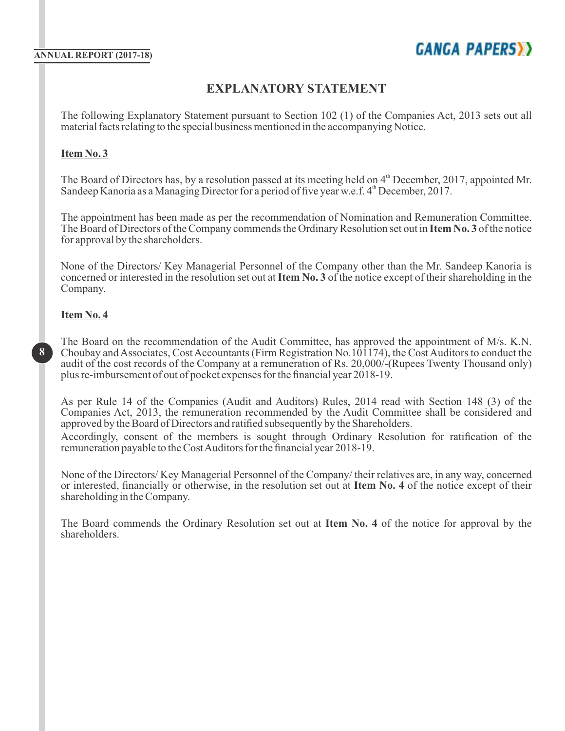# EXPLANATORY STATEMENT

The following Explanatory Statement pursuant to Section 102 (1) of the Companies Act, 2013 sets out all material facts relating to the special business mentioned in the accompanying Notice.

**Item No. 3**

The Board of Directors has, by a resolution passed at its meeting held on 4th December, 2017, appointed Mr. Sandeep Kanoria as a Managing Director for a period of five year w.e.f. 4th December, 2017.

The appointment has been made as per the recommendation of Nomination and Remuneration Committee. The Board of Directors of the Company commends the Ordinary Resolution set out in **Item No. 3** of the notice for approval by the shareholders.

None of the Directors/ Key Managerial Personnel of the Company other than the Mr. Sandeep Kanoria is concerned or interested in the resolution set out at **Item No. 3** of the notice except of their shareholding in the Company.

**Item No. 4**

The Board on the recommendation of the Audit Committee, has approved the appointment of M/s. K.N. Choubay and Associates, Cost Accountants (Firm Registration No.101174), the Cost Auditors to conduct the audit of the cost records of the Company at a remuneration of Rs. 20,000/-(Rupees Twenty Thousand only) plus re-imbursement of out of pocket expenses for the financial year 2018-19.

As per Rule 14 of the Companies (Audit and Auditors) Rules, 2014 read with Section 148 (3) of the Companies Act, 2013, the remuneration recommended by the Audit Committee shall be considered and approved by the Board of Directors and ratified subsequently by the Shareholders.

Accordingly, consent of the members is sought through Ordinary Resolution for ratification of the remuneration payable to the Cost Auditors for the financial year 2018-19.

None of the Directors/ Key Managerial Personnel of the Company/ their relatives are, in any way, concerned or interested, financially or otherwise, in the resolution set out at **Item No. 4** of the notice except of their shareholding in the Company.

The Board commends the Ordinary Resolution set out at **Item No. 4** of the notice for approval by the shareholders.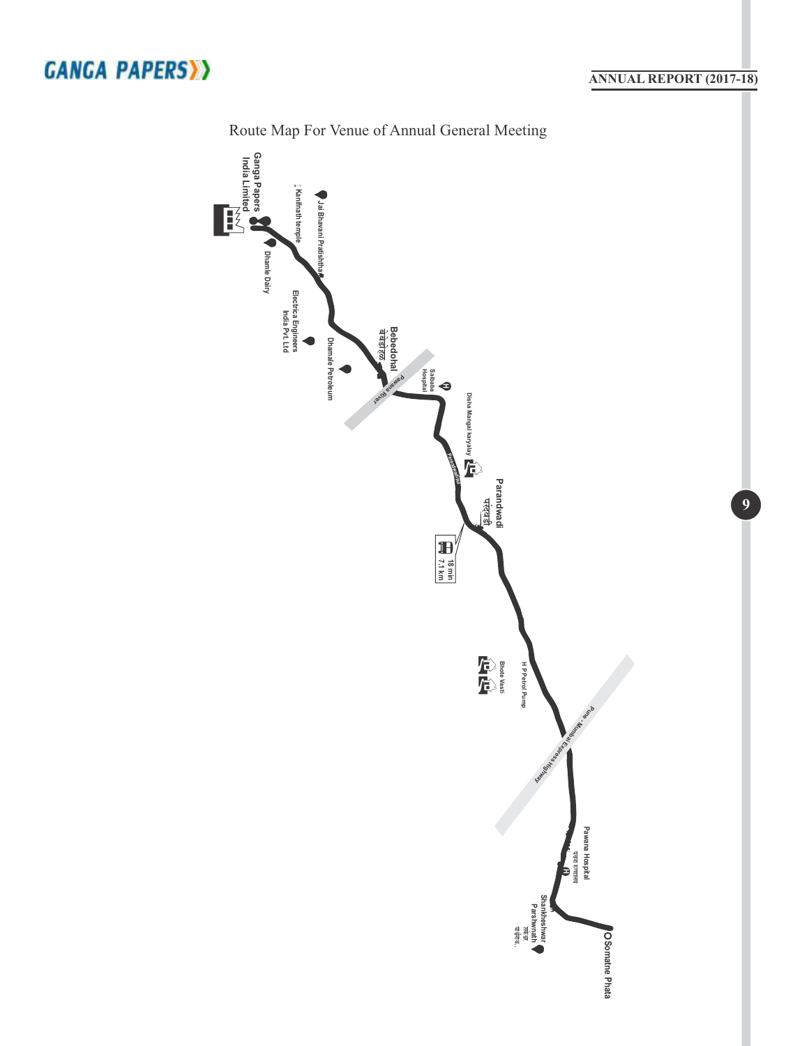# Route Map For Venue of Annual General Meeting

Ganga Papers India Limited

Kanifnath temple

Jai Bhavani Pratishthan

Dhamle Dairy

Electrica Engineers India Pvt. Ltd

Dhamale Petroleum

Bebedohal
बेबेडोहळ

Pawana River

Saibaba Hospital

Disha Mangal karyalay

Parandwadi
परंदवडी

18 min
7.1 km

H P Petrol Pump

Bhote Vasti

Pune - Mumbai Express Highway

Pawana Hospital

Shankheshwar Parshwnath

Somatne Phata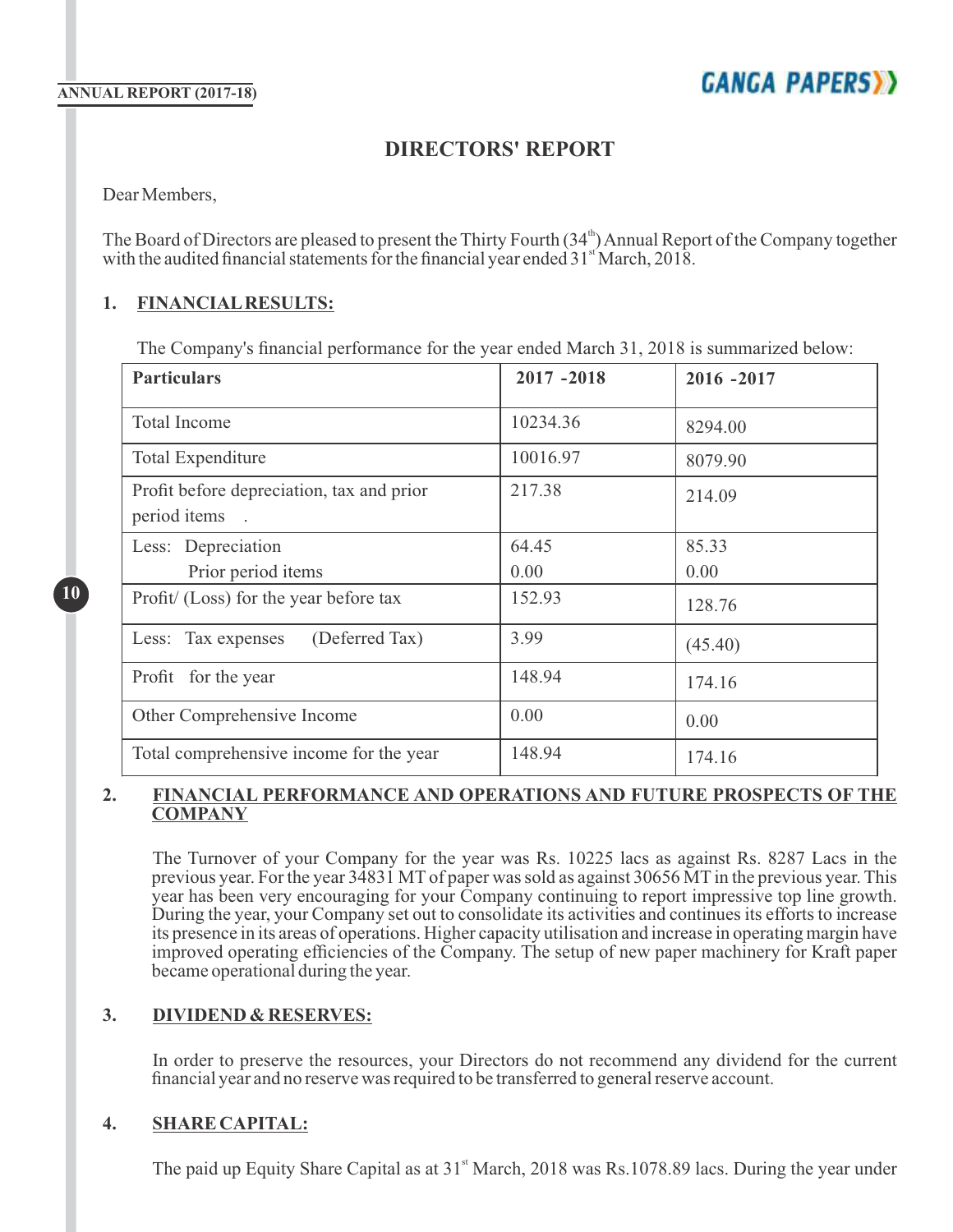# DIRECTORS' REPORT

Dear Members,

The Board of Directors are pleased to present the Thirty Fourth (34th) Annual Report of the Company together with the audited financial statements for the financial year ended 31st March, 2018.

## 1. FINANCIAL RESULTS:

The Company's financial performance for the year ended March 31, 2018 is summarized below:

| Particulars | 2017 -2018 | 2016 -2017 |
|---|---|---|
| Total Income | 10234.36 | 8294.00 |
| Total Expenditure | 10016.97 | 8079.90 |
| Profit before depreciation, tax and prior period items . | 217.38 | 214.09 |
| Less: Depreciation<br>Prior period items | 64.45<br>0.00 | 85.33<br>0.00 |
| Profit/ (Loss) for the year before tax | 152.93 | 128.76 |
| Less: Tax expenses (Deferred Tax) | 3.99 | (45.40) |
| Profit for the year | 148.94 | 174.16 |
| Other Comprehensive Income | 0.00 | 0.00 |
| Total comprehensive income for the year | 148.94 | 174.16 |

## 2. FINANCIAL PERFORMANCE AND OPERATIONS AND FUTURE PROSPECTS OF THE COMPANY

The Turnover of your Company for the year was Rs. 10225 lacs as against Rs. 8287 Lacs in the previous year. For the year 34831 MT of paper was sold as against 30656 MT in the previous year. This year has been very encouraging for your Company continuing to report impressive top line growth. During the year, your Company set out to consolidate its activities and continues its efforts to increase its presence in its areas of operations. Higher capacity utilisation and increase in operating margin have improved operating efficiencies of the Company. The setup of new paper machinery for Kraft paper became operational during the year.

## 3. DIVIDEND & RESERVES:

In order to preserve the resources, your Directors do not recommend any dividend for the current financial year and no reserve was required to be transferred to general reserve account.

## 4. SHARE CAPITAL:

The paid up Equity Share Capital as at 31st March, 2018 was Rs.1078.89 lacs. During the year under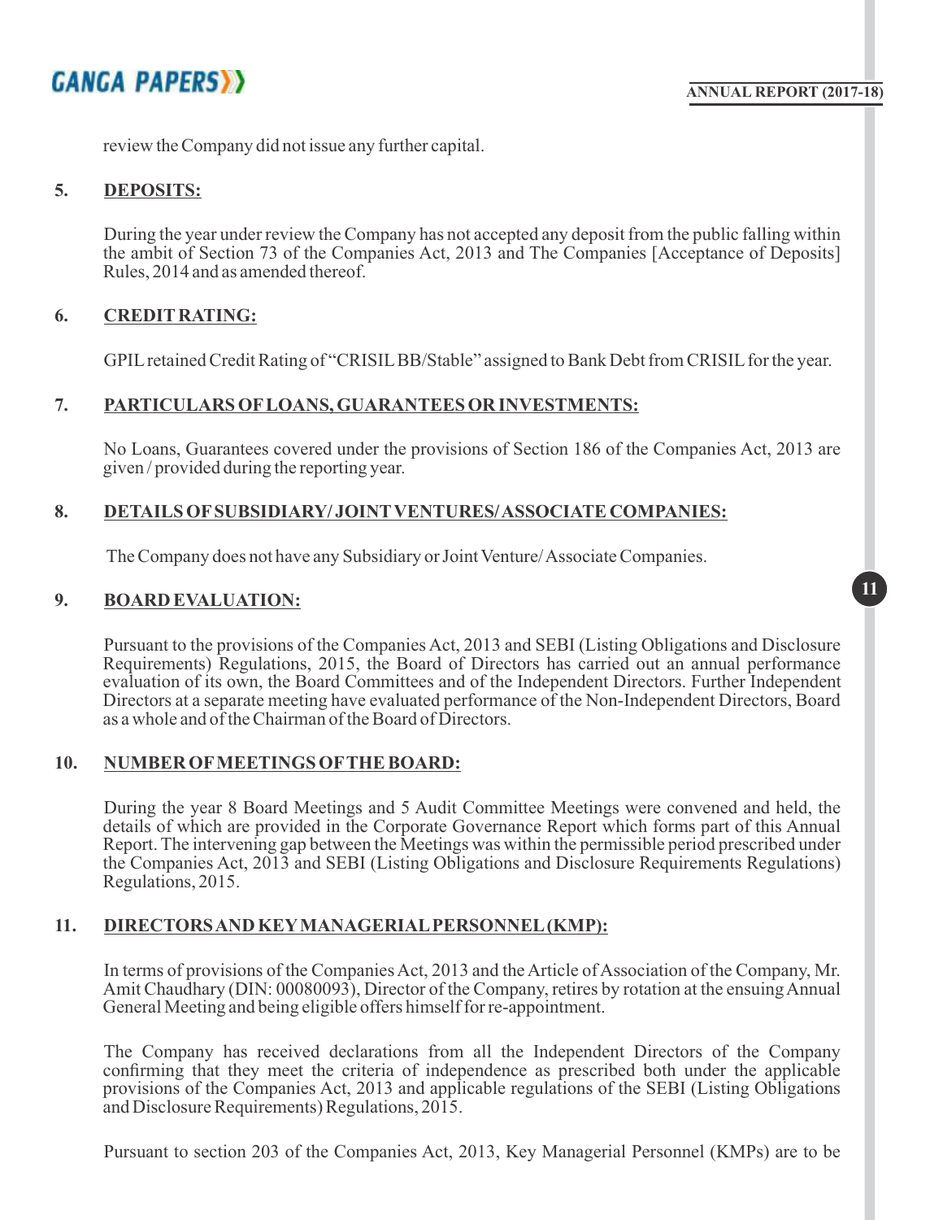review the Company did not issue any further capital.

## 5. DEPOSITS:

During the year under review the Company has not accepted any deposit from the public falling within the ambit of Section 73 of the Companies Act, 2013 and The Companies [Acceptance of Deposits] Rules, 2014 and as amended thereof.

## 6. CREDIT RATING:

GPIL retained Credit Rating of "CRISIL BB/Stable" assigned to Bank Debt from CRISIL for the year.

## 7. PARTICULARS OF LOANS, GUARANTEES OR INVESTMENTS:

No Loans, Guarantees covered under the provisions of Section 186 of the Companies Act, 2013 are given / provided during the reporting year.

## 8. DETAILS OF SUBSIDIARY/ JOINT VENTURES/ ASSOCIATE COMPANIES:

The Company does not have any Subsidiary or Joint Venture/ Associate Companies.

## 9. BOARD EVALUATION:

Pursuant to the provisions of the Companies Act, 2013 and SEBI (Listing Obligations and Disclosure Requirements) Regulations, 2015, the Board of Directors has carried out an annual performance evaluation of its own, the Board Committees and of the Independent Directors. Further Independent Directors at a separate meeting have evaluated performance of the Non-Independent Directors, Board as a whole and of the Chairman of the Board of Directors.

## 10. NUMBER OF MEETINGS OF THE BOARD:

During the year 8 Board Meetings and 5 Audit Committee Meetings were convened and held, the details of which are provided in the Corporate Governance Report which forms part of this Annual Report. The intervening gap between the Meetings was within the permissible period prescribed under the Companies Act, 2013 and SEBI (Listing Obligations and Disclosure Requirements Regulations) Regulations, 2015.

## 11. DIRECTORS AND KEY MANAGERIAL PERSONNEL (KMP):

In terms of provisions of the Companies Act, 2013 and the Article of Association of the Company, Mr. Amit Chaudhary (DIN: 00080093), Director of the Company, retires by rotation at the ensuing Annual General Meeting and being eligible offers himself for re-appointment.

The Company has received declarations from all the Independent Directors of the Company confirming that they meet the criteria of independence as prescribed both under the applicable provisions of the Companies Act, 2013 and applicable regulations of the SEBI (Listing Obligations and Disclosure Requirements) Regulations, 2015.

Pursuant to section 203 of the Companies Act, 2013, Key Managerial Personnel (KMPs) are to be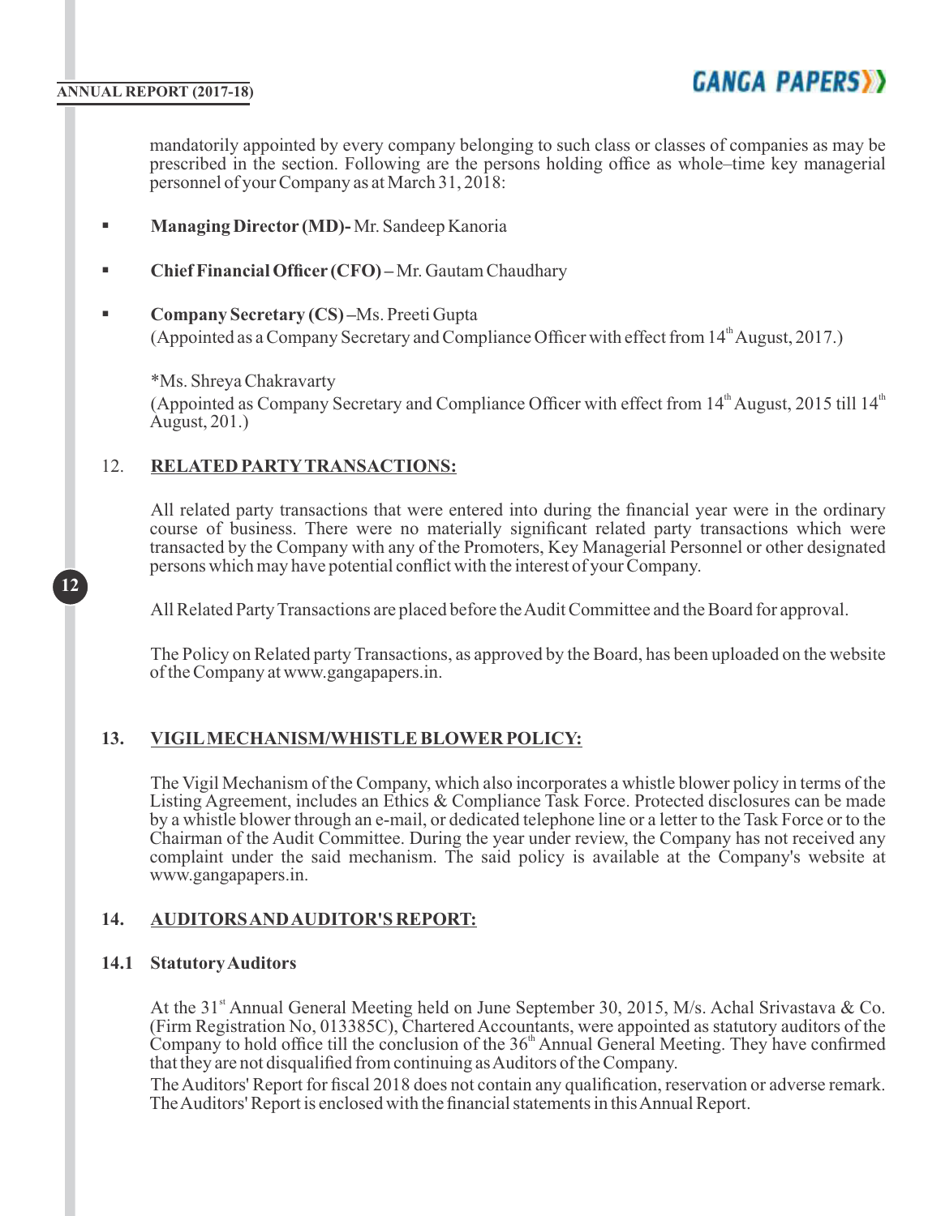mandatorily appointed by every company belonging to such class or classes of companies as may be prescribed in the section. Following are the persons holding office as whole–time key managerial personnel of your Company as at March 31, 2018:

- **Managing Director (MD)-** Mr. Sandeep Kanoria
- **Chief Financial Officer (CFO) –** Mr. Gautam Chaudhary
- **Company Secretary (CS) –**Ms. Preeti Gupta
  (Appointed as a Company Secretary and Compliance Officer with effect from 14th August, 2017.)

  *Ms. Shreya Chakravarty
  (Appointed as Company Secretary and Compliance Officer with effect from 14th August, 2015 till 14th August, 201.)

## 12. RELATED PARTY TRANSACTIONS:

All related party transactions that were entered into during the financial year were in the ordinary course of business. There were no materially significant related party transactions which were transacted by the Company with any of the Promoters, Key Managerial Personnel or other designated persons which may have potential conflict with the interest of your Company.

All Related Party Transactions are placed before the Audit Committee and the Board for approval.

The Policy on Related party Transactions, as approved by the Board, has been uploaded on the website of the Company at www.gangapapers.in.

## 13. VIGIL MECHANISM/WHISTLE BLOWER POLICY:

The Vigil Mechanism of the Company, which also incorporates a whistle blower policy in terms of the Listing Agreement, includes an Ethics & Compliance Task Force. Protected disclosures can be made by a whistle blower through an e-mail, or dedicated telephone line or a letter to the Task Force or to the Chairman of the Audit Committee. During the year under review, the Company has not received any complaint under the said mechanism. The said policy is available at the Company's website at www.gangapapers.in.

## 14. AUDITORS AND AUDITOR'S REPORT:

### 14.1 Statutory Auditors

At the 31st Annual General Meeting held on June September 30, 2015, M/s. Achal Srivastava & Co. (Firm Registration No, 013385C), Chartered Accountants, were appointed as statutory auditors of the Company to hold office till the conclusion of the 36th Annual General Meeting. They have confirmed that they are not disqualified from continuing as Auditors of the Company.

The Auditors' Report for fiscal 2018 does not contain any qualification, reservation or adverse remark. The Auditors' Report is enclosed with the financial statements in this Annual Report.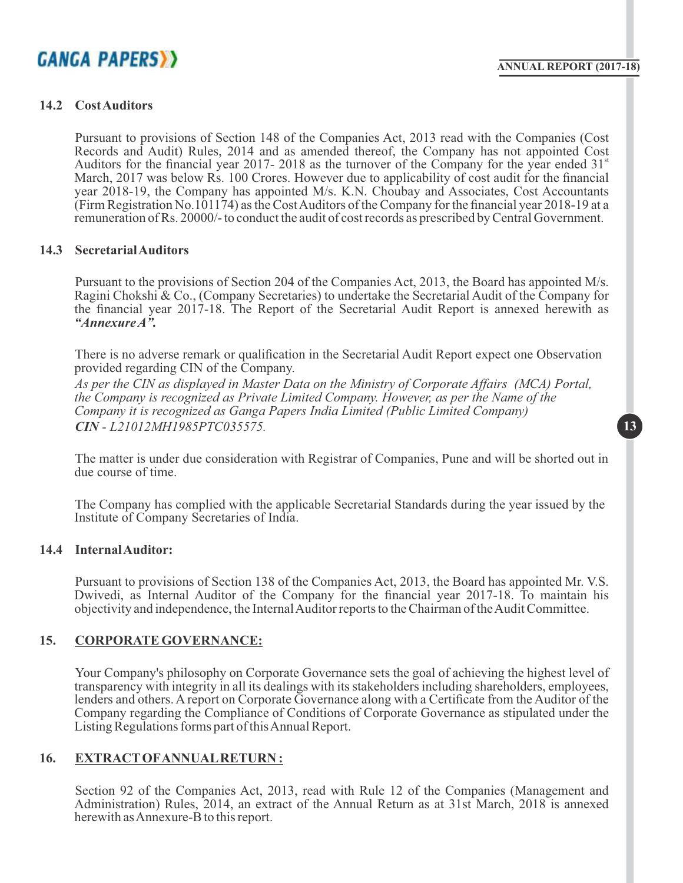### 14.2 Cost Auditors

Pursuant to provisions of Section 148 of the Companies Act, 2013 read with the Companies (Cost Records and Audit) Rules, 2014 and as amended thereof, the Company has not appointed Cost Auditors for the financial year 2017- 2018 as the turnover of the Company for the year ended 31st March, 2017 was below Rs. 100 Crores. However due to applicability of cost audit for the financial year 2018-19, the Company has appointed M/s. K.N. Choubay and Associates, Cost Accountants (Firm Registration No.101174) as the Cost Auditors of the Company for the financial year 2018-19 at a remuneration of Rs. 20000/- to conduct the audit of cost records as prescribed by Central Government.

### 14.3 Secretarial Auditors

Pursuant to the provisions of Section 204 of the Companies Act, 2013, the Board has appointed M/s. Ragini Chokshi & Co., (Company Secretaries) to undertake the Secretarial Audit of the Company for the financial year 2017-18. The Report of the Secretarial Audit Report is annexed herewith as ***"Annexure A".***

There is no adverse remark or qualification in the Secretarial Audit Report expect one Observation provided regarding CIN of the Company.

*As per the CIN as displayed in Master Data on the Ministry of Corporate Affairs (MCA) Portal, the Company is recognized as Private Limited Company. However, as per the Name of the Company it is recognized as Ganga Papers India Limited (Public Limited Company)*
***CIN*** *- L21012MH1985PTC035575.*

The matter is under due consideration with Registrar of Companies, Pune and will be shorted out in due course of time.

The Company has complied with the applicable Secretarial Standards during the year issued by the Institute of Company Secretaries of India.

### 14.4 Internal Auditor:

Pursuant to provisions of Section 138 of the Companies Act, 2013, the Board has appointed Mr. V.S. Dwivedi, as Internal Auditor of the Company for the financial year 2017-18. To maintain his objectivity and independence, the Internal Auditor reports to the Chairman of the Audit Committee.

## 15. CORPORATE GOVERNANCE:

Your Company's philosophy on Corporate Governance sets the goal of achieving the highest level of transparency with integrity in all its dealings with its stakeholders including shareholders, employees, lenders and others. A report on Corporate Governance along with a Certificate from the Auditor of the Company regarding the Compliance of Conditions of Corporate Governance as stipulated under the Listing Regulations forms part of this Annual Report.

## 16. EXTRACT OF ANNUAL RETURN :

Section 92 of the Companies Act, 2013, read with Rule 12 of the Companies (Management and Administration) Rules, 2014, an extract of the Annual Return as at 31st March, 2018 is annexed herewith as Annexure-B to this report.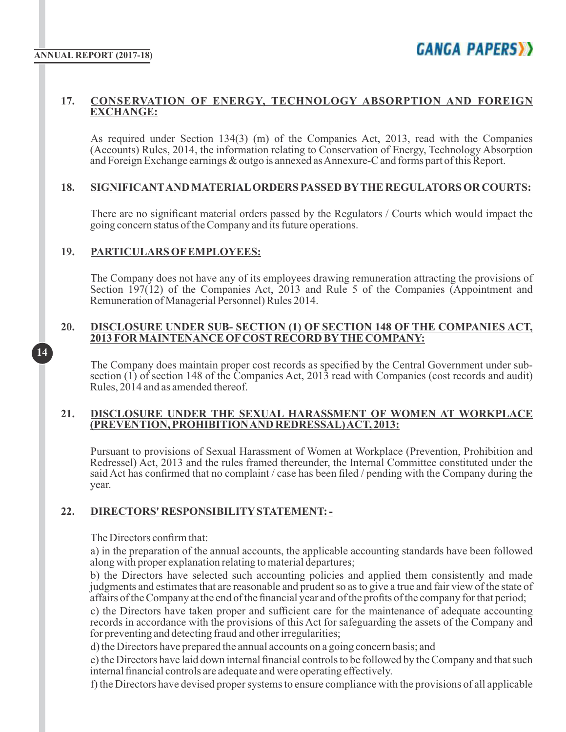## 17. CONSERVATION OF ENERGY, TECHNOLOGY ABSORPTION AND FOREIGN EXCHANGE:

As required under Section 134(3) (m) of the Companies Act, 2013, read with the Companies (Accounts) Rules, 2014, the information relating to Conservation of Energy, Technology Absorption and Foreign Exchange earnings & outgo is annexed as Annexure-C and forms part of this Report.

## 18. SIGNIFICANT AND MATERIAL ORDERS PASSED BY THE REGULATORS OR COURTS:

There are no significant material orders passed by the Regulators / Courts which would impact the going concern status of the Company and its future operations.

## 19. PARTICULARS OF EMPLOYEES:

The Company does not have any of its employees drawing remuneration attracting the provisions of Section 197(12) of the Companies Act, 2013 and Rule 5 of the Companies (Appointment and Remuneration of Managerial Personnel) Rules 2014.

## 20. DISCLOSURE UNDER SUB- SECTION (1) OF SECTION 148 OF THE COMPANIES ACT, 2013 FOR MAINTENANCE OF COST RECORD BY THE COMPANY:

The Company does maintain proper cost records as specified by the Central Government under sub-section (1) of section 148 of the Companies Act, 2013 read with Companies (cost records and audit) Rules, 2014 and as amended thereof.

## 21. DISCLOSURE UNDER THE SEXUAL HARASSMENT OF WOMEN AT WORKPLACE (PREVENTION, PROHIBITION AND REDRESSAL) ACT, 2013:

Pursuant to provisions of Sexual Harassment of Women at Workplace (Prevention, Prohibition and Redressel) Act, 2013 and the rules framed thereunder, the Internal Committee constituted under the said Act has confirmed that no complaint / case has been filed / pending with the Company during the year.

## 22. DIRECTORS' RESPONSIBILITY STATEMENT: -

The Directors confirm that:

a) in the preparation of the annual accounts, the applicable accounting standards have been followed along with proper explanation relating to material departures;

b) the Directors have selected such accounting policies and applied them consistently and made judgments and estimates that are reasonable and prudent so as to give a true and fair view of the state of affairs of the Company at the end of the financial year and of the profits of the company for that period;

c) the Directors have taken proper and sufficient care for the maintenance of adequate accounting records in accordance with the provisions of this Act for safeguarding the assets of the Company and for preventing and detecting fraud and other irregularities;

d) the Directors have prepared the annual accounts on a going concern basis; and

e) the Directors have laid down internal financial controls to be followed by the Company and that such internal financial controls are adequate and were operating effectively.

f) the Directors have devised proper systems to ensure compliance with the provisions of all applicable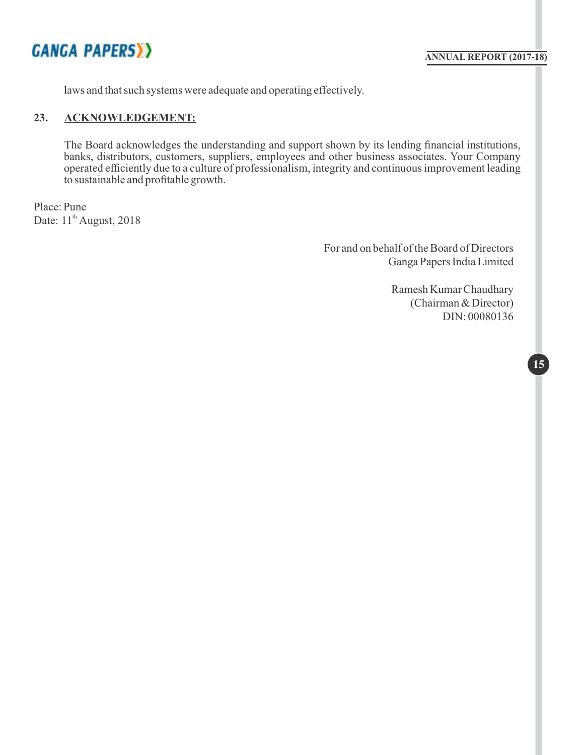laws and that such systems were adequate and operating effectively.

## 23. ACKNOWLEDGEMENT:

The Board acknowledges the understanding and support shown by its lending financial institutions, banks, distributors, customers, suppliers, employees and other business associates. Your Company operated efficiently due to a culture of professionalism, integrity and continuous improvement leading to sustainable and profitable growth.

Place: Pune
Date: 11th August, 2018

For and on behalf of the Board of Directors
Ganga Papers India Limited

Ramesh Kumar Chaudhary
(Chairman & Director)
DIN: 00080136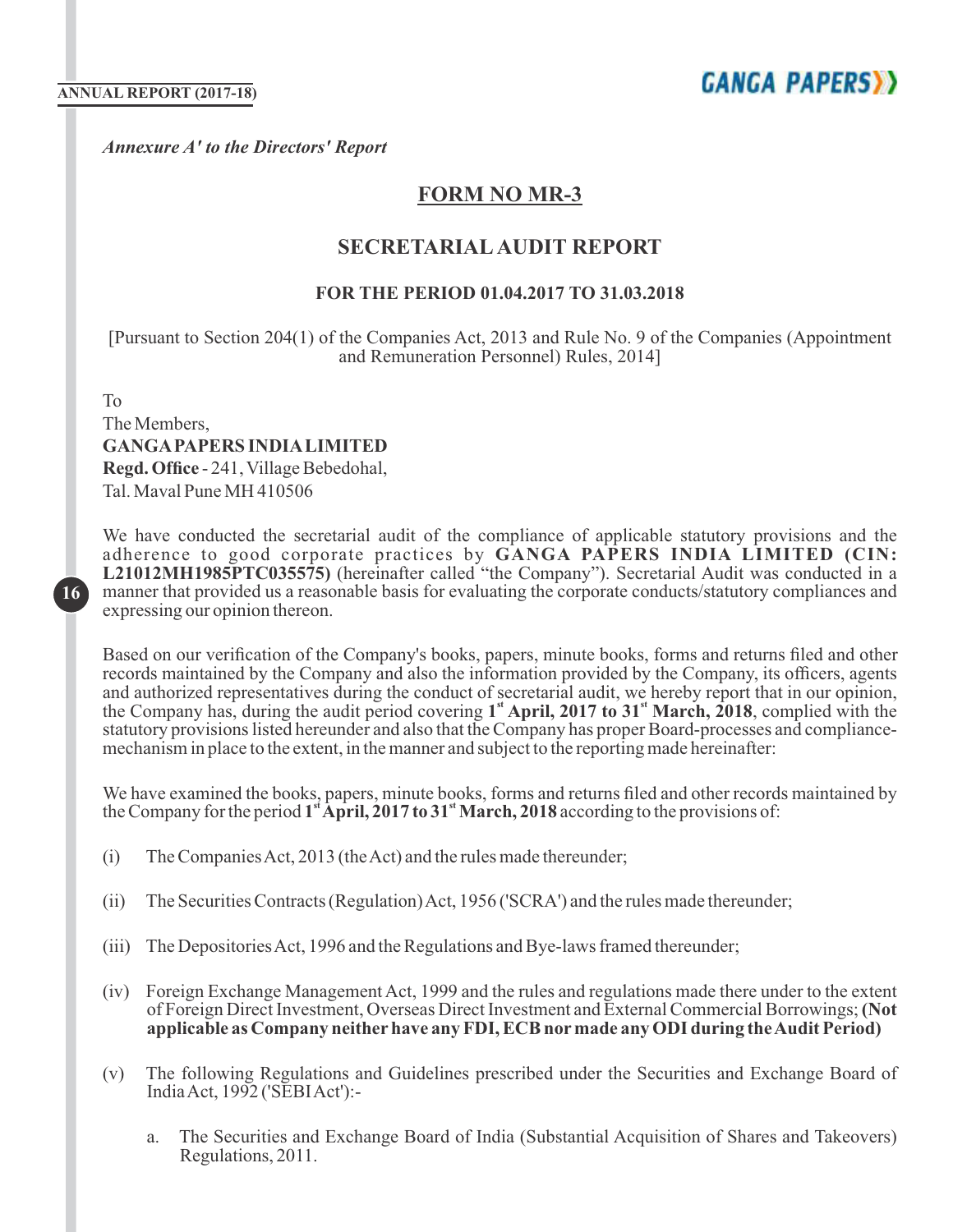*Annexure A' to the Directors' Report*

# FORM NO MR-3

## SECRETARIAL AUDIT REPORT

### FOR THE PERIOD 01.04.2017 TO 31.03.2018

[Pursuant to Section 204(1) of the Companies Act, 2013 and Rule No. 9 of the Companies (Appointment and Remuneration Personnel) Rules, 2014]

To
The Members,
**GANGA PAPERS INDIA LIMITED**
**Regd. Office** - 241, Village Bebedohal,
Tal. Maval Pune MH 410506

We have conducted the secretarial audit of the compliance of applicable statutory provisions and the adherence to good corporate practices by **GANGA PAPERS INDIA LIMITED (CIN: L21012MH1985PTC035575)** (hereinafter called "the Company"). Secretarial Audit was conducted in a manner that provided us a reasonable basis for evaluating the corporate conducts/statutory compliances and expressing our opinion thereon.

Based on our verification of the Company's books, papers, minute books, forms and returns filed and other records maintained by the Company and also the information provided by the Company, its officers, agents and authorized representatives during the conduct of secretarial audit, we hereby report that in our opinion, the Company has, during the audit period covering **1st April, 2017 to 31st March, 2018**, complied with the statutory provisions listed hereunder and also that the Company has proper Board-processes and compliance-mechanism in place to the extent, in the manner and subject to the reporting made hereinafter:

We have examined the books, papers, minute books, forms and returns filed and other records maintained by the Company for the period **1st April, 2017 to 31st March, 2018** according to the provisions of:

(i) The Companies Act, 2013 (the Act) and the rules made thereunder;

(ii) The Securities Contracts (Regulation) Act, 1956 ('SCRA') and the rules made thereunder;

(iii) The Depositories Act, 1996 and the Regulations and Bye-laws framed thereunder;

(iv) Foreign Exchange Management Act, 1999 and the rules and regulations made there under to the extent of Foreign Direct Investment, Overseas Direct Investment and External Commercial Borrowings; **(Not applicable as Company neither have any FDI, ECB nor made any ODI during the Audit Period)**

(v) The following Regulations and Guidelines prescribed under the Securities and Exchange Board of India Act, 1992 ('SEBI Act'):-

a. The Securities and Exchange Board of India (Substantial Acquisition of Shares and Takeovers) Regulations, 2011.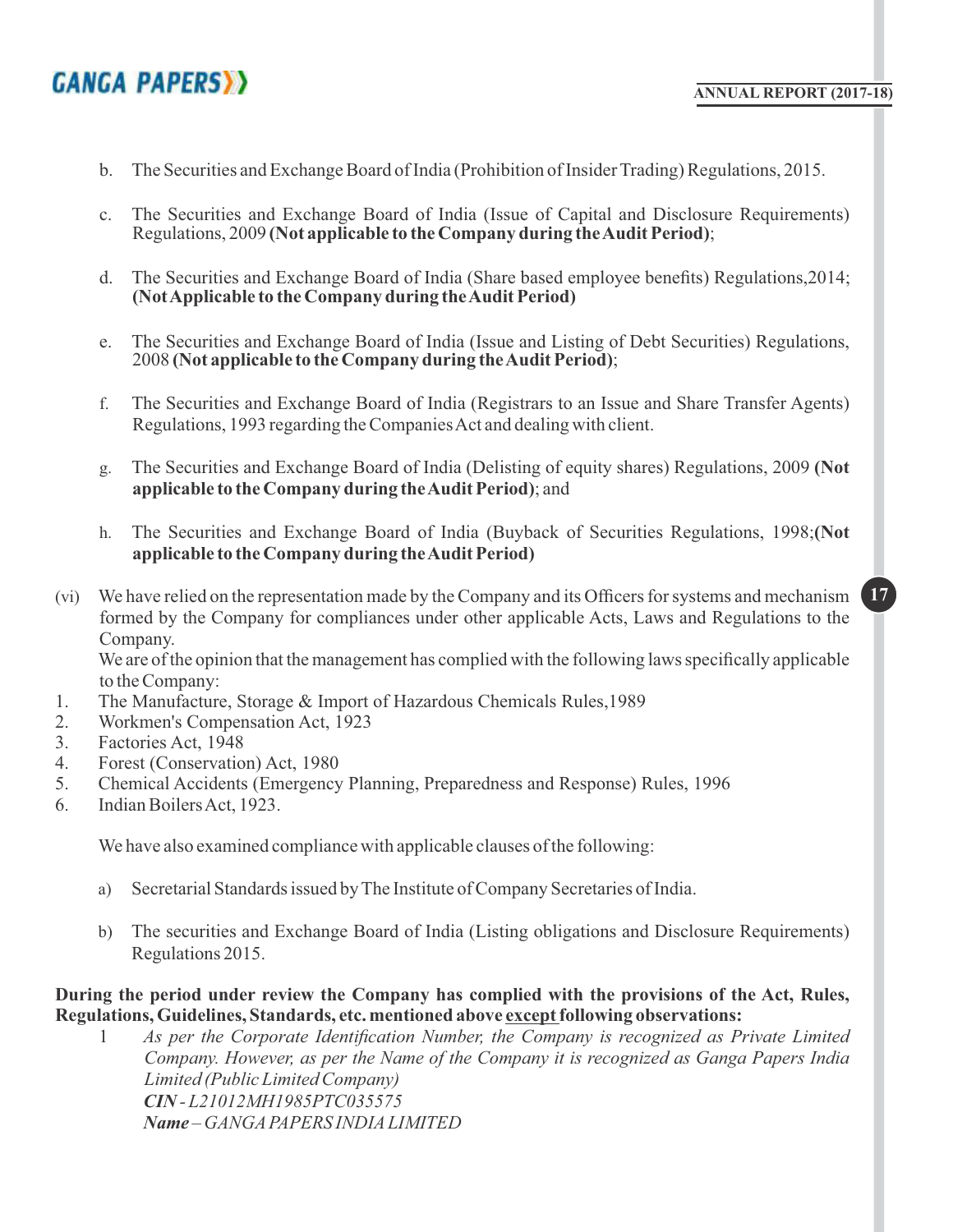b. The Securities and Exchange Board of India (Prohibition of Insider Trading) Regulations, 2015.

c. The Securities and Exchange Board of India (Issue of Capital and Disclosure Requirements) Regulations, 2009 **(Not applicable to the Company during the Audit Period)**;

d. The Securities and Exchange Board of India (Share based employee benefits) Regulations,2014; **(Not Applicable to the Company during the Audit Period)**

e. The Securities and Exchange Board of India (Issue and Listing of Debt Securities) Regulations, 2008 **(Not applicable to the Company during the Audit Period)**;

f. The Securities and Exchange Board of India (Registrars to an Issue and Share Transfer Agents) Regulations, 1993 regarding the Companies Act and dealing with client.

g. The Securities and Exchange Board of India (Delisting of equity shares) Regulations, 2009 **(Not applicable to the Company during the Audit Period)**; and

h. The Securities and Exchange Board of India (Buyback of Securities Regulations, 1998;**(Not applicable to the Company during the Audit Period)**

(vi) We have relied on the representation made by the Company and its Officers for systems and mechanism formed by the Company for compliances under other applicable Acts, Laws and Regulations to the Company.

We are of the opinion that the management has complied with the following laws specifically applicable to the Company:

1. The Manufacture, Storage & Import of Hazardous Chemicals Rules,1989
2. Workmen's Compensation Act, 1923
3. Factories Act, 1948
4. Forest (Conservation) Act, 1980
5. Chemical Accidents (Emergency Planning, Preparedness and Response) Rules, 1996
6. Indian Boilers Act, 1923.

We have also examined compliance with applicable clauses of the following:

a) Secretarial Standards issued by The Institute of Company Secretaries of India.

b) The securities and Exchange Board of India (Listing obligations and Disclosure Requirements) Regulations 2015.

**During the period under review the Company has complied with the provisions of the Act, Rules, Regulations, Guidelines, Standards, etc. mentioned above <u>except</u> following observations:**

1 *As per the Corporate Identification Number, the Company is recognized as Private Limited Company. However, as per the Name of the Company it is recognized as Ganga Papers India Limited (Public Limited Company)*
***CIN*** *- L21012MH1985PTC035575*
***Name*** *– GANGA PAPERS INDIA LIMITED*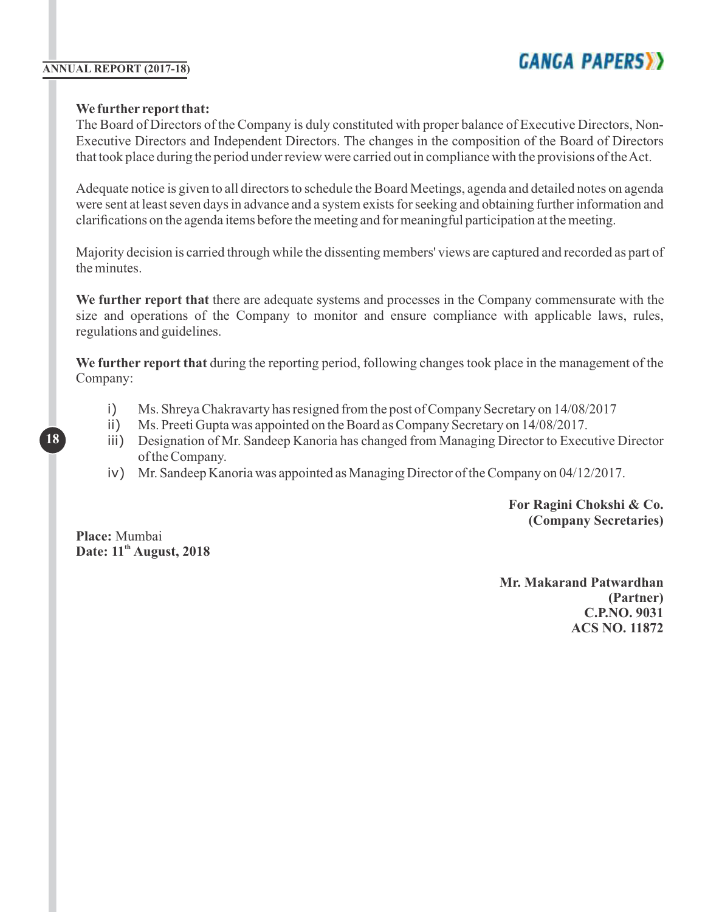**We further report that:**
The Board of Directors of the Company is duly constituted with proper balance of Executive Directors, Non-Executive Directors and Independent Directors. The changes in the composition of the Board of Directors that took place during the period under review were carried out in compliance with the provisions of the Act.

Adequate notice is given to all directors to schedule the Board Meetings, agenda and detailed notes on agenda were sent at least seven days in advance and a system exists for seeking and obtaining further information and clarifications on the agenda items before the meeting and for meaningful participation at the meeting.

Majority decision is carried through while the dissenting members' views are captured and recorded as part of the minutes.

**We further report that** there are adequate systems and processes in the Company commensurate with the size and operations of the Company to monitor and ensure compliance with applicable laws, rules, regulations and guidelines.

**We further report that** during the reporting period, following changes took place in the management of the Company:

i) Ms. Shreya Chakravarty has resigned from the post of Company Secretary on 14/08/2017
ii) Ms. Preeti Gupta was appointed on the Board as Company Secretary on 14/08/2017.
iii) Designation of Mr. Sandeep Kanoria has changed from Managing Director to Executive Director of the Company.
iv) Mr. Sandeep Kanoria was appointed as Managing Director of the Company on 04/12/2017.

**For Ragini Chokshi & Co.**
**(Company Secretaries)**

**Place:** Mumbai
**Date: 11th August, 2018**

**Mr. Makarand Patwardhan**
**(Partner)**
**C.P.NO. 9031**
**ACS NO. 11872**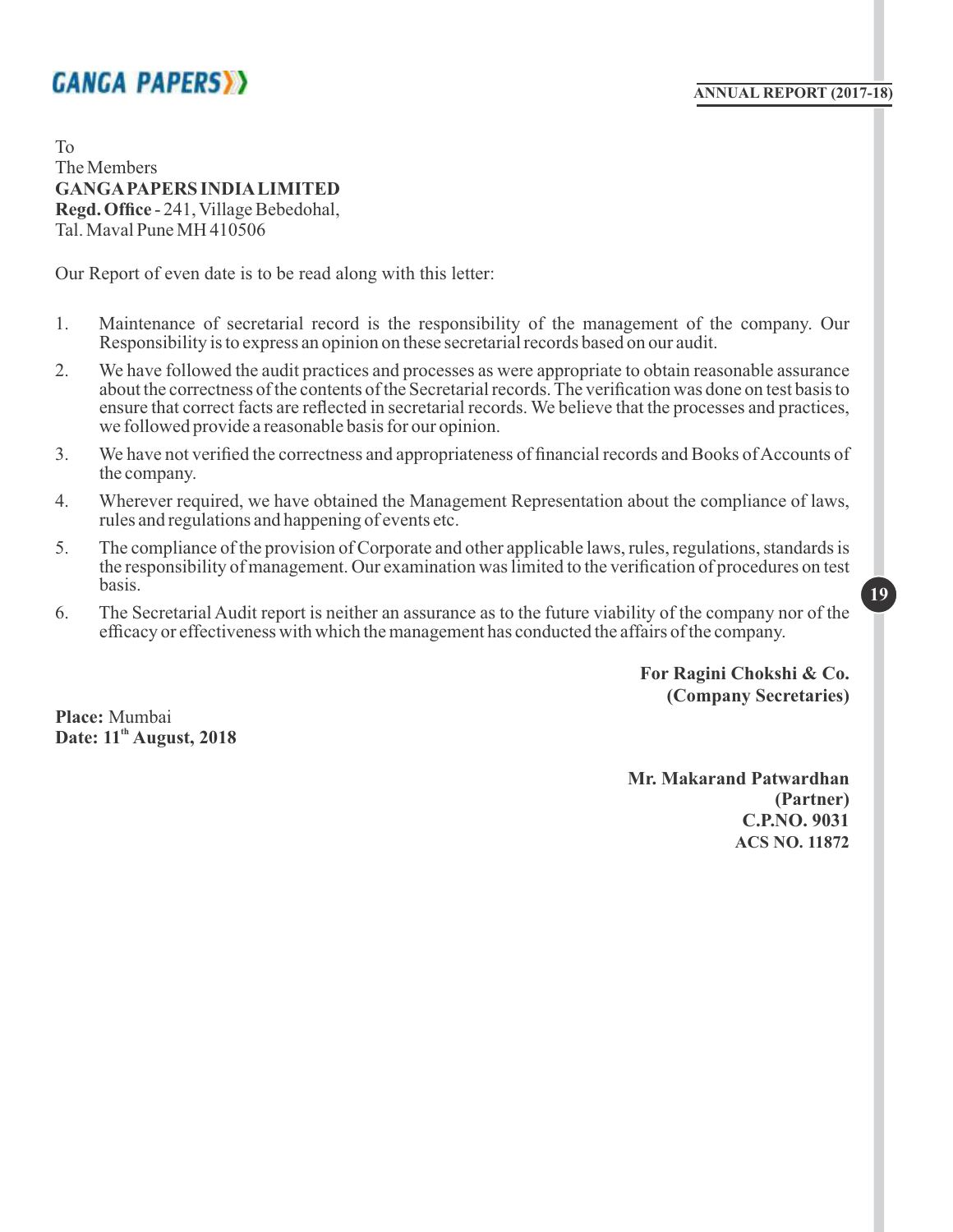To
The Members
**GANGA PAPERS INDIA LIMITED**
**Regd. Office** - 241, Village Bebedohal,
Tal. Maval Pune MH 410506

Our Report of even date is to be read along with this letter:

1. Maintenance of secretarial record is the responsibility of the management of the company. Our Responsibility is to express an opinion on these secretarial records based on our audit.
2. We have followed the audit practices and processes as were appropriate to obtain reasonable assurance about the correctness of the contents of the Secretarial records. The verification was done on test basis to ensure that correct facts are reflected in secretarial records. We believe that the processes and practices, we followed provide a reasonable basis for our opinion.
3. We have not verified the correctness and appropriateness of financial records and Books of Accounts of the company.
4. Wherever required, we have obtained the Management Representation about the compliance of laws, rules and regulations and happening of events etc.
5. The compliance of the provision of Corporate and other applicable laws, rules, regulations, standards is the responsibility of management. Our examination was limited to the verification of procedures on test basis.
6. The Secretarial Audit report is neither an assurance as to the future viability of the company nor of the efficacy or effectiveness with which the management has conducted the affairs of the company.

**For Ragini Chokshi & Co.**
**(Company Secretaries)**

**Place:** Mumbai
**Date: 11th August, 2018**

**Mr. Makarand Patwardhan**
**(Partner)**
**C.P.NO. 9031**
**ACS NO. 11872**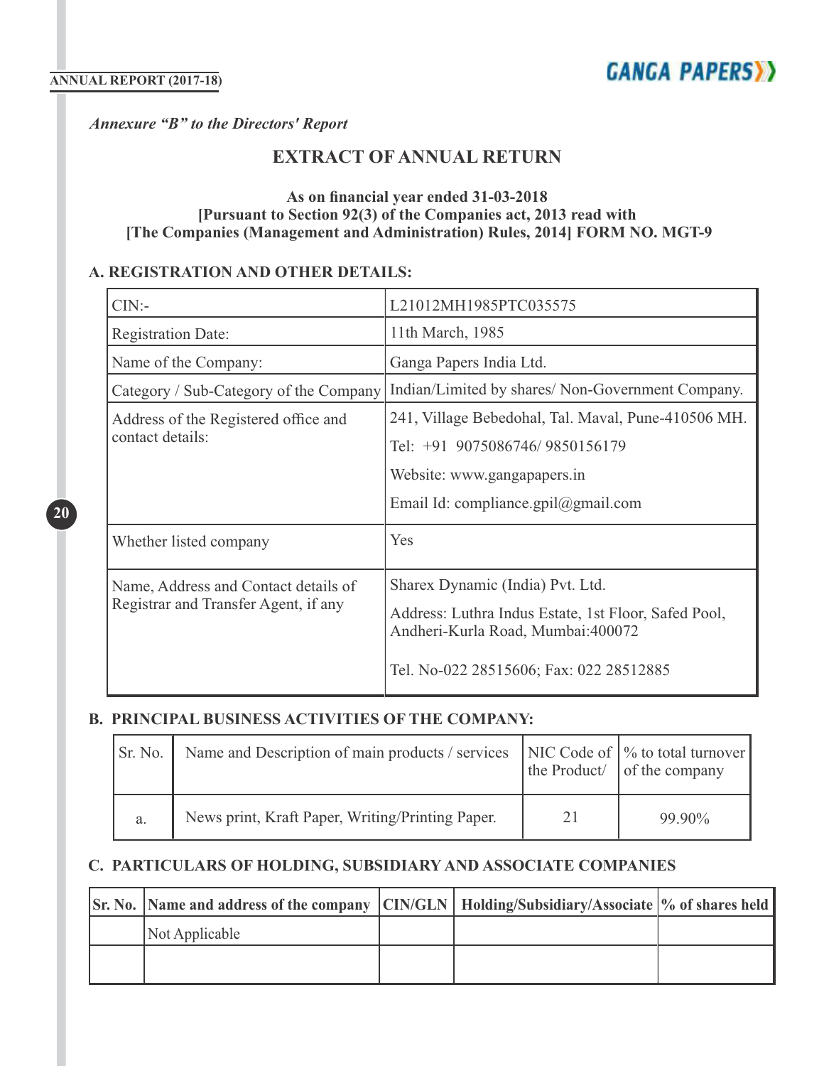*Annexure "B" to the Directors' Report*

# EXTRACT OF ANNUAL RETURN

**As on financial year ended 31-03-2018**
**[Pursuant to Section 92(3) of the Companies act, 2013 read with**
**[The Companies (Management and Administration) Rules, 2014] FORM NO. MGT-9**

## A. REGISTRATION AND OTHER DETAILS:

| | |
|---|---|
| CIN:- | L21012MH1985PTC035575 |
| Registration Date: | 11th March, 1985 |
| Name of the Company: | Ganga Papers India Ltd. |
| Category / Sub-Category of the Company | Indian/Limited by shares/ Non-Government Company. |
| Address of the Registered office and contact details: | 241, Village Bebedohal, Tal. Maval, Pune-410506 MH.<br>Tel: +91 9075086746/ 9850156179<br>Website: www.gangapapers.in<br>Email Id: compliance.gpil@gmail.com |
| Whether listed company | Yes |
| Name, Address and Contact details of Registrar and Transfer Agent, if any | Sharex Dynamic (India) Pvt. Ltd.<br>Address: Luthra Indus Estate, 1st Floor, Safed Pool, Andheri-Kurla Road, Mumbai:400072<br>Tel. No-022 28515606; Fax: 022 28512885 |

## B. PRINCIPAL BUSINESS ACTIVITIES OF THE COMPANY:

| Sr. No. | Name and Description of main products / services | NIC Code of the Product/ | % to total turnover of the company |
|---|---|---|---|
| a. | News print, Kraft Paper, Writing/Printing Paper. | 21 | 99.90% |

## C. PARTICULARS OF HOLDING, SUBSIDIARY AND ASSOCIATE COMPANIES

| Sr. No. | Name and address of the company | CIN/GLN | Holding/Subsidiary/Associate | % of shares held |
|---|---|---|---|---|
| | Not Applicable | | | |
| | | | | |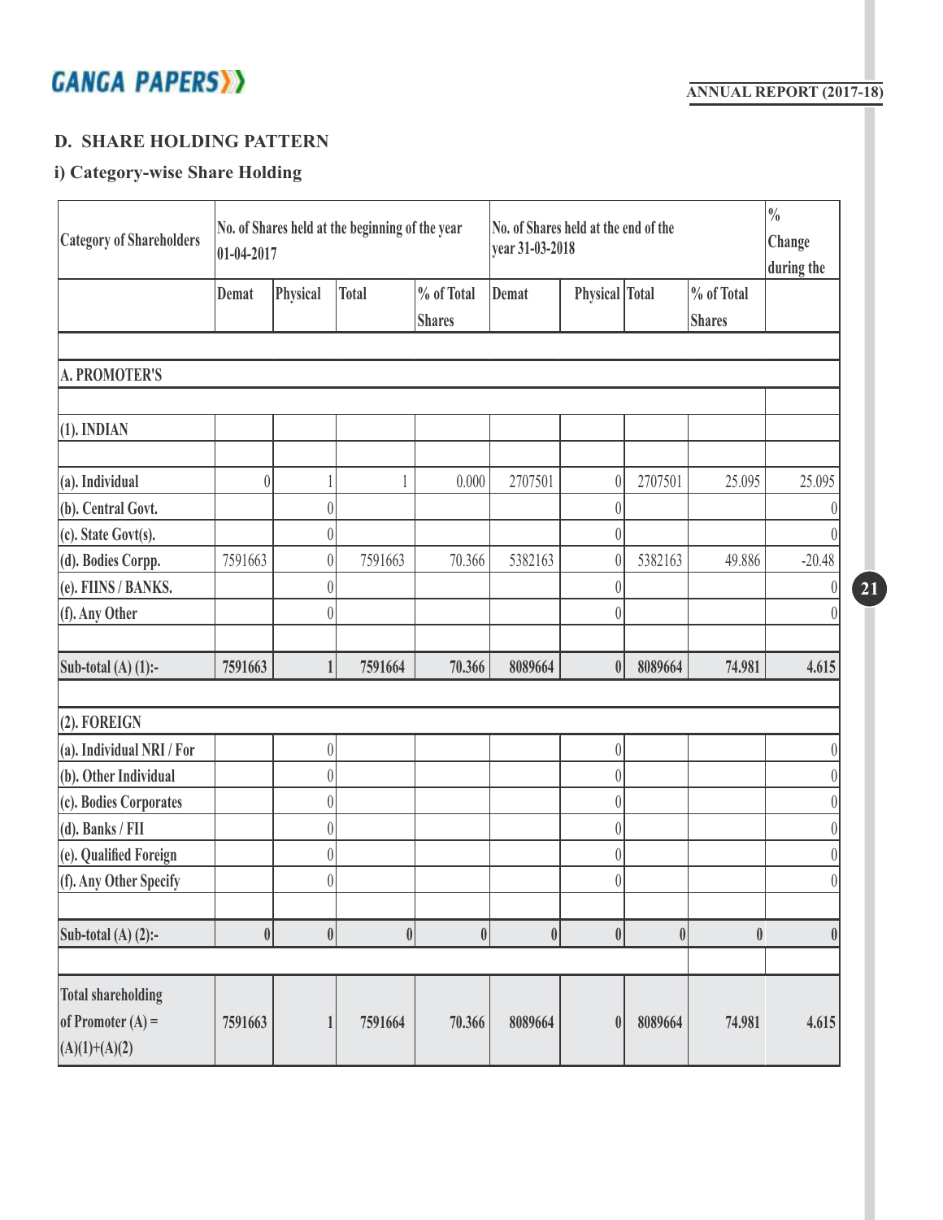## D. SHARE HOLDING PATTERN

### i) Category-wise Share Holding

| Category of Shareholders | No. of Shares held at the beginning of the year 01-04-2017 | | | | No. of Shares held at the end of the year 31-03-2018 | | | | % Change during the |
|---|---|---|---|---|---|---|---|---|---|
| | Demat | Physical | Total | % of Total Shares | Demat | Physical | Total | % of Total Shares | |
| **A. PROMOTER'S** | | | | | | | | | |
| **(1). INDIAN** | | | | | | | | | |
| (a). Individual | 0 | 1 | 1 | 0.000 | 2707501 | 0 | 2707501 | 25.095 | 25.095 |
| (b). Central Govt. | | 0 | | | | 0 | | | 0 |
| (c). State Govt(s). | | 0 | | | | 0 | | | 0 |
| (d). Bodies Corpp. | 7591663 | 0 | 7591663 | 70.366 | 5382163 | 0 | 5382163 | 49.886 | -20.48 |
| (e). FIINS / BANKS. | | 0 | | | | 0 | | | 0 |
| (f). Any Other | | 0 | | | | 0 | | | 0 |
| **Sub-total (A) (1):-** | **7591663** | **1** | **7591664** | **70.366** | **8089664** | **0** | **8089664** | **74.981** | **4.615** |
| **(2). FOREIGN** | | | | | | | | | |
| (a). Individual NRI / For | | 0 | | | | 0 | | | 0 |
| (b). Other Individual | | 0 | | | | 0 | | | 0 |
| (c). Bodies Corporates | | 0 | | | | 0 | | | 0 |
| (d). Banks / FII | | 0 | | | | 0 | | | 0 |
| (e). Qualified Foreign | | 0 | | | | 0 | | | 0 |
| (f). Any Other Specify | | 0 | | | | 0 | | | 0 |
| **Sub-total (A) (2):-** | **0** | **0** | **0** | **0** | **0** | **0** | **0** | **0** | **0** |
| **Total shareholding of Promoter (A) = (A)(1)+(A)(2)** | **7591663** | **1** | **7591664** | **70.366** | **8089664** | **0** | **8089664** | **74.981** | **4.615** |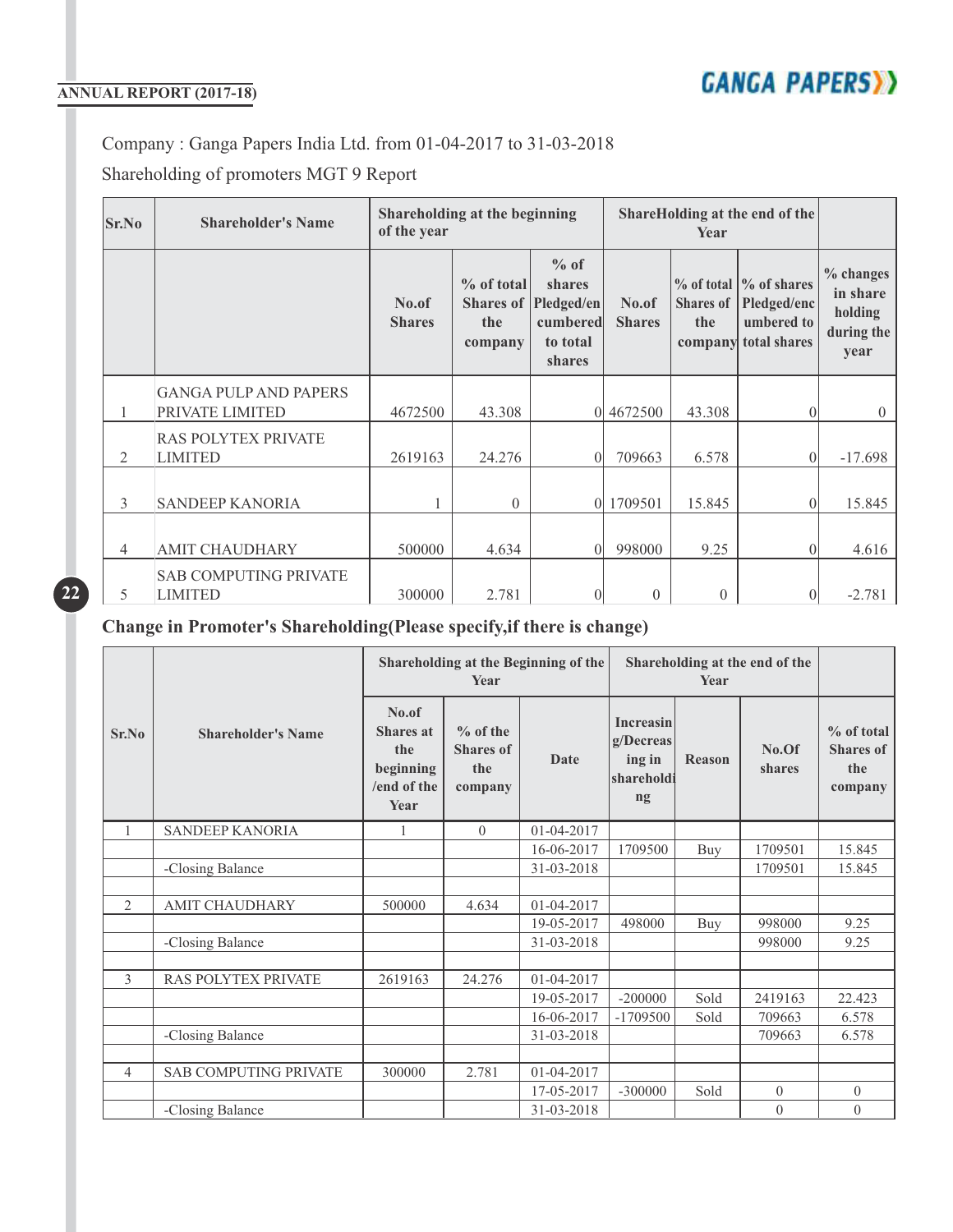Company : Ganga Papers India Ltd. from 01-04-2017 to 31-03-2018

Shareholding of promoters MGT 9 Report

| Sr.No | Shareholder's Name | Shareholding at the beginning of the year | | | ShareHolding at the end of the Year | | | |
|---|---|---|---|---|---|---|---|---|
| | | No.of Shares | % of total Shares of the company | % of shares Pledged/encumbered to total shares | No.of Shares | % of total Shares of the company | % of shares Pledged/encumbered to total shares | % changes in share holding during the year |
| 1 | GANGA PULP AND PAPERS PRIVATE LIMITED | 4672500 | 43.308 | 0 | 4672500 | 43.308 | 0 | 0 |
| 2 | RAS POLYTEX PRIVATE LIMITED | 2619163 | 24.276 | 0 | 709663 | 6.578 | 0 | -17.698 |
| 3 | SANDEEP KANORIA | 1 | 0 | 0 | 1709501 | 15.845 | 0 | 15.845 |
| 4 | AMIT CHAUDHARY | 500000 | 4.634 | 0 | 998000 | 9.25 | 0 | 4.616 |
| 5 | SAB COMPUTING PRIVATE LIMITED | 300000 | 2.781 | 0 | 0 | 0 | 0 | -2.781 |

## Change in Promoter's Shareholding(Please specify,if there is change)

| Sr.No | Shareholder's Name | Shareholding at the Beginning of the Year | | | | | Shareholding at the end of the Year | |
|---|---|---|---|---|---|---|---|---|
| | | No.of Shares at the beginning /end of the Year | % of the Shares of the company | Date | Increasing/Decreasing in shareholding | Reason | No.Of shares | % of total Shares of the company |
| 1 | SANDEEP KANORIA | 1 | 0 | 01-04-2017 | | | | |
| | | | | 16-06-2017 | 1709500 | Buy | 1709501 | 15.845 |
| | -Closing Balance | | | 31-03-2018 | | | 1709501 | 15.845 |
| | | | | | | | | |
| 2 | AMIT CHAUDHARY | 500000 | 4.634 | 01-04-2017 | | | | |
| | | | | 19-05-2017 | 498000 | Buy | 998000 | 9.25 |
| | -Closing Balance | | | 31-03-2018 | | | 998000 | 9.25 |
| | | | | | | | | |
| 3 | RAS POLYTEX PRIVATE | 2619163 | 24.276 | 01-04-2017 | | | | |
| | | | | 19-05-2017 | -200000 | Sold | 2419163 | 22.423 |
| | | | | 16-06-2017 | -1709500 | Sold | 709663 | 6.578 |
| | -Closing Balance | | | 31-03-2018 | | | 709663 | 6.578 |
| | | | | | | | | |
| 4 | SAB COMPUTING PRIVATE | 300000 | 2.781 | 01-04-2017 | | | | |
| | | | | 17-05-2017 | -300000 | Sold | 0 | 0 |
| | -Closing Balance | | | 31-03-2018 | | | 0 | 0 |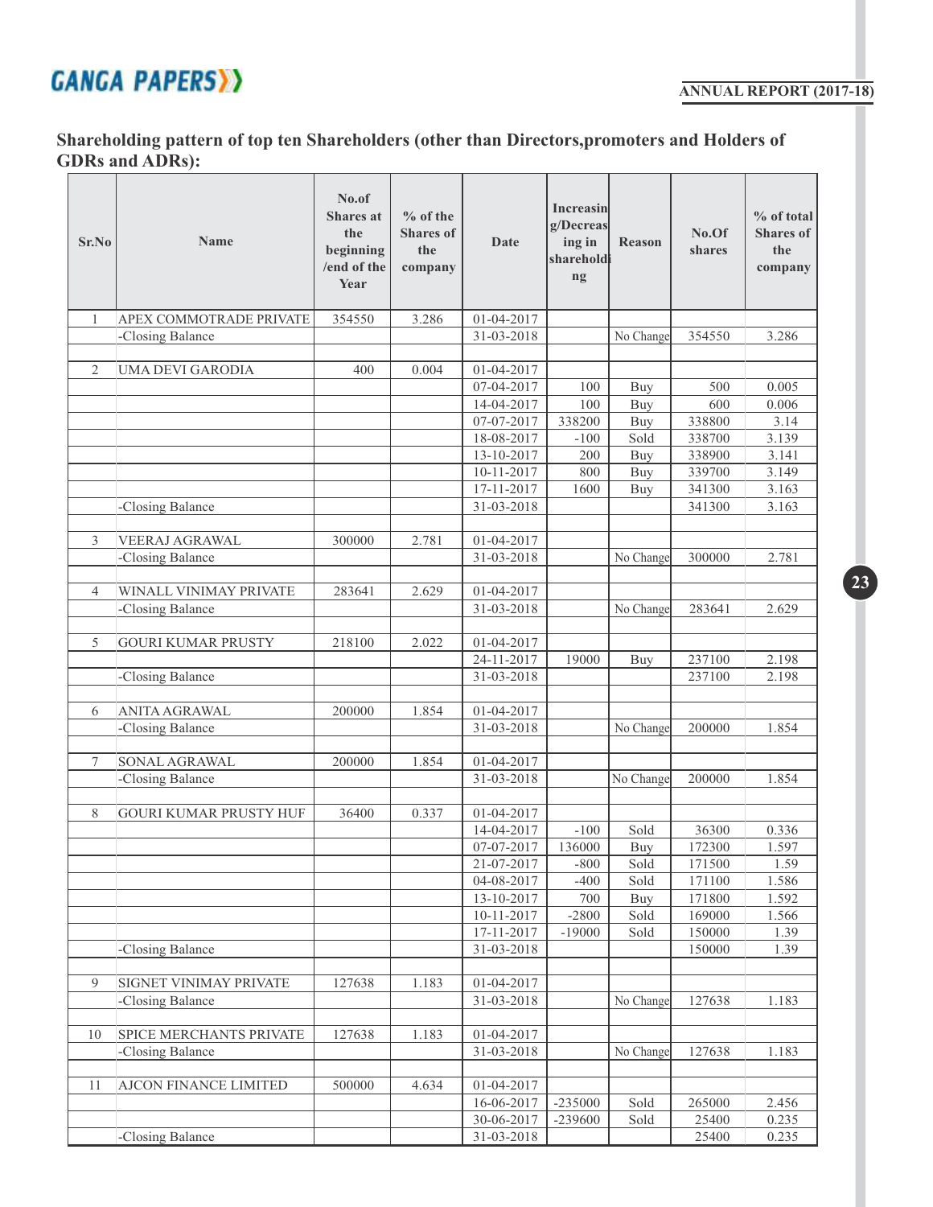### Shareholding pattern of top ten Shareholders (other than Directors,promoters and Holders of GDRs and ADRs):

| Sr.No | Name | No.of Shares at the beginning /end of the Year | % of the Shares of the company | Date | Increasing/Decreasing in shareholding | Reason | No.Of shares | % of total Shares of the company |
|---|---|---|---|---|---|---|---|---|
| 1 | APEX COMMOTRADE PRIVATE | 354550 | 3.286 | 01-04-2017 | | | | |
| | -Closing Balance | | | 31-03-2018 | | No Change | 354550 | 3.286 |
| 2 | UMA DEVI GARODIA | 400 | 0.004 | 01-04-2017 | | | | |
| | | | | 07-04-2017 | 100 | Buy | 500 | 0.005 |
| | | | | 14-04-2017 | 100 | Buy | 600 | 0.006 |
| | | | | 07-07-2017 | 338200 | Buy | 338800 | 3.14 |
| | | | | 18-08-2017 | -100 | Sold | 338700 | 3.139 |
| | | | | 13-10-2017 | 200 | Buy | 338900 | 3.141 |
| | | | | 10-11-2017 | 800 | Buy | 339700 | 3.149 |
| | | | | 17-11-2017 | 1600 | Buy | 341300 | 3.163 |
| | -Closing Balance | | | 31-03-2018 | | | 341300 | 3.163 |
| 3 | VEERAJ AGRAWAL | 300000 | 2.781 | 01-04-2017 | | | | |
| | -Closing Balance | | | 31-03-2018 | | No Change | 300000 | 2.781 |
| 4 | WINALL VINIMAY PRIVATE | 283641 | 2.629 | 01-04-2017 | | | | |
| | -Closing Balance | | | 31-03-2018 | | No Change | 283641 | 2.629 |
| 5 | GOURI KUMAR PRUSTY | 218100 | 2.022 | 01-04-2017 | | | | |
| | | | | 24-11-2017 | 19000 | Buy | 237100 | 2.198 |
| | -Closing Balance | | | 31-03-2018 | | | 237100 | 2.198 |
| 6 | ANITA AGRAWAL | 200000 | 1.854 | 01-04-2017 | | | | |
| | -Closing Balance | | | 31-03-2018 | | No Change | 200000 | 1.854 |
| 7 | SONAL AGRAWAL | 200000 | 1.854 | 01-04-2017 | | | | |
| | -Closing Balance | | | 31-03-2018 | | No Change | 200000 | 1.854 |
| 8 | GOURI KUMAR PRUSTY HUF | 36400 | 0.337 | 01-04-2017 | | | | |
| | | | | 14-04-2017 | -100 | Sold | 36300 | 0.336 |
| | | | | 07-07-2017 | 136000 | Buy | 172300 | 1.597 |
| | | | | 21-07-2017 | -800 | Sold | 171500 | 1.59 |
| | | | | 04-08-2017 | -400 | Sold | 171100 | 1.586 |
| | | | | 13-10-2017 | 700 | Buy | 171800 | 1.592 |
| | | | | 10-11-2017 | -2800 | Sold | 169000 | 1.566 |
| | | | | 17-11-2017 | -19000 | Sold | 150000 | 1.39 |
| | -Closing Balance | | | 31-03-2018 | | | 150000 | 1.39 |
| 9 | SIGNET VINIMAY PRIVATE | 127638 | 1.183 | 01-04-2017 | | | | |
| | -Closing Balance | | | 31-03-2018 | | No Change | 127638 | 1.183 |
| 10 | SPICE MERCHANTS PRIVATE | 127638 | 1.183 | 01-04-2017 | | | | |
| | -Closing Balance | | | 31-03-2018 | | No Change | 127638 | 1.183 |
| 11 | AJCON FINANCE LIMITED | 500000 | 4.634 | 01-04-2017 | | | | |
| | | | | 16-06-2017 | -235000 | Sold | 265000 | 2.456 |
| | | | | 30-06-2017 | -239600 | Sold | 25400 | 0.235 |
| | -Closing Balance | | | 31-03-2018 | | | 25400 | 0.235 |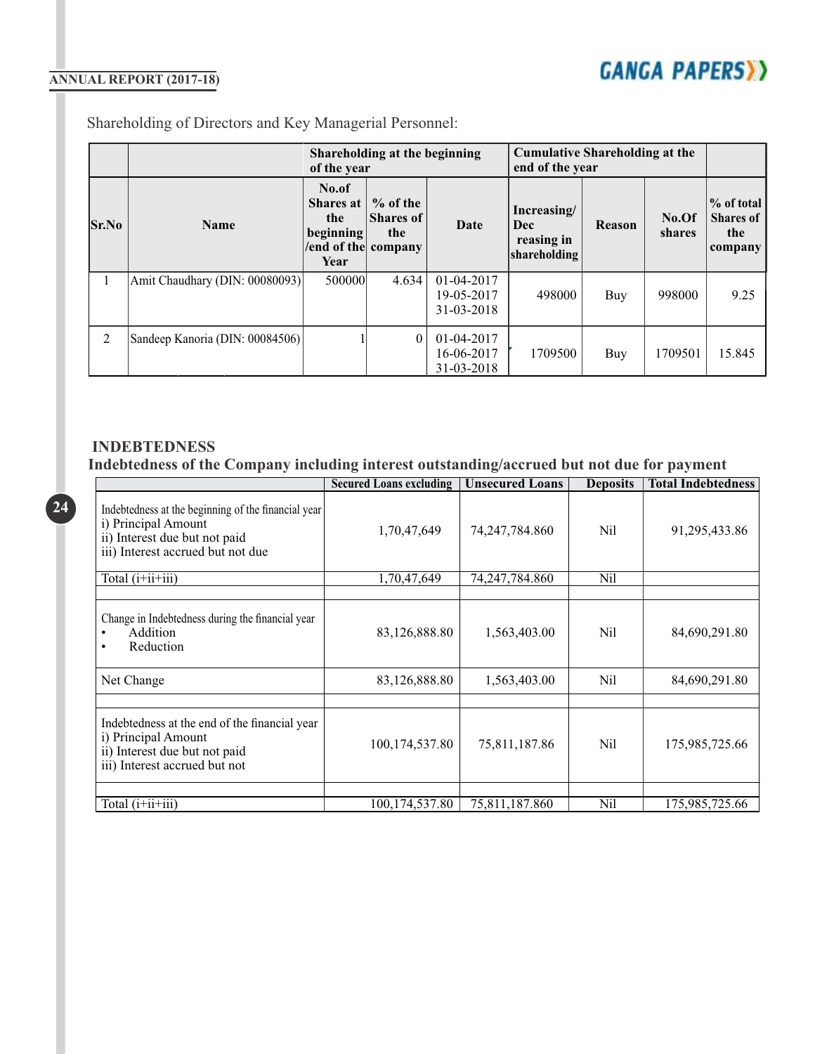Shareholding of Directors and Key Managerial Personnel:

| | | Shareholding at the beginning of the year | | | Cumulative Shareholding at the end of the year | | | |
|---|---|---|---|---|---|---|---|---|
| Sr.No | Name | No.of Shares at the beginning /end of the Year | % of the Shares of the company | Date | Increasing/ Decreasing in shareholding | Reason | No.Of shares | % of total Shares of the company |
| 1 | Amit Chaudhary (DIN: 00080093) | 500000 | 4.634 | 01-04-2017<br>19-05-2017<br>31-03-2018 | 498000 | Buy | 998000 | 9.25 |
| 2 | Sandeep Kanoria (DIN: 00084506) | 1 | 0 | 01-04-2017<br>16-06-2017<br>31-03-2018 | 1709500 | Buy | 1709501 | 15.845 |

## INDEBTEDNESS

**Indebtedness of the Company including interest outstanding/accrued but not due for payment**

| | Secured Loans excluding | Unsecured Loans | Deposits | Total Indebtedness |
|---|---|---|---|---|
| Indebtedness at the beginning of the financial year<br>i) Principal Amount<br>ii) Interest due but not paid<br>iii) Interest accrued but not due | 1,70,47,649 | 74,247,784.860 | Nil | 91,295,433.86 |
| Total (i+ii+iii) | 1,70,47,649 | 74,247,784.860 | Nil | |
| | | | | |
| Change in Indebtedness during the financial year<br>• Addition<br>• Reduction | 83,126,888.80 | 1,563,403.00 | Nil | 84,690,291.80 |
| Net Change | 83,126,888.80 | 1,563,403.00 | Nil | 84,690,291.80 |
| | | | | |
| Indebtedness at the end of the financial year<br>i) Principal Amount<br>ii) Interest due but not paid<br>iii) Interest accrued but not | 100,174,537.80 | 75,811,187.86 | Nil | 175,985,725.66 |
| | | | | |
| Total (i+ii+iii) | 100,174,537.80 | 75,811,187.860 | Nil | 175,985,725.66 |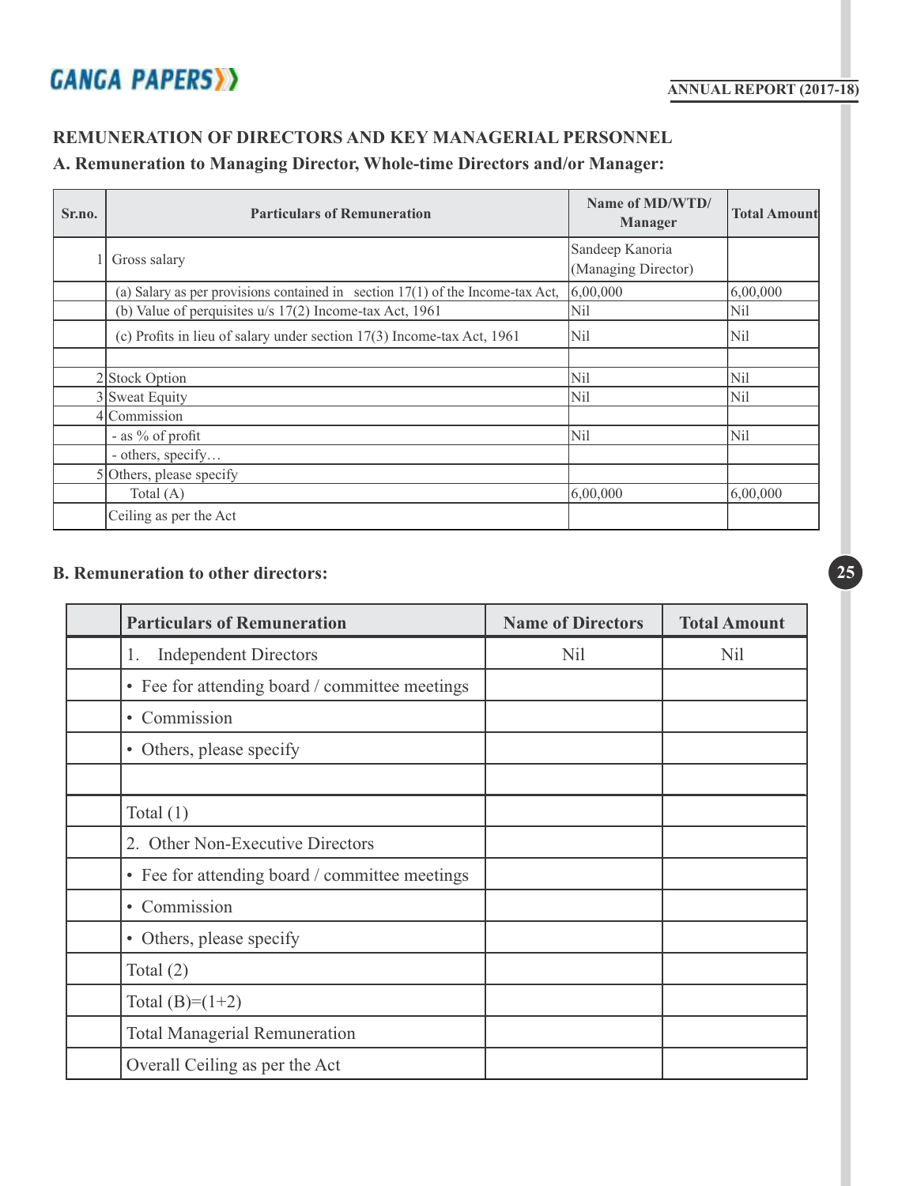## REMUNERATION OF DIRECTORS AND KEY MANAGERIAL PERSONNEL

### A. Remuneration to Managing Director, Whole-time Directors and/or Manager:

| Sr.no. | Particulars of Remuneration | Name of MD/WTD/ Manager | Total Amount |
|---|---|---|---|
| 1 | Gross salary | Sandeep Kanoria (Managing Director) | |
| | (a) Salary as per provisions contained in section 17(1) of the Income-tax Act, | 6,00,000 | 6,00,000 |
| | (b) Value of perquisites u/s 17(2) Income-tax Act, 1961 | Nil | Nil |
| | (c) Profits in lieu of salary under section 17(3) Income-tax Act, 1961 | Nil | Nil |
| | | | |
| 2 | Stock Option | Nil | Nil |
| 3 | Sweat Equity | Nil | Nil |
| 4 | Commission | | |
| | - as % of profit | Nil | Nil |
| | - others, specify… | | |
| 5 | Others, please specify | | |
| | Total (A) | 6,00,000 | 6,00,000 |
| | Ceiling as per the Act | | |

### B. Remuneration to other directors:

| | Particulars of Remuneration | Name of Directors | Total Amount |
|---|---|---|---|
| | 1. Independent Directors | Nil | Nil |
| | • Fee for attending board / committee meetings | | |
| | • Commission | | |
| | • Others, please specify | | |
| | | | |
| | Total (1) | | |
| | 2. Other Non-Executive Directors | | |
| | • Fee for attending board / committee meetings | | |
| | • Commission | | |
| | • Others, please specify | | |
| | Total (2) | | |
| | Total (B)=(1+2) | | |
| | Total Managerial Remuneration | | |
| | Overall Ceiling as per the Act | | |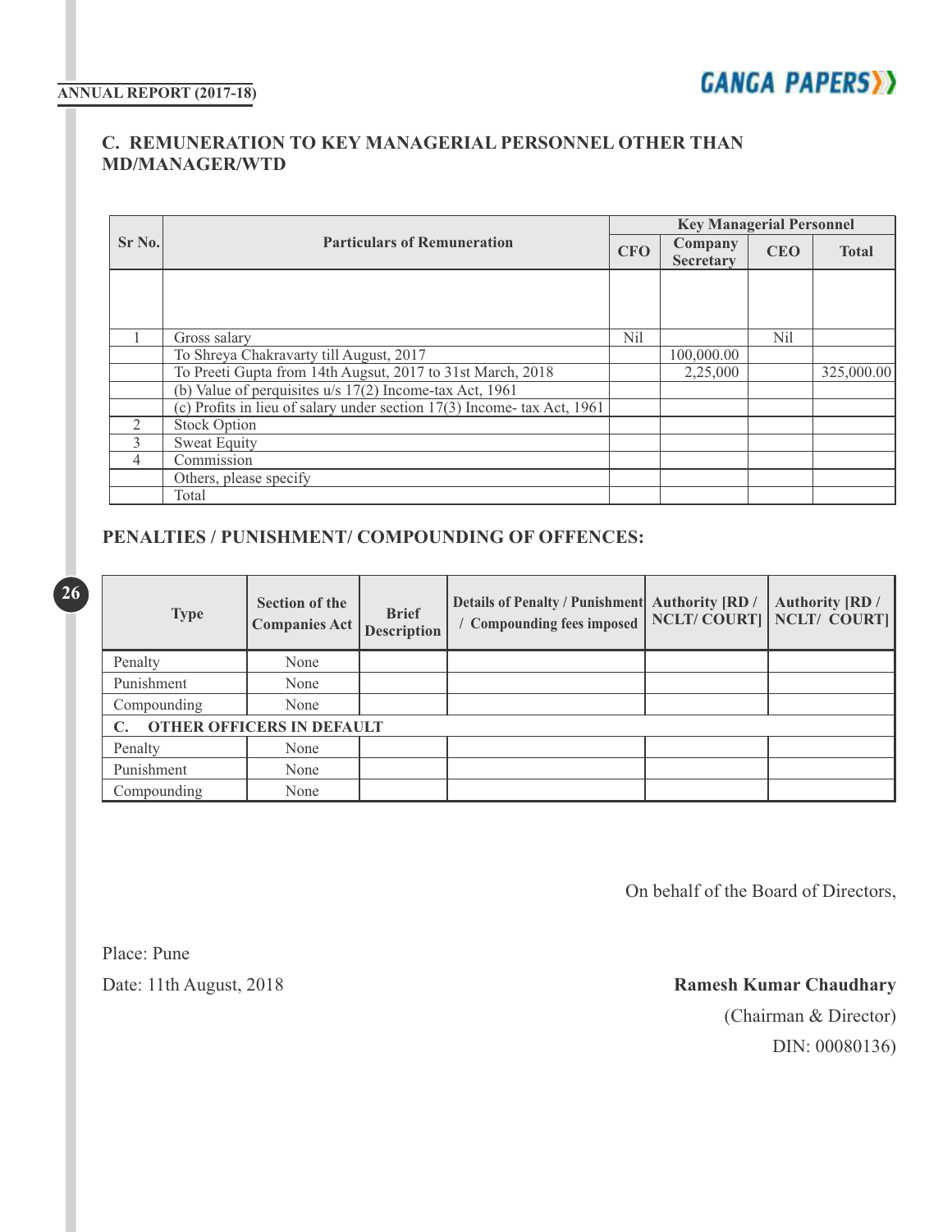## C. REMUNERATION TO KEY MANAGERIAL PERSONNEL OTHER THAN MD/MANAGER/WTD

| Sr No. | Particulars of Remuneration | Key Managerial Personnel | | | |
|---|---|---|---|---|---|
| | | CFO | Company Secretary | CEO | Total |
| | | | | | |
| 1 | Gross salary | Nil | | Nil | |
| | To Shreya Chakravarty till August, 2017 | | 100,000.00 | | |
| | To Preeti Gupta from 14th Augsut, 2017 to 31st March, 2018 | | 2,25,000 | | 325,000.00 |
| | (b) Value of perquisites u/s 17(2) Income-tax Act, 1961 | | | | |
| | (c) Profits in lieu of salary under section 17(3) Income- tax Act, 1961 | | | | |
| 2 | Stock Option | | | | |
| 3 | Sweat Equity | | | | |
| 4 | Commission | | | | |
| | Others, please specify | | | | |
| | Total | | | | |

## PENALTIES / PUNISHMENT/ COMPOUNDING OF OFFENCES:

| Type | Section of the Companies Act | Brief Description | Details of Penalty / Punishment / Compounding fees imposed | Authority [RD / NCLT/ COURT] | Authority [RD / NCLT/ COURT] |
|---|---|---|---|---|---|
| Penalty | None | | | | |
| Punishment | None | | | | |
| Compounding | None | | | | |
| **C. OTHER OFFICERS IN DEFAULT** | | | | | |
| Penalty | None | | | | |
| Punishment | None | | | | |
| Compounding | None | | | | |

On behalf of the Board of Directors,

Place: Pune

Date: 11th August, 2018

**Ramesh Kumar Chaudhary**

(Chairman & Director)

DIN: 00080136)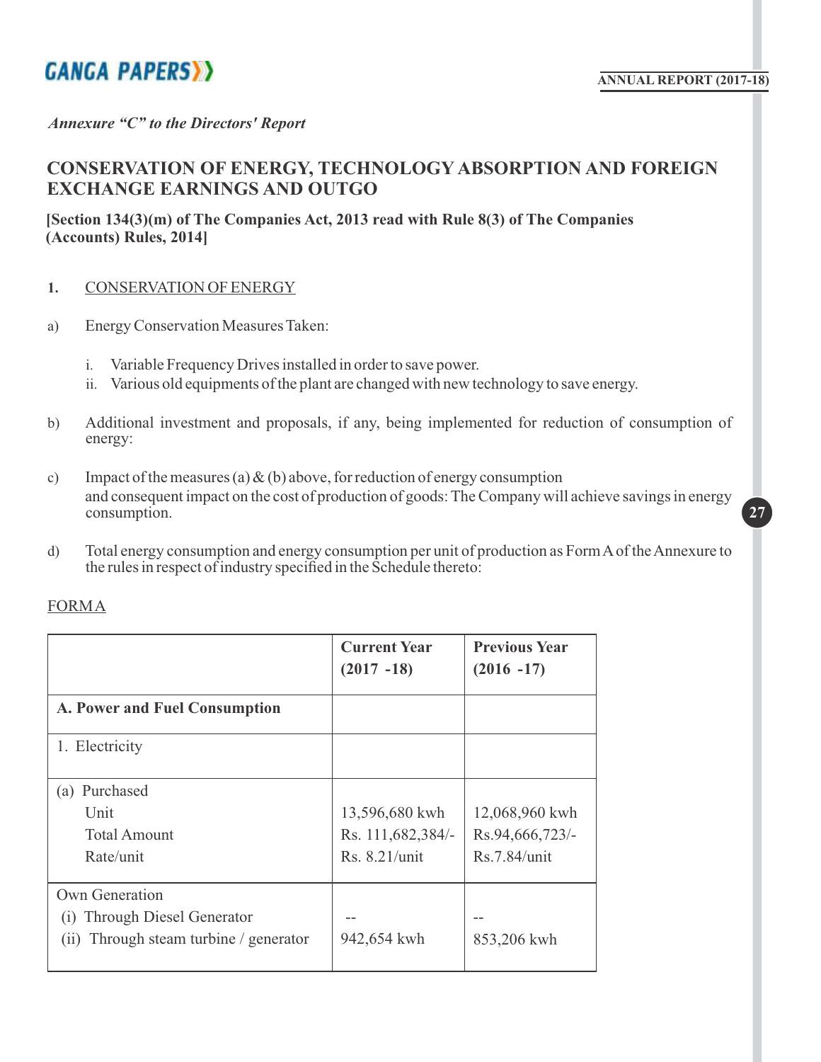*Annexure "C" to the Directors' Report*

## CONSERVATION OF ENERGY, TECHNOLOGY ABSORPTION AND FOREIGN EXCHANGE EARNINGS AND OUTGO

**[Section 134(3)(m) of The Companies Act, 2013 read with Rule 8(3) of The Companies (Accounts) Rules, 2014]**

1. CONSERVATION OF ENERGY

a) Energy Conservation Measures Taken:

   i. Variable Frequency Drives installed in order to save power.
   ii. Various old equipments of the plant are changed with new technology to save energy.

b) Additional investment and proposals, if any, being implemented for reduction of consumption of energy:

c) Impact of the measures (a) & (b) above, for reduction of energy consumption and consequent impact on the cost of production of goods: The Company will achieve savings in energy consumption.

d) Total energy consumption and energy consumption per unit of production as Form A of the Annexure to the rules in respect of industry specified in the Schedule thereto:

FORM A

| | Current Year (2017 -18) | Previous Year (2016 -17) |
|---|---|---|
| **A. Power and Fuel Consumption** | | |
| 1. Electricity | | |
| (a) Purchased<br>Unit<br>Total Amount<br>Rate/unit | <br>13,596,680 kwh<br>Rs. 111,682,384/-<br>Rs. 8.21/unit | <br>12,068,960 kwh<br>Rs.94,666,723/-<br>Rs.7.84/unit |
| Own Generation<br>(i) Through Diesel Generator<br>(ii) Through steam turbine / generator | <br>--<br>942,654 kwh | <br>--<br>853,206 kwh |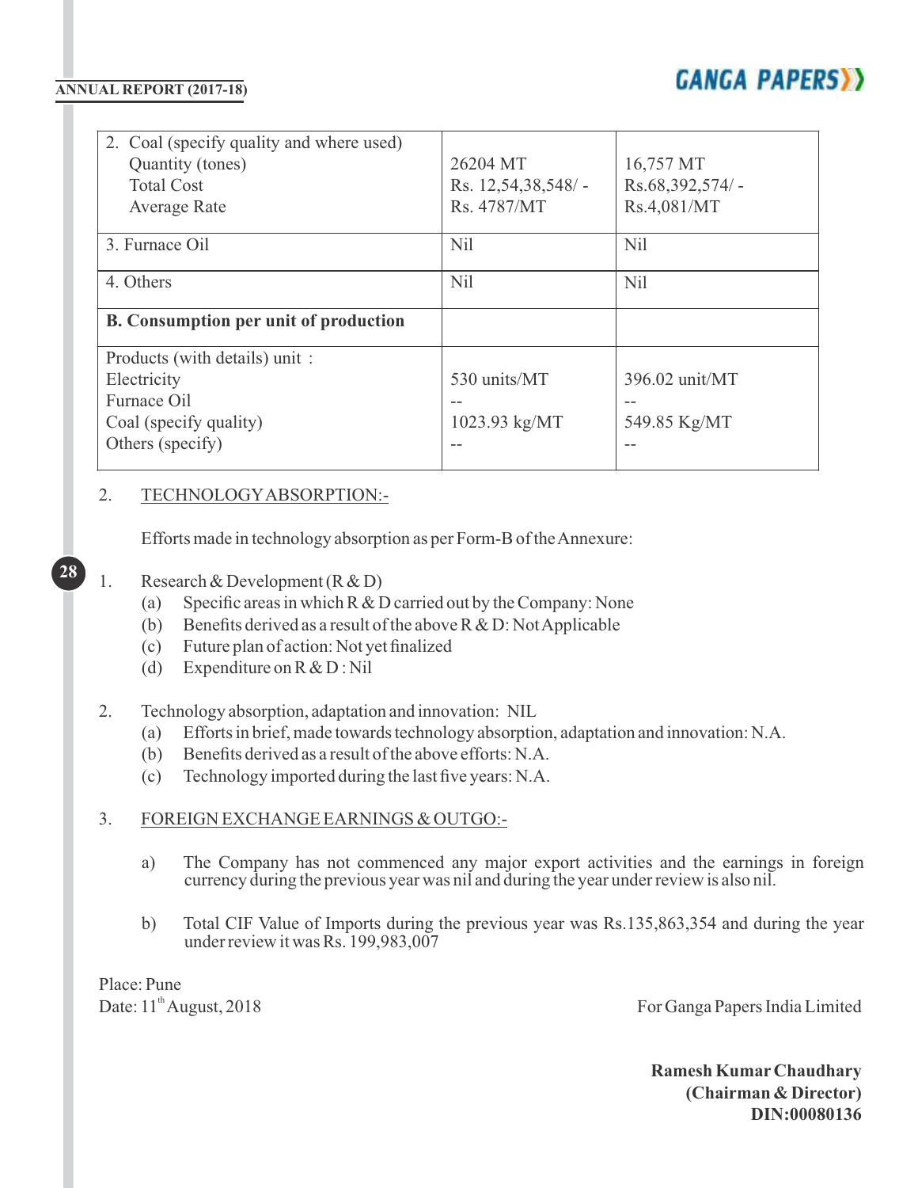| | | |
|---|---|---|
| 2. Coal (specify quality and where used)<br>Quantity (tones)<br>Total Cost<br>Average Rate | 26204 MT<br>Rs. 12,54,38,548/ -<br>Rs. 4787/MT | 16,757 MT<br>Rs.68,392,574/ -<br>Rs.4,081/MT |
| 3. Furnace Oil | Nil | Nil |
| 4. Others | Nil | Nil |
| **B. Consumption per unit of production** | | |
| Products (with details) unit :<br>Electricity<br>Furnace Oil<br>Coal (specify quality)<br>Others (specify) | <br>530 units/MT<br>--<br>1023.93 kg/MT<br>-- | <br>396.02 unit/MT<br>--<br>549.85 Kg/MT<br>-- |

2. TECHNOLOGY ABSORPTION:-

Efforts made in technology absorption as per Form-B of the Annexure:

1. Research & Development (R & D)
   - (a) Specific areas in which R & D carried out by the Company: None
   - (b) Benefits derived as a result of the above R & D: Not Applicable
   - (c) Future plan of action: Not yet finalized
   - (d) Expenditure on R & D : Nil

2. Technology absorption, adaptation and innovation: NIL
   - (a) Efforts in brief, made towards technology absorption, adaptation and innovation: N.A.
   - (b) Benefits derived as a result of the above efforts: N.A.
   - (c) Technology imported during the last five years: N.A.

3. FOREIGN EXCHANGE EARNINGS & OUTGO:-

   a) The Company has not commenced any major export activities and the earnings in foreign currency during the previous year was nil and during the year under review is also nil.

   b) Total CIF Value of Imports during the previous year was Rs.135,863,354 and during the year under review it was Rs. 199,983,007

Place: Pune
Date: 11th August, 2018

For Ganga Papers India Limited

**Ramesh Kumar Chaudhary**
**(Chairman & Director)**
**DIN:00080136**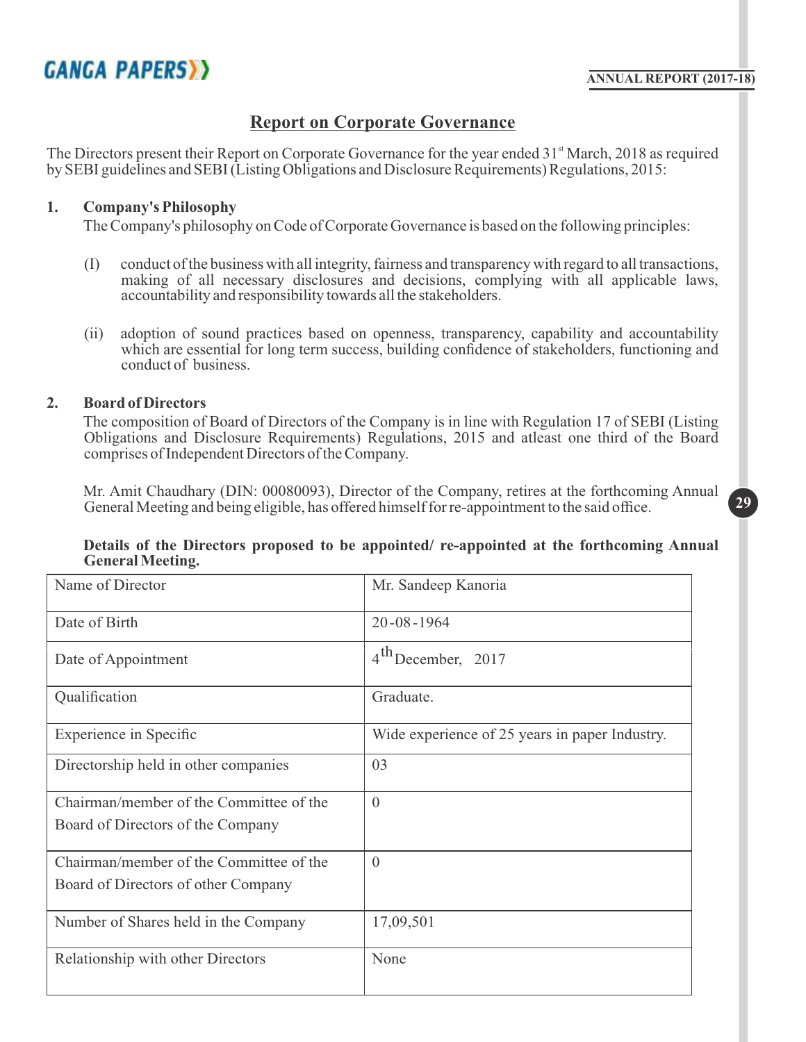# Report on Corporate Governance

The Directors present their Report on Corporate Governance for the year ended 31st March, 2018 as required by SEBI guidelines and SEBI (Listing Obligations and Disclosure Requirements) Regulations, 2015:

**1. Company's Philosophy**

The Company's philosophy on Code of Corporate Governance is based on the following principles:

(I) conduct of the business with all integrity, fairness and transparency with regard to all transactions, making of all necessary disclosures and decisions, complying with all applicable laws, accountability and responsibility towards all the stakeholders.

(ii) adoption of sound practices based on openness, transparency, capability and accountability which are essential for long term success, building confidence of stakeholders, functioning and conduct of business.

**2. Board of Directors**

The composition of Board of Directors of the Company is in line with Regulation 17 of SEBI (Listing Obligations and Disclosure Requirements) Regulations, 2015 and atleast one third of the Board comprises of Independent Directors of the Company.

Mr. Amit Chaudhary (DIN: 00080093), Director of the Company, retires at the forthcoming Annual General Meeting and being eligible, has offered himself for re-appointment to the said office.

**Details of the Directors proposed to be appointed/ re-appointed at the forthcoming Annual General Meeting.**

| Name of Director | Mr. Sandeep Kanoria |
|---|---|
| Date of Birth | 20-08-1964 |
| Date of Appointment | 4th December, 2017 |
| Qualification | Graduate. |
| Experience in Specific | Wide experience of 25 years in paper Industry. |
| Directorship held in other companies | 03 |
| Chairman/member of the Committee of the Board of Directors of the Company | 0 |
| Chairman/member of the Committee of the Board of Directors of other Company | 0 |
| Number of Shares held in the Company | 17,09,501 |
| Relationship with other Directors | None |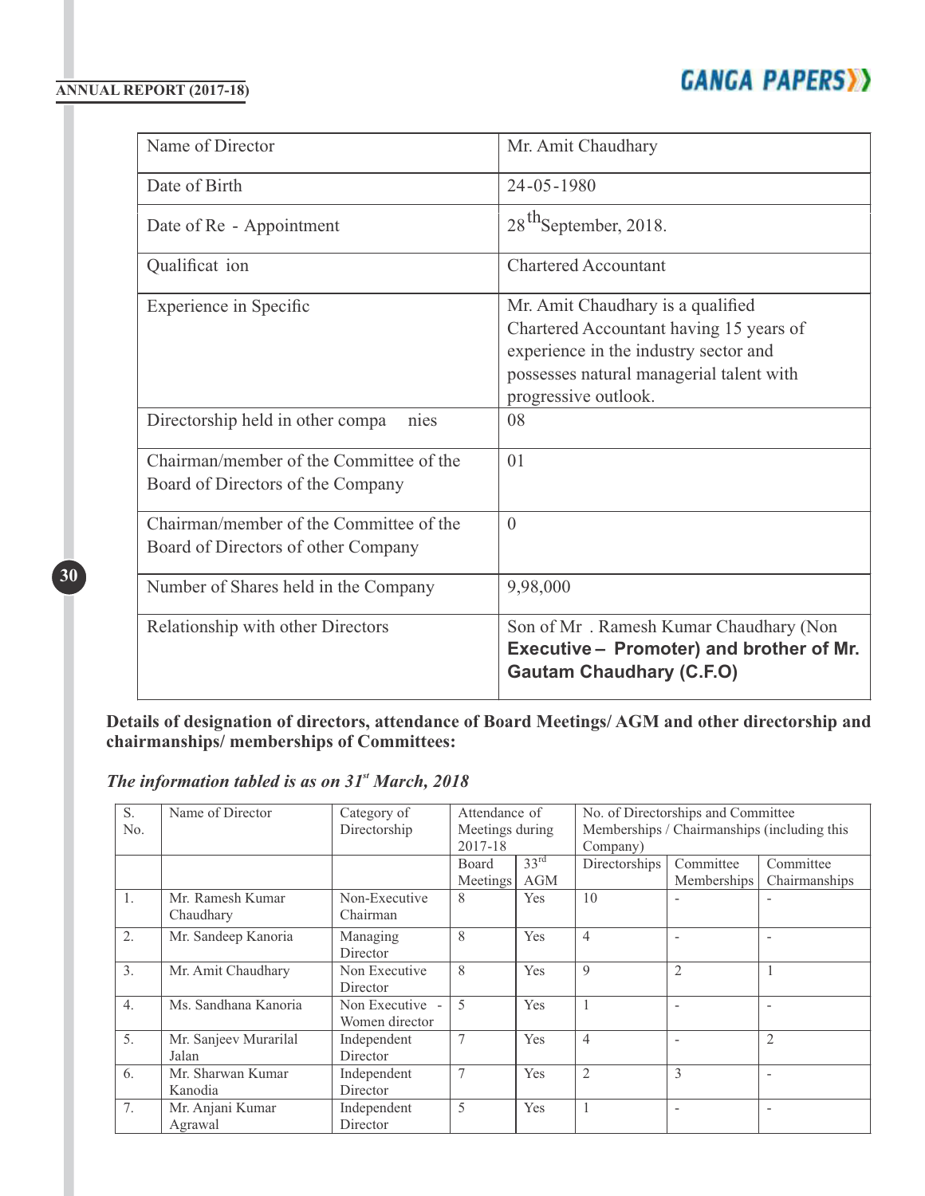| Name of Director | Mr. Amit Chaudhary |
|---|---|
| Date of Birth | 24-05-1980 |
| Date of Re - Appointment | 28th September, 2018. |
| Qualificat ion | Chartered Accountant |
| Experience in Specific | Mr. Amit Chaudhary is a qualified Chartered Accountant having 15 years of experience in the industry sector and possesses natural managerial talent with progressive outlook. |
| Directorship held in other compa nies | 08 |
| Chairman/member of the Committee of the Board of Directors of the Company | 01 |
| Chairman/member of the Committee of the Board of Directors of other Company | 0 |
| Number of Shares held in the Company | 9,98,000 |
| Relationship with other Directors | Son of Mr . Ramesh Kumar Chaudhary (Non **Executive – Promoter) and brother of Mr. Gautam Chaudhary (C.F.O)** |

**Details of designation of directors, attendance of Board Meetings/ AGM and other directorship and chairmanships/ memberships of Committees:**

***The information tabled is as on 31st March, 2018***

| S. No. | Name of Director | Category of Directorship | Attendance of Meetings during 2017-18 | | No. of Directorships and Committee Memberships / Chairmanships (including this Company) | | |
|---|---|---|---|---|---|---|---|
| | | | Board Meetings | 33rd AGM | Directorships | Committee Memberships | Committee Chairmanships |
| 1. | Mr. Ramesh Kumar Chaudhary | Non-Executive Chairman | 8 | Yes | 10 | - | - |
| 2. | Mr. Sandeep Kanoria | Managing Director | 8 | Yes | 4 | - | - |
| 3. | Mr. Amit Chaudhary | Non Executive Director | 8 | Yes | 9 | 2 | 1 |
| 4. | Ms. Sandhana Kanoria | Non Executive - Women director | 5 | Yes | 1 | - | - |
| 5. | Mr. Sanjeev Murarilal Jalan | Independent Director | 7 | Yes | 4 | - | 2 |
| 6. | Mr. Sharwan Kumar Kanodia | Independent Director | 7 | Yes | 2 | 3 | - |
| 7. | Mr. Anjani Kumar Agrawal | Independent Director | 5 | Yes | 1 | - | - |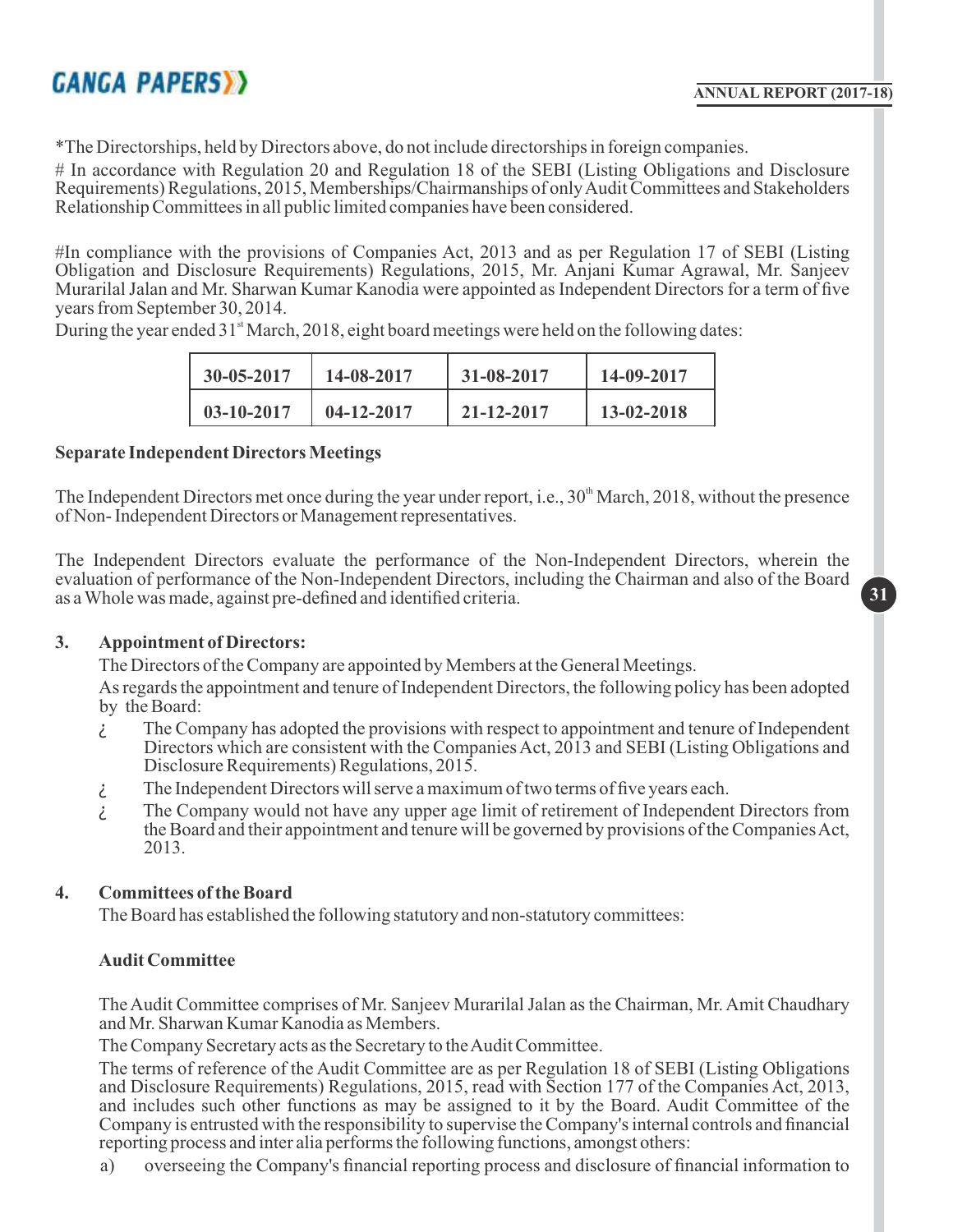*The Directorships, held by Directors above, do not include directorships in foreign companies.

# In accordance with Regulation 20 and Regulation 18 of the SEBI (Listing Obligations and Disclosure Requirements) Regulations, 2015, Memberships/Chairmanships of only Audit Committees and Stakeholders Relationship Committees in all public limited companies have been considered.

#In compliance with the provisions of Companies Act, 2013 and as per Regulation 17 of SEBI (Listing Obligation and Disclosure Requirements) Regulations, 2015, Mr. Anjani Kumar Agrawal, Mr. Sanjeev Murarilal Jalan and Mr. Sharwan Kumar Kanodia were appointed as Independent Directors for a term of five years from September 30, 2014.

During the year ended 31st March, 2018, eight board meetings were held on the following dates:

| 30-05-2017 | 14-08-2017 | 31-08-2017 | 14-09-2017 |
|---|---|---|---|
| 03-10-2017 | 04-12-2017 | 21-12-2017 | 13-02-2018 |

**Separate Independent Directors Meetings**

The Independent Directors met once during the year under report, i.e., 30th March, 2018, without the presence of Non- Independent Directors or Management representatives.

The Independent Directors evaluate the performance of the Non-Independent Directors, wherein the evaluation of performance of the Non-Independent Directors, including the Chairman and also of the Board as a Whole was made, against pre-defined and identified criteria.

**3. Appointment of Directors:**

The Directors of the Company are appointed by Members at the General Meetings.

As regards the appointment and tenure of Independent Directors, the following policy has been adopted by the Board:

- The Company has adopted the provisions with respect to appointment and tenure of Independent Directors which are consistent with the Companies Act, 2013 and SEBI (Listing Obligations and Disclosure Requirements) Regulations, 2015.
- The Independent Directors will serve a maximum of two terms of five years each.
- The Company would not have any upper age limit of retirement of Independent Directors from the Board and their appointment and tenure will be governed by provisions of the Companies Act, 2013.

**4. Committees of the Board**

The Board has established the following statutory and non-statutory committees:

**Audit Committee**

The Audit Committee comprises of Mr. Sanjeev Murarilal Jalan as the Chairman, Mr. Amit Chaudhary and Mr. Sharwan Kumar Kanodia as Members.

The Company Secretary acts as the Secretary to the Audit Committee.

The terms of reference of the Audit Committee are as per Regulation 18 of SEBI (Listing Obligations and Disclosure Requirements) Regulations, 2015, read with Section 177 of the Companies Act, 2013, and includes such other functions as may be assigned to it by the Board. Audit Committee of the Company is entrusted with the responsibility to supervise the Company's internal controls and financial reporting process and inter alia performs the following functions, amongst others:

a) overseeing the Company's financial reporting process and disclosure of financial information to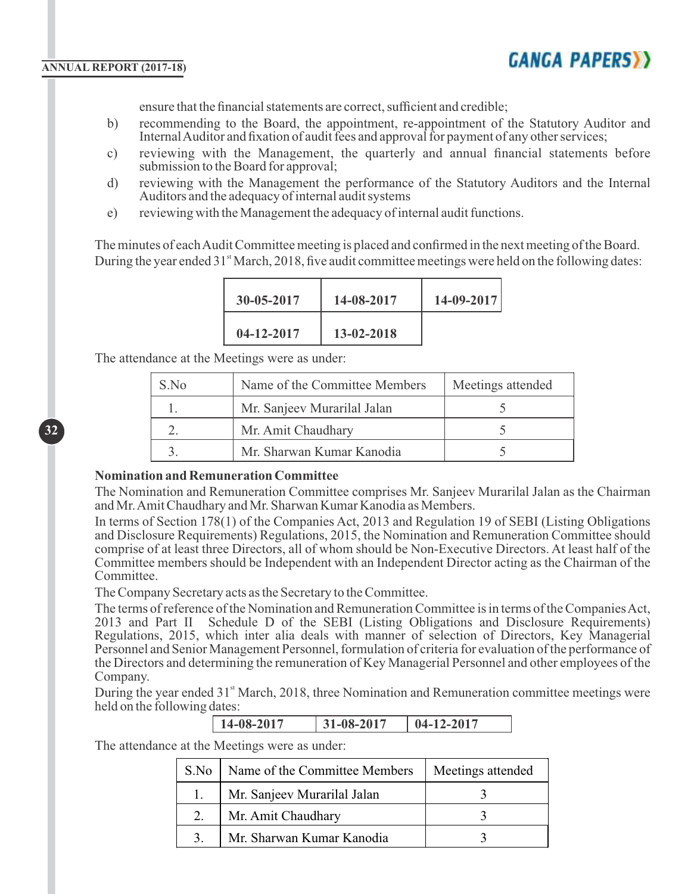ensure that the financial statements are correct, sufficient and credible;

b) recommending to the Board, the appointment, re-appointment of the Statutory Auditor and Internal Auditor and fixation of audit fees and approval for payment of any other services;

c) reviewing with the Management, the quarterly and annual financial statements before submission to the Board for approval;

d) reviewing with the Management the performance of the Statutory Auditors and the Internal Auditors and the adequacy of internal audit systems

e) reviewing with the Management the adequacy of internal audit functions.

The minutes of each Audit Committee meeting is placed and confirmed in the next meeting of the Board. During the year ended 31st March, 2018, five audit committee meetings were held on the following dates:

| | | |
|---|---|---|
| **30-05-2017** | **14-08-2017** | **14-09-2017** |
| **04-12-2017** | **13-02-2018** | |

The attendance at the Meetings were as under:

| S.No | Name of the Committee Members | Meetings attended |
|---|---|---|
| 1. | Mr. Sanjeev Murarilal Jalan | 5 |
| 2. | Mr. Amit Chaudhary | 5 |
| 3. | Mr. Sharwan Kumar Kanodia | 5 |

**Nomination and Remuneration Committee**

The Nomination and Remuneration Committee comprises Mr. Sanjeev Murarilal Jalan as the Chairman and Mr. Amit Chaudhary and Mr. Sharwan Kumar Kanodia as Members.

In terms of Section 178(1) of the Companies Act, 2013 and Regulation 19 of SEBI (Listing Obligations and Disclosure Requirements) Regulations, 2015, the Nomination and Remuneration Committee should comprise of at least three Directors, all of whom should be Non-Executive Directors. At least half of the Committee members should be Independent with an Independent Director acting as the Chairman of the Committee.

The Company Secretary acts as the Secretary to the Committee.

The terms of reference of the Nomination and Remuneration Committee is in terms of the Companies Act, 2013 and Part II Schedule D of the SEBI (Listing Obligations and Disclosure Requirements) Regulations, 2015, which inter alia deals with manner of selection of Directors, Key Managerial Personnel and Senior Management Personnel, formulation of criteria for evaluation of the performance of the Directors and determining the remuneration of Key Managerial Personnel and other employees of the Company.

During the year ended 31st March, 2018, three Nomination and Remuneration committee meetings were held on the following dates:

| | | |
|---|---|---|
| **14-08-2017** | **31-08-2017** | **04-12-2017** |

The attendance at the Meetings were as under:

| S.No | Name of the Committee Members | Meetings attended |
|---|---|---|
| 1. | Mr. Sanjeev Murarilal Jalan | 3 |
| 2. | Mr. Amit Chaudhary | 3 |
| 3. | Mr. Sharwan Kumar Kanodia | 3 |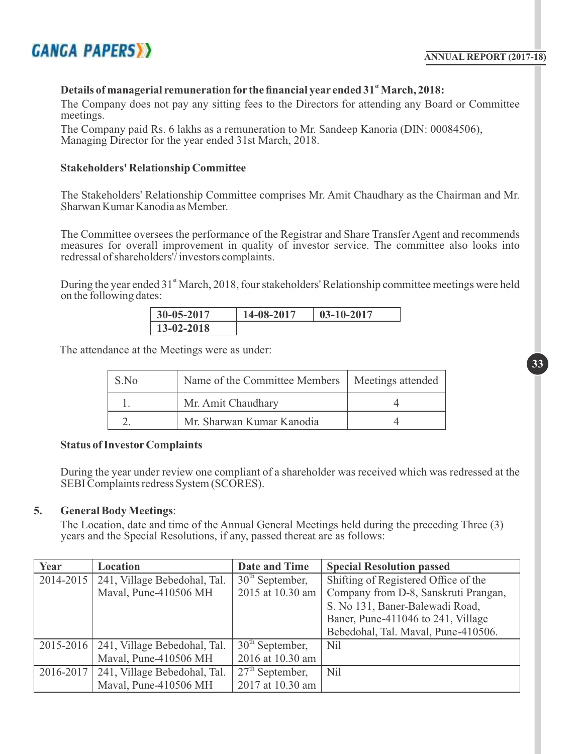**Details of managerial remuneration for the financial year ended 31st March, 2018:**

The Company does not pay any sitting fees to the Directors for attending any Board or Committee meetings.

The Company paid Rs. 6 lakhs as a remuneration to Mr. Sandeep Kanoria (DIN: 00084506), Managing Director for the year ended 31st March, 2018.

**Stakeholders' Relationship Committee**

The Stakeholders' Relationship Committee comprises Mr. Amit Chaudhary as the Chairman and Mr. Sharwan Kumar Kanodia as Member.

The Committee oversees the performance of the Registrar and Share Transfer Agent and recommends measures for overall improvement in quality of investor service. The committee also looks into redressal of shareholders'/ investors complaints.

During the year ended 31st March, 2018, four stakeholders' Relationship committee meetings were held on the following dates:

| | | |
|---|---|---|
| 30-05-2017 | 14-08-2017 | 03-10-2017 |
| 13-02-2018 | | |

The attendance at the Meetings were as under:

| S.No | Name of the Committee Members | Meetings attended |
|---|---|---|
| 1. | Mr. Amit Chaudhary | 4 |
| 2. | Mr. Sharwan Kumar Kanodia | 4 |

**Status of Investor Complaints**

During the year under review one compliant of a shareholder was received which was redressed at the SEBI Complaints redress System (SCORES).

5. **General Body Meetings**:

The Location, date and time of the Annual General Meetings held during the preceding Three (3) years and the Special Resolutions, if any, passed thereat are as follows:

| Year | Location | Date and Time | Special Resolution passed |
|---|---|---|---|
| 2014-2015 | 241, Village Bebedohal, Tal. Maval, Pune-410506 MH | 30th September, 2015 at 10.30 am | Shifting of Registered Office of the Company from D-8, Sanskruti Prangan, S. No 131, Baner-Balewadi Road, Baner, Pune-411046 to 241, Village Bebedohal, Tal. Maval, Pune-410506. |
| 2015-2016 | 241, Village Bebedohal, Tal. Maval, Pune-410506 MH | 30th September, 2016 at 10.30 am | Nil |
| 2016-2017 | 241, Village Bebedohal, Tal. Maval, Pune-410506 MH | 27th September, 2017 at 10.30 am | Nil |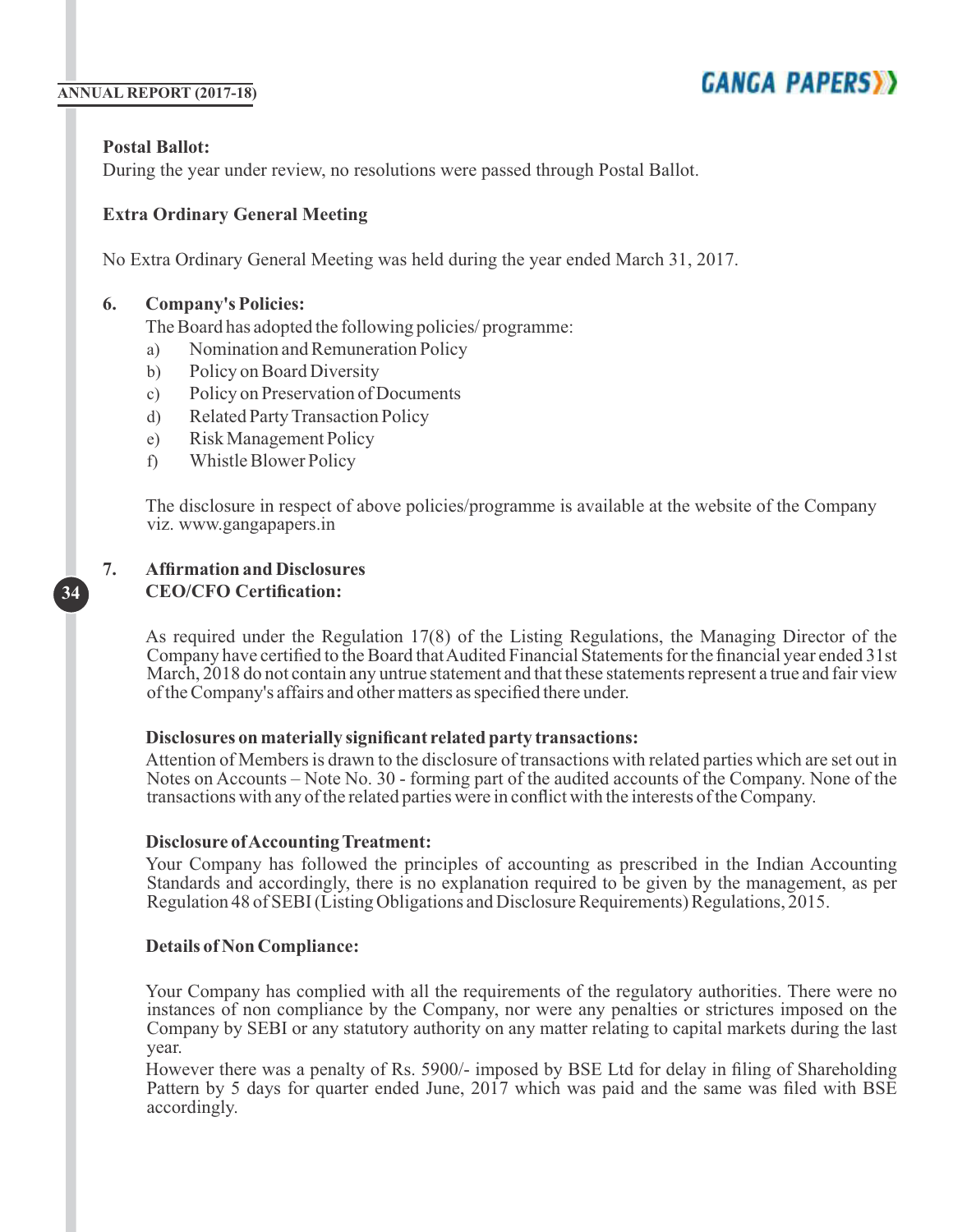**Postal Ballot:**

During the year under review, no resolutions were passed through Postal Ballot.

**Extra Ordinary General Meeting**

No Extra Ordinary General Meeting was held during the year ended March 31, 2017.

**6. Company's Policies:**

The Board has adopted the following policies/ programme:

a) Nomination and Remuneration Policy
b) Policy on Board Diversity
c) Policy on Preservation of Documents
d) Related Party Transaction Policy
e) Risk Management Policy
f) Whistle Blower Policy

The disclosure in respect of above policies/programme is available at the website of the Company viz. www.gangapapers.in

**7. Affirmation and Disclosures**

**CEO/CFO Certification:**

As required under the Regulation 17(8) of the Listing Regulations, the Managing Director of the Company have certified to the Board that Audited Financial Statements for the financial year ended 31st March, 2018 do not contain any untrue statement and that these statements represent a true and fair view of the Company's affairs and other matters as specified there under.

**Disclosures on materially significant related party transactions:**

Attention of Members is drawn to the disclosure of transactions with related parties which are set out in Notes on Accounts – Note No. 30 - forming part of the audited accounts of the Company. None of the transactions with any of the related parties were in conflict with the interests of the Company.

**Disclosure of Accounting Treatment:**

Your Company has followed the principles of accounting as prescribed in the Indian Accounting Standards and accordingly, there is no explanation required to be given by the management, as per Regulation 48 of SEBI (Listing Obligations and Disclosure Requirements) Regulations, 2015.

**Details of Non Compliance:**

Your Company has complied with all the requirements of the regulatory authorities. There were no instances of non compliance by the Company, nor were any penalties or strictures imposed on the Company by SEBI or any statutory authority on any matter relating to capital markets during the last year.

However there was a penalty of Rs. 5900/- imposed by BSE Ltd for delay in filing of Shareholding Pattern by 5 days for quarter ended June, 2017 which was paid and the same was filed with BSE accordingly.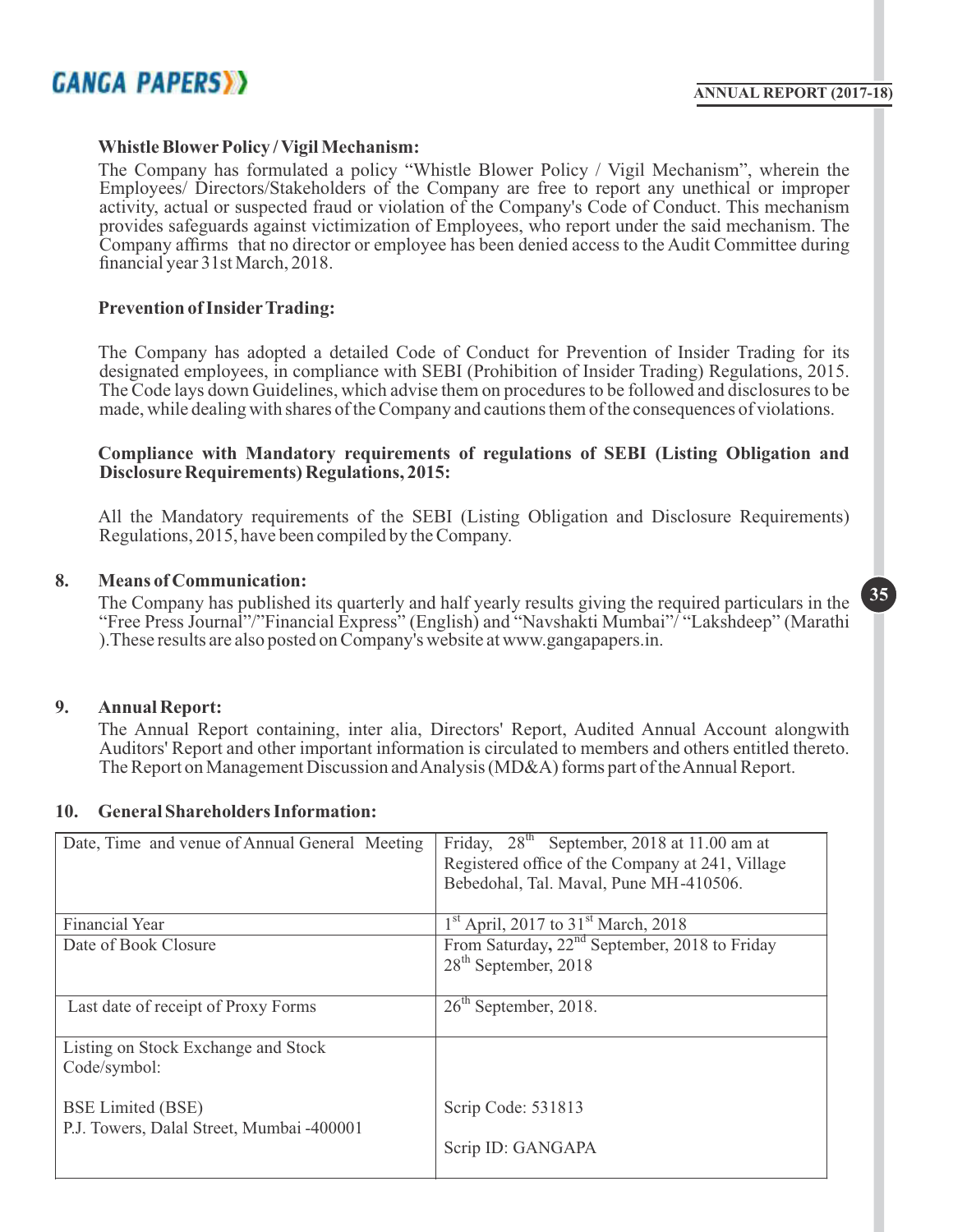**Whistle Blower Policy / Vigil Mechanism:**

The Company has formulated a policy "Whistle Blower Policy / Vigil Mechanism", wherein the Employees/ Directors/Stakeholders of the Company are free to report any unethical or improper activity, actual or suspected fraud or violation of the Company's Code of Conduct. This mechanism provides safeguards against victimization of Employees, who report under the said mechanism. The Company affirms that no director or employee has been denied access to the Audit Committee during financial year 31st March, 2018.

**Prevention of Insider Trading:**

The Company has adopted a detailed Code of Conduct for Prevention of Insider Trading for its designated employees, in compliance with SEBI (Prohibition of Insider Trading) Regulations, 2015. The Code lays down Guidelines, which advise them on procedures to be followed and disclosures to be made, while dealing with shares of the Company and cautions them of the consequences of violations.

**Compliance with Mandatory requirements of regulations of SEBI (Listing Obligation and Disclosure Requirements) Regulations, 2015:**

All the Mandatory requirements of the SEBI (Listing Obligation and Disclosure Requirements) Regulations, 2015, have been compiled by the Company.

**8. Means of Communication:**

The Company has published its quarterly and half yearly results giving the required particulars in the "Free Press Journal"/"Financial Express" (English) and "Navshakti Mumbai"/ "Lakshdeep" (Marathi ).These results are also posted on Company's website at www.gangapapers.in.

**9. Annual Report:**

The Annual Report containing, inter alia, Directors' Report, Audited Annual Account alongwith Auditors' Report and other important information is circulated to members and others entitled thereto. The Report on Management Discussion and Analysis (MD&A) forms part of the Annual Report.

**10. General Shareholders Information:**

| Date, Time and venue of Annual General Meeting | Friday, 28th September, 2018 at 11.00 am at Registered office of the Company at 241, Village Bebedohal, Tal. Maval, Pune MH-410506. |
|---|---|
| Financial Year | 1st April, 2017 to 31st March, 2018 |
| Date of Book Closure | From Saturday, 22nd September, 2018 to Friday 28th September, 2018 |
| Last date of receipt of Proxy Forms | 26th September, 2018. |
| Listing on Stock Exchange and Stock Code/symbol:<br><br>BSE Limited (BSE)<br>P.J. Towers, Dalal Street, Mumbai -400001 | <br><br>Scrip Code: 531813<br><br>Scrip ID: GANGAPA |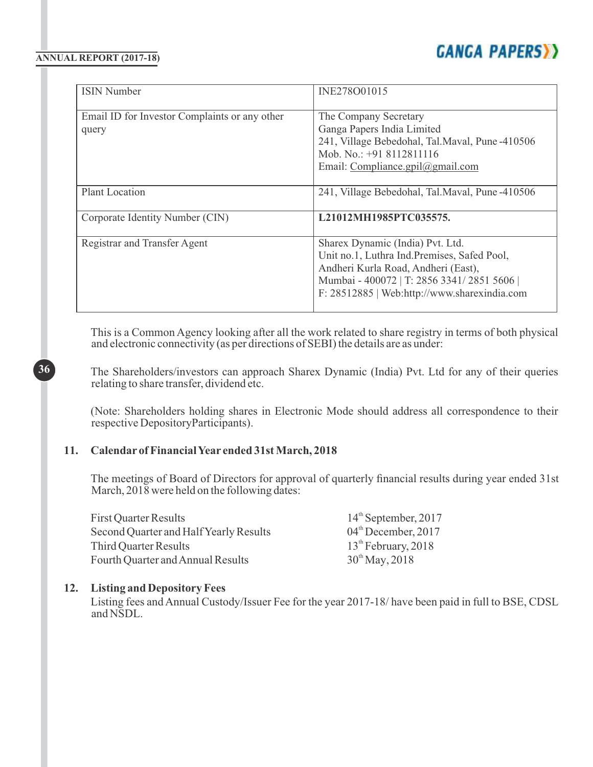| ISIN Number | INE278O01015 |
|---|---|
| Email ID for Investor Complaints or any other query | The Company Secretary<br>Ganga Papers India Limited<br>241, Village Bebedohal, Tal.Maval, Pune -410506<br>Mob. No.: +91 8112811116<br>Email: Compliance.gpil@gmail.com |
| Plant Location | 241, Village Bebedohal, Tal.Maval, Pune -410506 |
| Corporate Identity Number (CIN) | **L21012MH1985PTC035575.** |
| Registrar and Transfer Agent | Sharex Dynamic (India) Pvt. Ltd.<br>Unit no.1, Luthra Ind.Premises, Safed Pool,<br>Andheri Kurla Road, Andheri (East),<br>Mumbai - 400072 \| T: 2856 3341/ 2851 5606 \|<br>F: 28512885 \| Web:http://www.sharexindia.com |

This is a Common Agency looking after all the work related to share registry in terms of both physical and electronic connectivity (as per directions of SEBI) the details are as under:

The Shareholders/investors can approach Sharex Dynamic (India) Pvt. Ltd for any of their queries relating to share transfer, dividend etc.

(Note: Shareholders holding shares in Electronic Mode should address all correspondence to their respective DepositoryParticipants).

**11. Calendar of Financial Year ended 31st March, 2018**

The meetings of Board of Directors for approval of quarterly financial results during year ended 31st March, 2018 were held on the following dates:

| | |
|---|---|
| First Quarter Results | 14th September, 2017 |
| Second Quarter and Half Yearly Results | 04th December, 2017 |
| Third Quarter Results | 13th February, 2018 |
| Fourth Quarter and Annual Results | 30th May, 2018 |

**12. Listing and Depository Fees**

Listing fees and Annual Custody/Issuer Fee for the year 2017-18/ have been paid in full to BSE, CDSL and NSDL.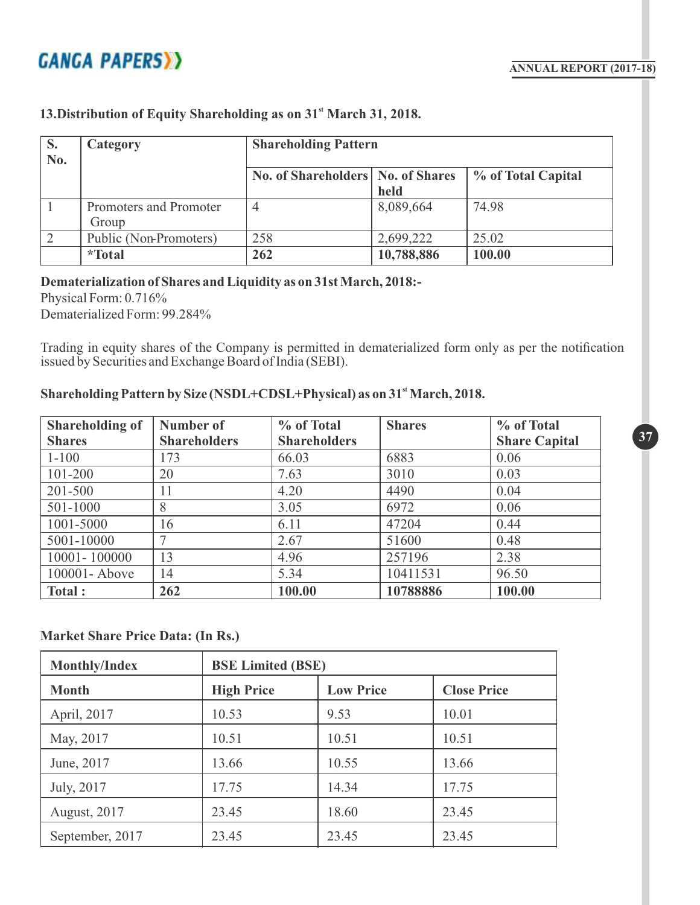### 13.Distribution of Equity Shareholding as on 31st March 31, 2018.

| S. No. | Category | Shareholding Pattern | | |
|---|---|---|---|---|
| | | No. of Shareholders | No. of Shares held | % of Total Capital |
| 1 | Promoters and Promoter Group | 4 | 8,089,664 | 74.98 |
| 2 | Public (Non-Promoters) | 258 | 2,699,222 | 25.02 |
| | **\*Total** | **262** | **10,788,886** | **100.00** |

**Dematerialization of Shares and Liquidity as on 31st March, 2018:-**

Physical Form: 0.716%

Dematerialized Form: 99.284%

Trading in equity shares of the Company is permitted in dematerialized form only as per the notification issued by Securities and Exchange Board of India (SEBI).

**Shareholding Pattern by Size (NSDL+CDSL+Physical) as on 31st March, 2018.**

| Shareholding of Shares | Number of Shareholders | % of Total Shareholders | Shares | % of Total Share Capital |
|---|---|---|---|---|
| 1-100 | 173 | 66.03 | 6883 | 0.06 |
| 101-200 | 20 | 7.63 | 3010 | 0.03 |
| 201-500 | 11 | 4.20 | 4490 | 0.04 |
| 501-1000 | 8 | 3.05 | 6972 | 0.06 |
| 1001-5000 | 16 | 6.11 | 47204 | 0.44 |
| 5001-10000 | 7 | 2.67 | 51600 | 0.48 |
| 10001- 100000 | 13 | 4.96 | 257196 | 2.38 |
| 100001- Above | 14 | 5.34 | 10411531 | 96.50 |
| **Total :** | **262** | **100.00** | **10788886** | **100.00** |

**Market Share Price Data: (In Rs.)**

| Monthly/Index | BSE Limited (BSE) | | |
|---|---|---|---|
| **Month** | **High Price** | **Low Price** | **Close Price** |
| April, 2017 | 10.53 | 9.53 | 10.01 |
| May, 2017 | 10.51 | 10.51 | 10.51 |
| June, 2017 | 13.66 | 10.55 | 13.66 |
| July, 2017 | 17.75 | 14.34 | 17.75 |
| August, 2017 | 23.45 | 18.60 | 23.45 |
| September, 2017 | 23.45 | 23.45 | 23.45 |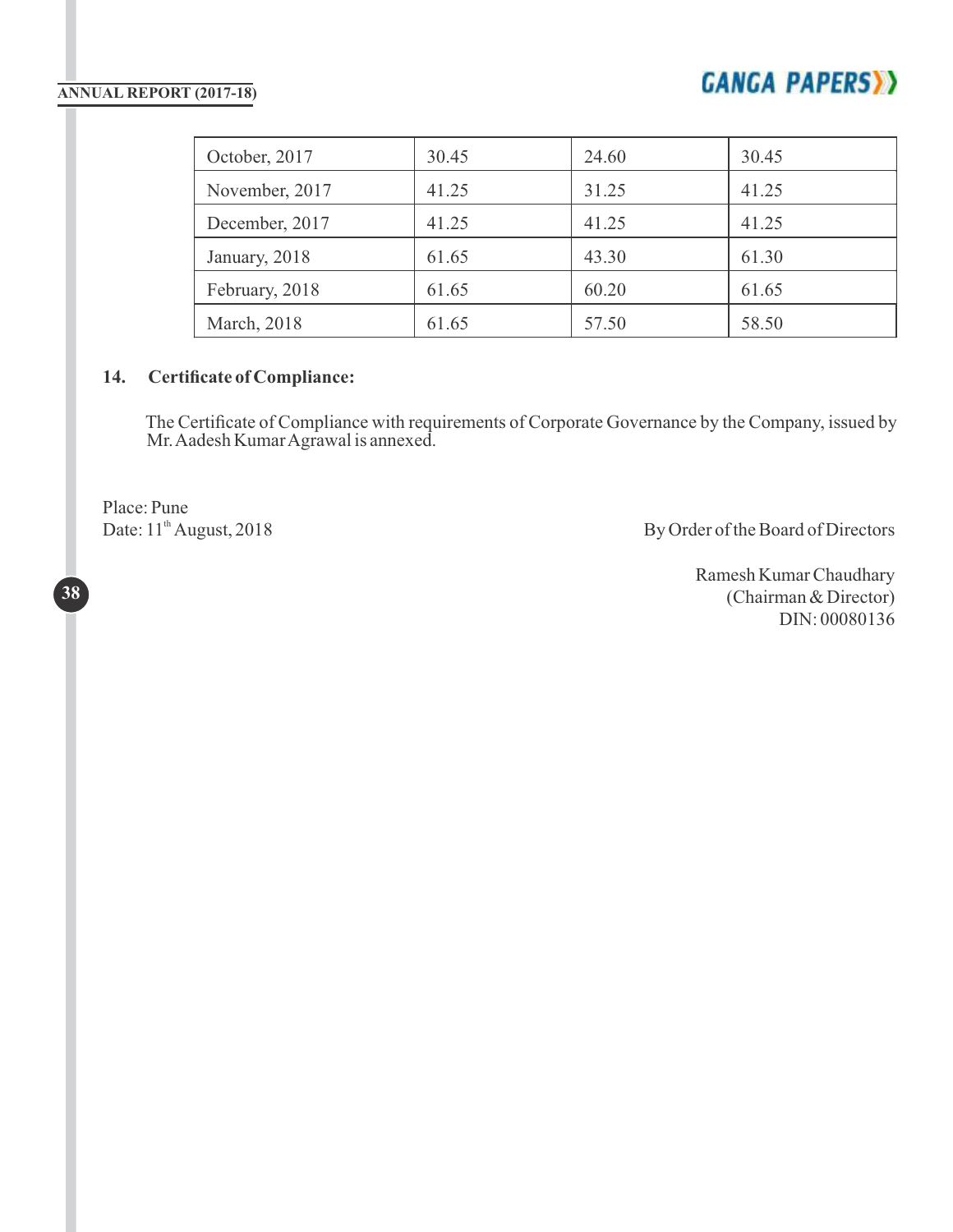| October, 2017 | 30.45 | 24.60 | 30.45 |
|---|---|---|---|
| November, 2017 | 41.25 | 31.25 | 41.25 |
| December, 2017 | 41.25 | 41.25 | 41.25 |
| January, 2018 | 61.65 | 43.30 | 61.30 |
| February, 2018 | 61.65 | 60.20 | 61.65 |
| March, 2018 | 61.65 | 57.50 | 58.50 |

**14. Certificate of Compliance:**

The Certificate of Compliance with requirements of Corporate Governance by the Company, issued by Mr. Aadesh Kumar Agrawal is annexed.

Place: Pune
Date: 11th August, 2018

By Order of the Board of Directors

Ramesh Kumar Chaudhary
(Chairman & Director)
DIN: 00080136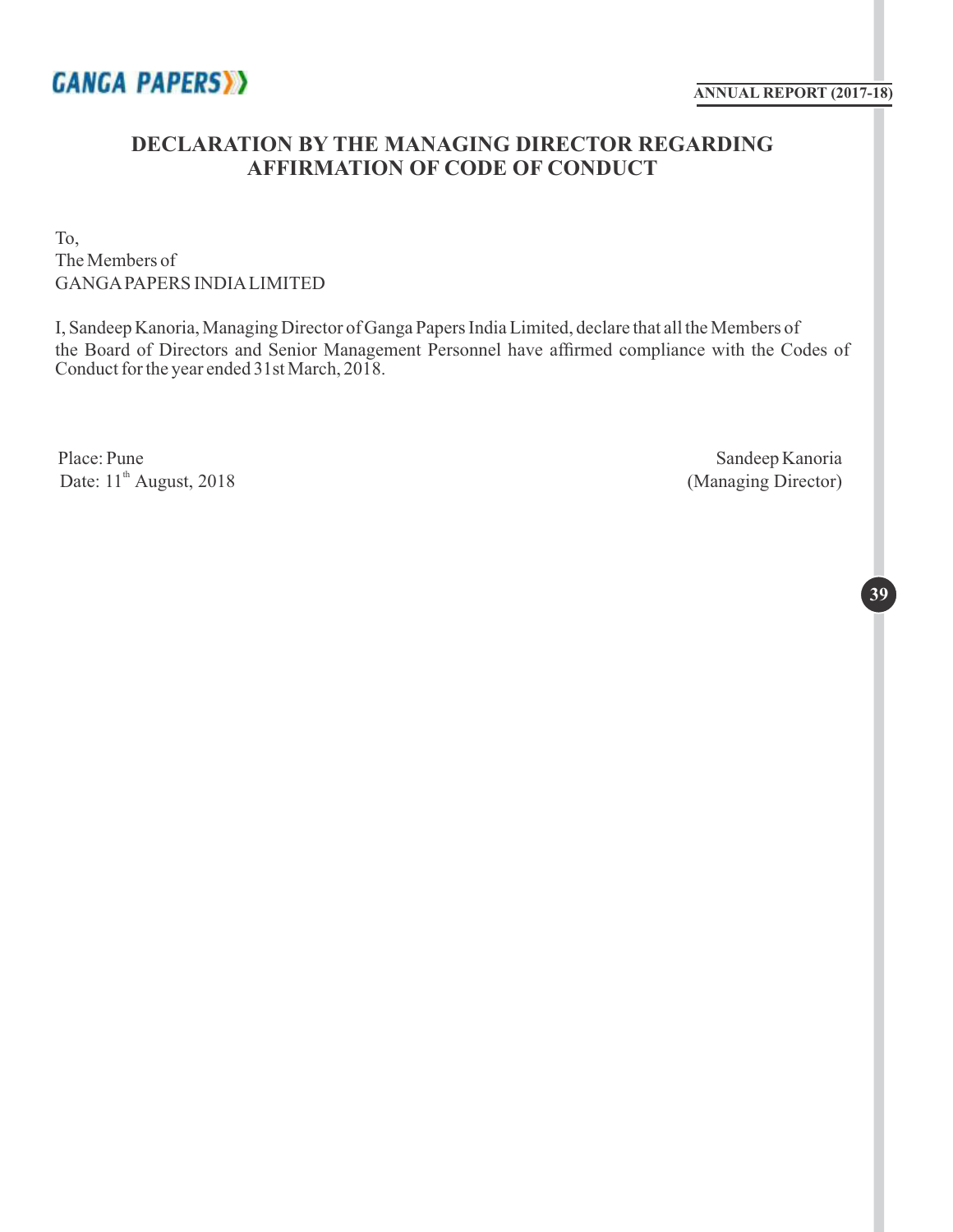# DECLARATION BY THE MANAGING DIRECTOR REGARDING AFFIRMATION OF CODE OF CONDUCT

To,
The Members of
GANGA PAPERS INDIA LIMITED

I, Sandeep Kanoria, Managing Director of Ganga Papers India Limited, declare that all the Members of the Board of Directors and Senior Management Personnel have affirmed compliance with the Codes of Conduct for the year ended 31st March, 2018.

Place: Pune
Date: 11th August, 2018

Sandeep Kanoria
(Managing Director)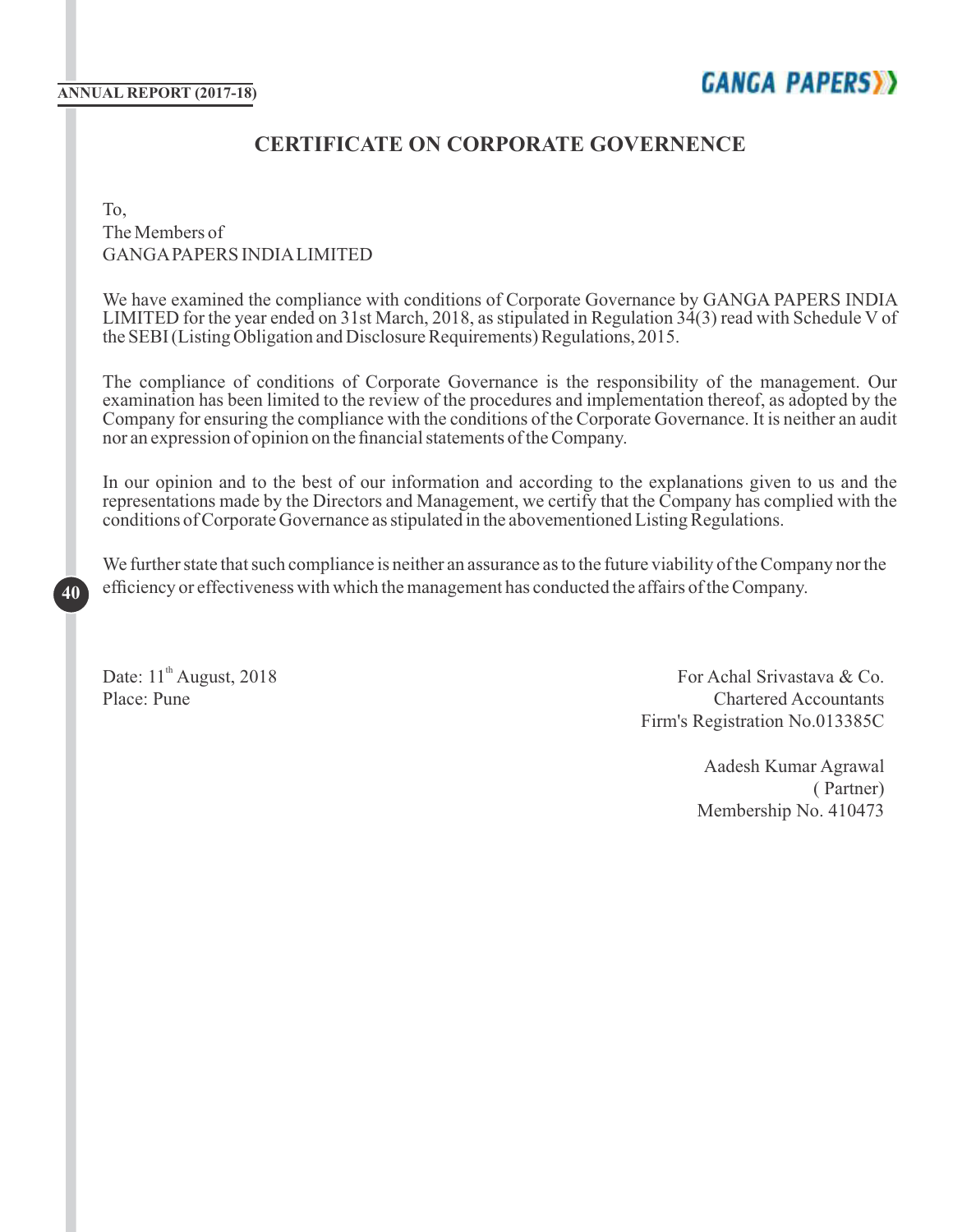# CERTIFICATE ON CORPORATE GOVERNENCE

To,
The Members of
GANGA PAPERS INDIA LIMITED

We have examined the compliance with conditions of Corporate Governance by GANGA PAPERS INDIA LIMITED for the year ended on 31st March, 2018, as stipulated in Regulation 34(3) read with Schedule V of the SEBI (Listing Obligation and Disclosure Requirements) Regulations, 2015.

The compliance of conditions of Corporate Governance is the responsibility of the management. Our examination has been limited to the review of the procedures and implementation thereof, as adopted by the Company for ensuring the compliance with the conditions of the Corporate Governance. It is neither an audit nor an expression of opinion on the financial statements of the Company.

In our opinion and to the best of our information and according to the explanations given to us and the representations made by the Directors and Management, we certify that the Company has complied with the conditions of Corporate Governance as stipulated in the abovementioned Listing Regulations.

We further state that such compliance is neither an assurance as to the future viability of the Company nor the efficiency or effectiveness with which the management has conducted the affairs of the Company.

Date: 11th August, 2018
Place: Pune

For Achal Srivastava & Co.
Chartered Accountants
Firm's Registration No.013385C

Aadesh Kumar Agrawal
( Partner)
Membership No. 410473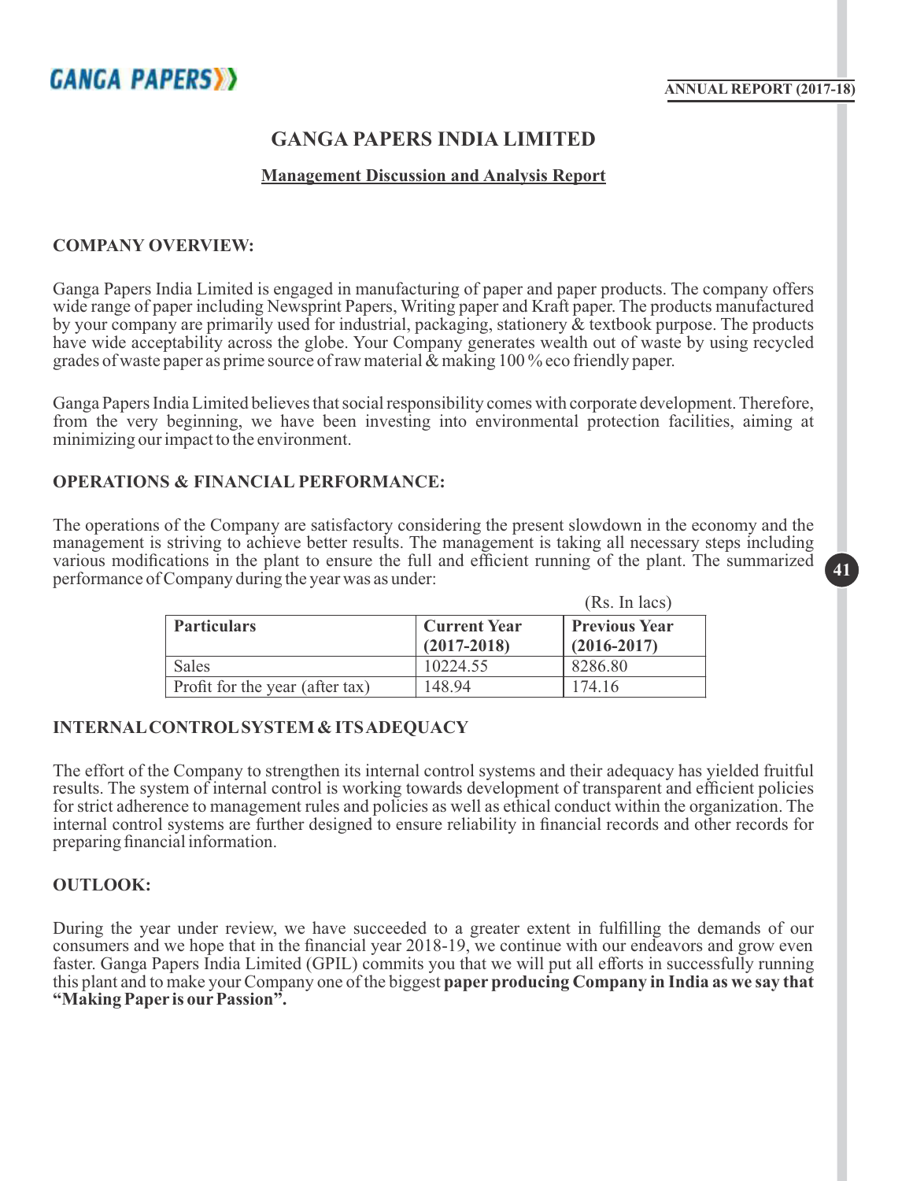# GANGA PAPERS INDIA LIMITED

## Management Discussion and Analysis Report

### COMPANY OVERVIEW:

Ganga Papers India Limited is engaged in manufacturing of paper and paper products. The company offers wide range of paper including Newsprint Papers, Writing paper and Kraft paper. The products manufactured by your company are primarily used for industrial, packaging, stationery & textbook purpose. The products have wide acceptability across the globe. Your Company generates wealth out of waste by using recycled grades of waste paper as prime source of raw material & making 100 % eco friendly paper.

Ganga Papers India Limited believes that social responsibility comes with corporate development. Therefore, from the very beginning, we have been investing into environmental protection facilities, aiming at minimizing our impact to the environment.

### OPERATIONS & FINANCIAL PERFORMANCE:

The operations of the Company are satisfactory considering the present slowdown in the economy and the management is striving to achieve better results. The management is taking all necessary steps including various modifications in the plant to ensure the full and efficient running of the plant. The summarized performance of Company during the year was as under:

(Rs. In lacs)

| Particulars | Current Year (2017-2018) | Previous Year (2016-2017) |
|---|---|---|
| Sales | 10224.55 | 8286.80 |
| Profit for the year (after tax) | 148.94 | 174.16 |

### INTERNAL CONTROL SYSTEM & ITS ADEQUACY

The effort of the Company to strengthen its internal control systems and their adequacy has yielded fruitful results. The system of internal control is working towards development of transparent and efficient policies for strict adherence to management rules and policies as well as ethical conduct within the organization. The internal control systems are further designed to ensure reliability in financial records and other records for preparing financial information.

### OUTLOOK:

During the year under review, we have succeeded to a greater extent in fulfilling the demands of our consumers and we hope that in the financial year 2018-19, we continue with our endeavors and grow even faster. Ganga Papers India Limited (GPIL) commits you that we will put all efforts in successfully running this plant and to make your Company one of the biggest **paper producing Company in India as we say that "Making Paper is our Passion".**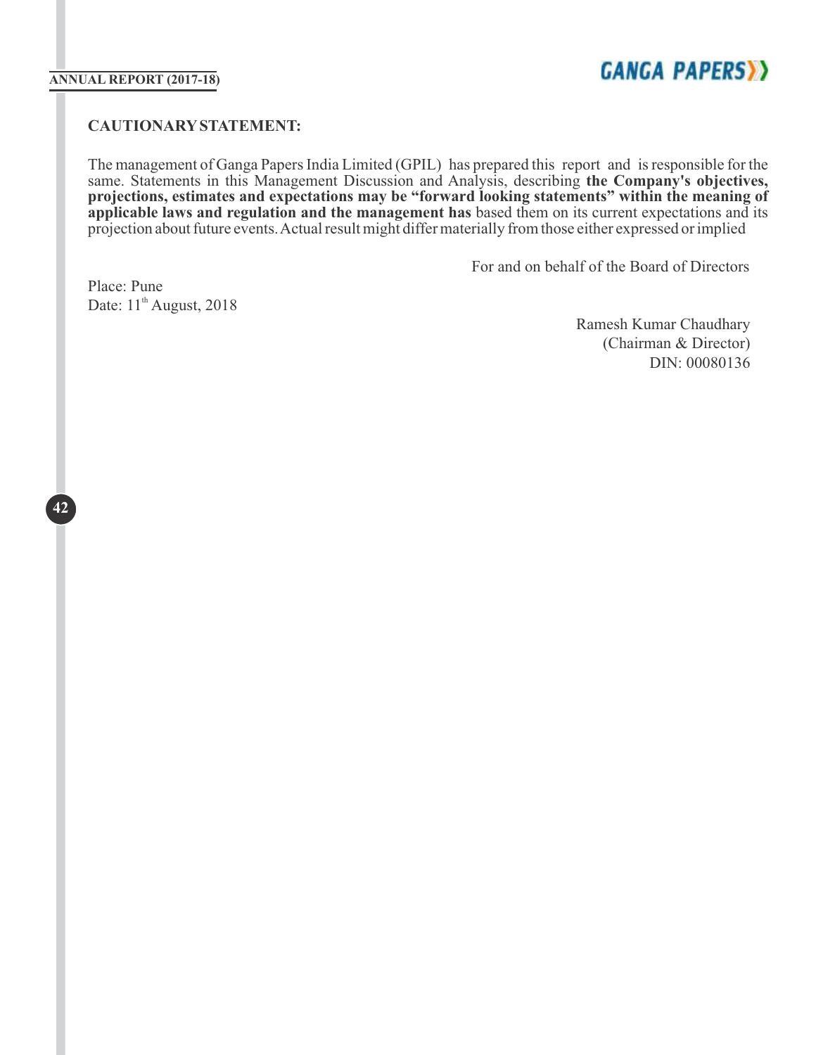### CAUTIONARY STATEMENT:

The management of Ganga Papers India Limited (GPIL) has prepared this report and is responsible for the same. Statements in this Management Discussion and Analysis, describing **the Company's objectives, projections, estimates and expectations may be "forward looking statements" within the meaning of applicable laws and regulation and the management has** based them on its current expectations and its projection about future events. Actual result might differ materially from those either expressed or implied

For and on behalf of the Board of Directors

Place: Pune
Date: 11th August, 2018

Ramesh Kumar Chaudhary
(Chairman & Director)
DIN: 00080136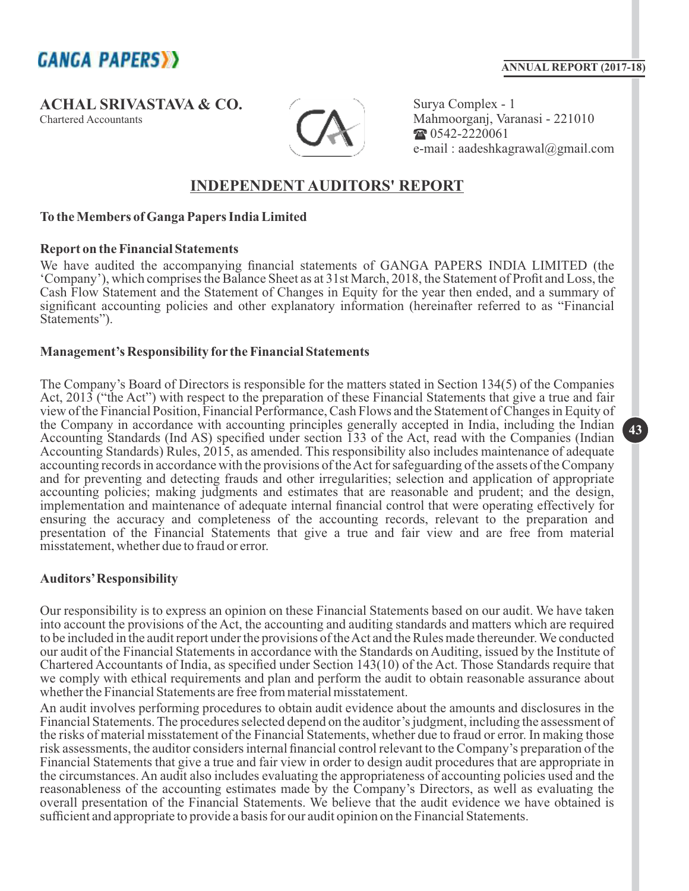**ACHAL SRIVASTAVA & CO.**
Chartered Accountants

Surya Complex - 1
Mahmoorganj, Varanasi - 221010
☎ 0542-2220061
e-mail : aadeshkagrawal@gmail.com

# INDEPENDENT AUDITORS' REPORT

**To the Members of Ganga Papers India Limited**

**Report on the Financial Statements**

We have audited the accompanying financial statements of GANGA PAPERS INDIA LIMITED (the 'Company'), which comprises the Balance Sheet as at 31st March, 2018, the Statement of Profit and Loss, the Cash Flow Statement and the Statement of Changes in Equity for the year then ended, and a summary of significant accounting policies and other explanatory information (hereinafter referred to as "Financial Statements").

**Management's Responsibility for the Financial Statements**

The Company's Board of Directors is responsible for the matters stated in Section 134(5) of the Companies Act, 2013 ("the Act") with respect to the preparation of these Financial Statements that give a true and fair view of the Financial Position, Financial Performance, Cash Flows and the Statement of Changes in Equity of the Company in accordance with accounting principles generally accepted in India, including the Indian Accounting Standards (Ind AS) specified under section 133 of the Act, read with the Companies (Indian Accounting Standards) Rules, 2015, as amended. This responsibility also includes maintenance of adequate accounting records in accordance with the provisions of the Act for safeguarding of the assets of the Company and for preventing and detecting frauds and other irregularities; selection and application of appropriate accounting policies; making judgments and estimates that are reasonable and prudent; and the design, implementation and maintenance of adequate internal financial control that were operating effectively for ensuring the accuracy and completeness of the accounting records, relevant to the preparation and presentation of the Financial Statements that give a true and fair view and are free from material misstatement, whether due to fraud or error.

**Auditors' Responsibility**

Our responsibility is to express an opinion on these Financial Statements based on our audit. We have taken into account the provisions of the Act, the accounting and auditing standards and matters which are required to be included in the audit report under the provisions of the Act and the Rules made thereunder. We conducted our audit of the Financial Statements in accordance with the Standards on Auditing, issued by the Institute of Chartered Accountants of India, as specified under Section 143(10) of the Act. Those Standards require that we comply with ethical requirements and plan and perform the audit to obtain reasonable assurance about whether the Financial Statements are free from material misstatement.

An audit involves performing procedures to obtain audit evidence about the amounts and disclosures in the Financial Statements. The procedures selected depend on the auditor's judgment, including the assessment of the risks of material misstatement of the Financial Statements, whether due to fraud or error. In making those risk assessments, the auditor considers internal financial control relevant to the Company's preparation of the Financial Statements that give a true and fair view in order to design audit procedures that are appropriate in the circumstances. An audit also includes evaluating the appropriateness of accounting policies used and the reasonableness of the accounting estimates made by the Company's Directors, as well as evaluating the overall presentation of the Financial Statements. We believe that the audit evidence we have obtained is sufficient and appropriate to provide a basis for our audit opinion on the Financial Statements.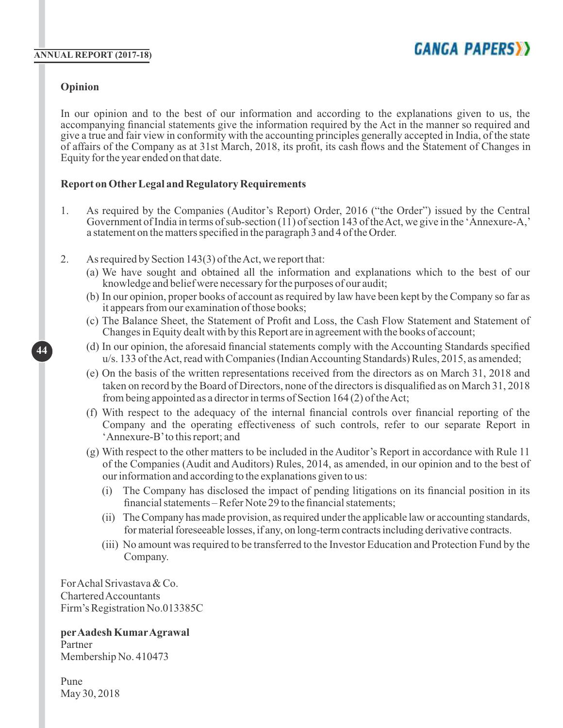## Opinion

In our opinion and to the best of our information and according to the explanations given to us, the accompanying financial statements give the information required by the Act in the manner so required and give a true and fair view in conformity with the accounting principles generally accepted in India, of the state of affairs of the Company as at 31st March, 2018, its profit, its cash flows and the Statement of Changes in Equity for the year ended on that date.

## Report on Other Legal and Regulatory Requirements

1. As required by the Companies (Auditor's Report) Order, 2016 ("the Order") issued by the Central Government of India in terms of sub-section (11) of section 143 of the Act, we give in the 'Annexure-A,' a statement on the matters specified in the paragraph 3 and 4 of the Order.

2. As required by Section 143(3) of the Act, we report that:
   - (a) We have sought and obtained all the information and explanations which to the best of our knowledge and belief were necessary for the purposes of our audit;
   - (b) In our opinion, proper books of account as required by law have been kept by the Company so far as it appears from our examination of those books;
   - (c) The Balance Sheet, the Statement of Profit and Loss, the Cash Flow Statement and Statement of Changes in Equity dealt with by this Report are in agreement with the books of account;
   - (d) In our opinion, the aforesaid financial statements comply with the Accounting Standards specified u/s. 133 of the Act, read with Companies (Indian Accounting Standards) Rules, 2015, as amended;
   - (e) On the basis of the written representations received from the directors as on March 31, 2018 and taken on record by the Board of Directors, none of the directors is disqualified as on March 31, 2018 from being appointed as a director in terms of Section 164 (2) of the Act;
   - (f) With respect to the adequacy of the internal financial controls over financial reporting of the Company and the operating effectiveness of such controls, refer to our separate Report in 'Annexure-B' to this report; and
   - (g) With respect to the other matters to be included in the Auditor's Report in accordance with Rule 11 of the Companies (Audit and Auditors) Rules, 2014, as amended, in our opinion and to the best of our information and according to the explanations given to us:
     - (i) The Company has disclosed the impact of pending litigations on its financial position in its financial statements – Refer Note 29 to the financial statements;
     - (ii) The Company has made provision, as required under the applicable law or accounting standards, for material foreseeable losses, if any, on long-term contracts including derivative contracts.
     - (iii) No amount was required to be transferred to the Investor Education and Protection Fund by the Company.

For Achal Srivastava & Co.
Chartered Accountants
Firm's Registration No.013385C

**per Aadesh Kumar Agrawal**
Partner
Membership No. 410473

Pune
May 30, 2018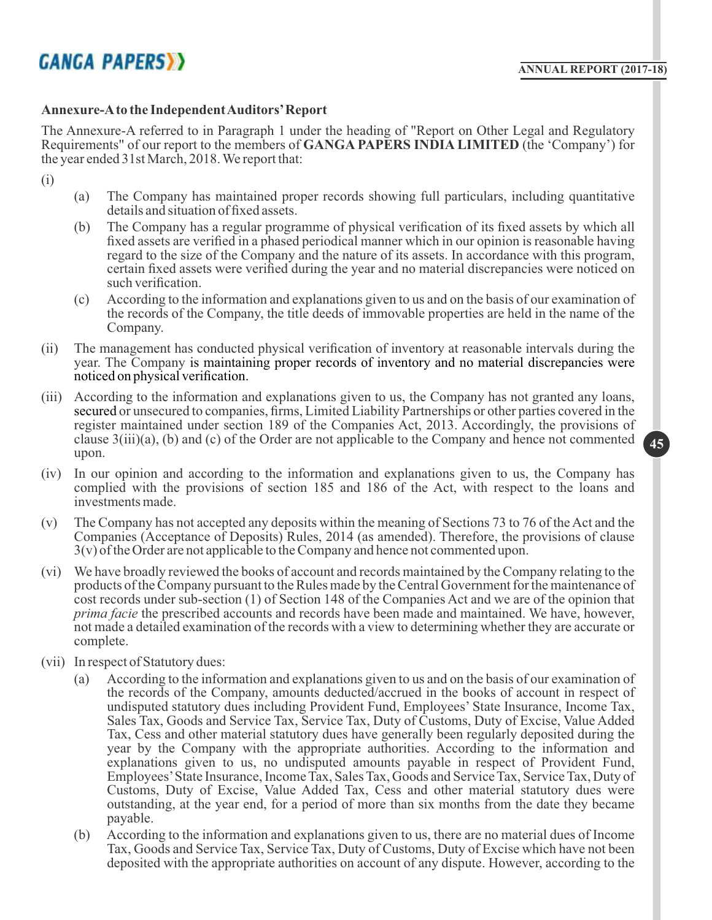### Annexure-A to the Independent Auditors' Report

The Annexure-A referred to in Paragraph 1 under the heading of "Report on Other Legal and Regulatory Requirements" of our report to the members of **GANGA PAPERS INDIA LIMITED** (the 'Company') for the year ended 31st March, 2018. We report that:

(i)

(a) The Company has maintained proper records showing full particulars, including quantitative details and situation of fixed assets.

(b) The Company has a regular programme of physical verification of its fixed assets by which all fixed assets are verified in a phased periodical manner which in our opinion is reasonable having regard to the size of the Company and the nature of its assets. In accordance with this program, certain fixed assets were verified during the year and no material discrepancies were noticed on such verification.

(c) According to the information and explanations given to us and on the basis of our examination of the records of the Company, the title deeds of immovable properties are held in the name of the Company.

(ii) The management has conducted physical verification of inventory at reasonable intervals during the year. The Company is maintaining proper records of inventory and no material discrepancies were noticed on physical verification.

(iii) According to the information and explanations given to us, the Company has not granted any loans, secured or unsecured to companies, firms, Limited Liability Partnerships or other parties covered in the register maintained under section 189 of the Companies Act, 2013. Accordingly, the provisions of clause 3(iii)(a), (b) and (c) of the Order are not applicable to the Company and hence not commented upon.

(iv) In our opinion and according to the information and explanations given to us, the Company has complied with the provisions of section 185 and 186 of the Act, with respect to the loans and investments made.

(v) The Company has not accepted any deposits within the meaning of Sections 73 to 76 of the Act and the Companies (Acceptance of Deposits) Rules, 2014 (as amended). Therefore, the provisions of clause 3(v) of the Order are not applicable to the Company and hence not commented upon.

(vi) We have broadly reviewed the books of account and records maintained by the Company relating to the products of the Company pursuant to the Rules made by the Central Government for the maintenance of cost records under sub-section (1) of Section 148 of the Companies Act and we are of the opinion that *prima facie* the prescribed accounts and records have been made and maintained. We have, however, not made a detailed examination of the records with a view to determining whether they are accurate or complete.

(vii) In respect of Statutory dues:

(a) According to the information and explanations given to us and on the basis of our examination of the records of the Company, amounts deducted/accrued in the books of account in respect of undisputed statutory dues including Provident Fund, Employees' State Insurance, Income Tax, Sales Tax, Goods and Service Tax, Service Tax, Duty of Customs, Duty of Excise, Value Added Tax, Cess and other material statutory dues have generally been regularly deposited during the year by the Company with the appropriate authorities. According to the information and explanations given to us, no undisputed amounts payable in respect of Provident Fund, Employees' State Insurance, Income Tax, Sales Tax, Goods and Service Tax, Service Tax, Duty of Customs, Duty of Excise, Value Added Tax, Cess and other material statutory dues were outstanding, at the year end, for a period of more than six months from the date they became payable.

(b) According to the information and explanations given to us, there are no material dues of Income Tax, Goods and Service Tax, Service Tax, Duty of Customs, Duty of Excise which have not been deposited with the appropriate authorities on account of any dispute. However, according to the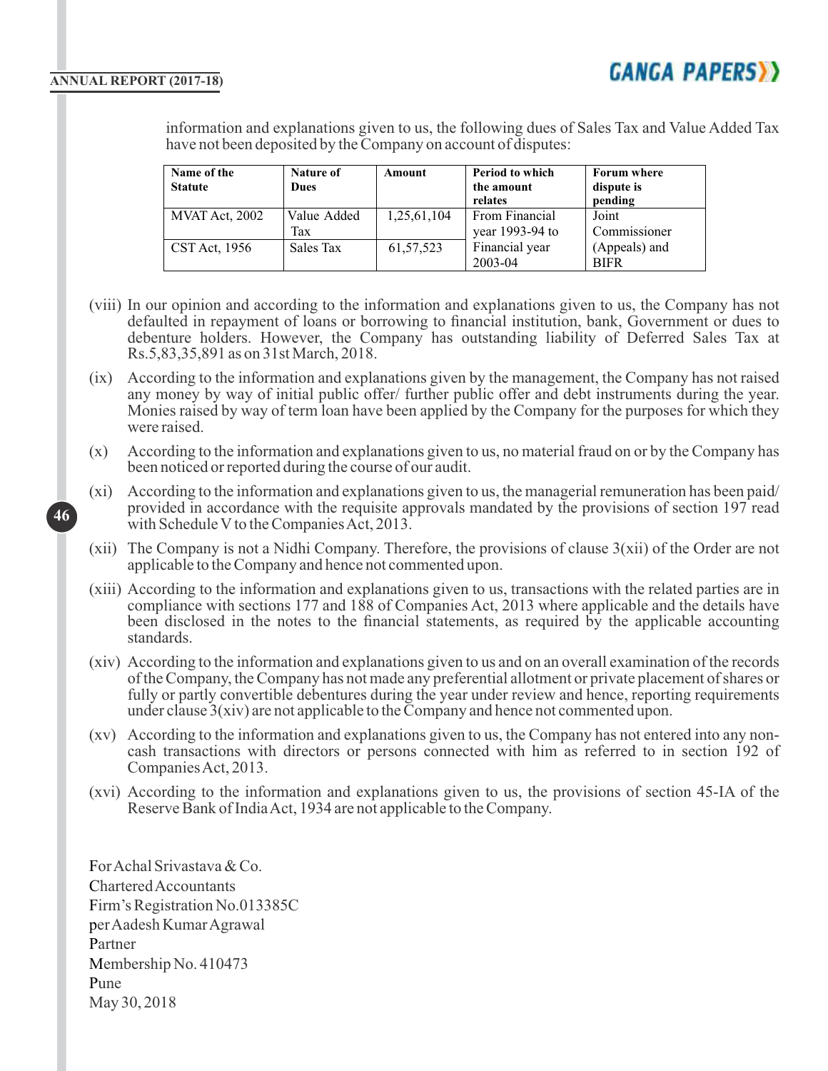information and explanations given to us, the following dues of Sales Tax and Value Added Tax have not been deposited by the Company on account of disputes:

| Name of the Statute | Nature of Dues | Amount | Period to which the amount relates | Forum where dispute is pending |
|---|---|---|---|---|
| MVAT Act, 2002 | Value Added Tax | 1,25,61,104 | From Financial year 1993-94 to Financial year 2003-04 | Joint Commissioner (Appeals) and BIFR |
| CST Act, 1956 | Sales Tax | 61,57,523 | | |

(viii) In our opinion and according to the information and explanations given to us, the Company has not defaulted in repayment of loans or borrowing to financial institution, bank, Government or dues to debenture holders. However, the Company has outstanding liability of Deferred Sales Tax at Rs.5,83,35,891 as on 31st March, 2018.

(ix) According to the information and explanations given by the management, the Company has not raised any money by way of initial public offer/ further public offer and debt instruments during the year. Monies raised by way of term loan have been applied by the Company for the purposes for which they were raised.

(x) According to the information and explanations given to us, no material fraud on or by the Company has been noticed or reported during the course of our audit.

(xi) According to the information and explanations given to us, the managerial remuneration has been paid/ provided in accordance with the requisite approvals mandated by the provisions of section 197 read with Schedule V to the Companies Act, 2013.

(xii) The Company is not a Nidhi Company. Therefore, the provisions of clause 3(xii) of the Order are not applicable to the Company and hence not commented upon.

(xiii) According to the information and explanations given to us, transactions with the related parties are in compliance with sections 177 and 188 of Companies Act, 2013 where applicable and the details have been disclosed in the notes to the financial statements, as required by the applicable accounting standards.

(xiv) According to the information and explanations given to us and on an overall examination of the records of the Company, the Company has not made any preferential allotment or private placement of shares or fully or partly convertible debentures during the year under review and hence, reporting requirements under clause 3(xiv) are not applicable to the Company and hence not commented upon.

(xv) According to the information and explanations given to us, the Company has not entered into any non-cash transactions with directors or persons connected with him as referred to in section 192 of Companies Act, 2013.

(xvi) According to the information and explanations given to us, the provisions of section 45-IA of the Reserve Bank of India Act, 1934 are not applicable to the Company.

For Achal Srivastava & Co.
Chartered Accountants
Firm's Registration No.013385C
per Aadesh Kumar Agrawal
Partner
Membership No. 410473
Pune
May 30, 2018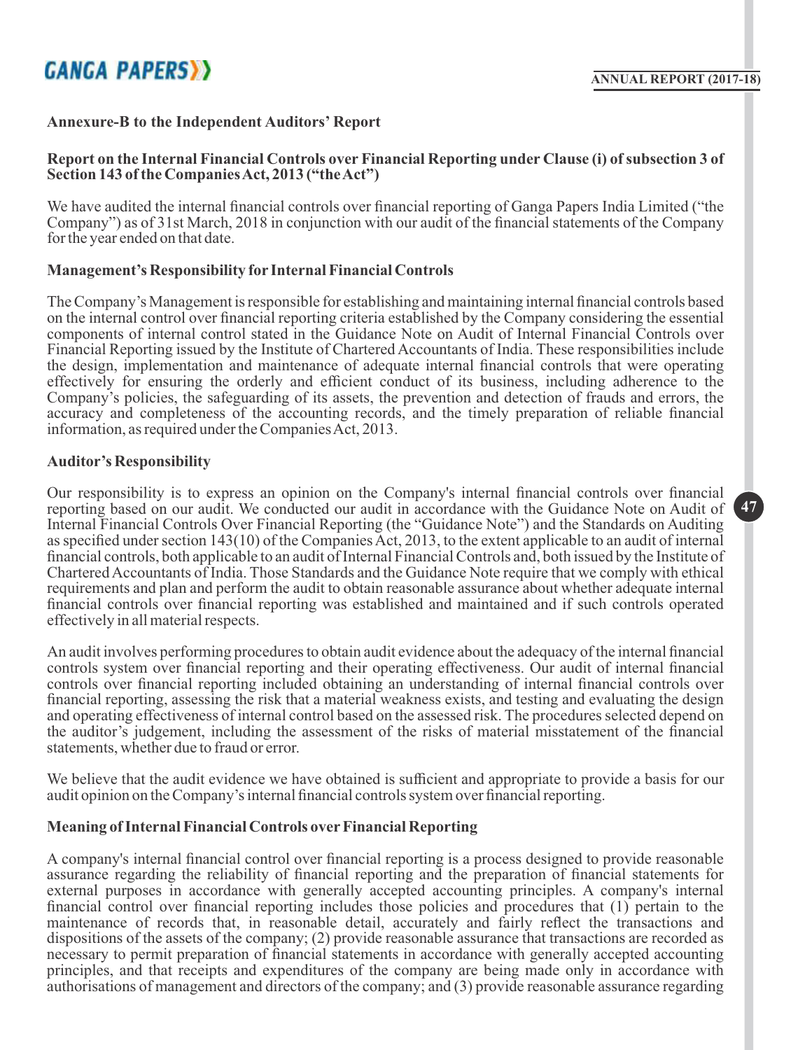### Annexure-B to the Independent Auditors' Report

#### Report on the Internal Financial Controls over Financial Reporting under Clause (i) of subsection 3 of Section 143 of the Companies Act, 2013 ("the Act")

We have audited the internal financial controls over financial reporting of Ganga Papers India Limited ("the Company") as of 31st March, 2018 in conjunction with our audit of the financial statements of the Company for the year ended on that date.

#### Management's Responsibility for Internal Financial Controls

The Company's Management is responsible for establishing and maintaining internal financial controls based on the internal control over financial reporting criteria established by the Company considering the essential components of internal control stated in the Guidance Note on Audit of Internal Financial Controls over Financial Reporting issued by the Institute of Chartered Accountants of India. These responsibilities include the design, implementation and maintenance of adequate internal financial controls that were operating effectively for ensuring the orderly and efficient conduct of its business, including adherence to the Company's policies, the safeguarding of its assets, the prevention and detection of frauds and errors, the accuracy and completeness of the accounting records, and the timely preparation of reliable financial information, as required under the Companies Act, 2013.

#### Auditor's Responsibility

Our responsibility is to express an opinion on the Company's internal financial controls over financial reporting based on our audit. We conducted our audit in accordance with the Guidance Note on Audit of Internal Financial Controls Over Financial Reporting (the "Guidance Note") and the Standards on Auditing as specified under section 143(10) of the Companies Act, 2013, to the extent applicable to an audit of internal financial controls, both applicable to an audit of Internal Financial Controls and, both issued by the Institute of Chartered Accountants of India. Those Standards and the Guidance Note require that we comply with ethical requirements and plan and perform the audit to obtain reasonable assurance about whether adequate internal financial controls over financial reporting was established and maintained and if such controls operated effectively in all material respects.

An audit involves performing procedures to obtain audit evidence about the adequacy of the internal financial controls system over financial reporting and their operating effectiveness. Our audit of internal financial controls over financial reporting included obtaining an understanding of internal financial controls over financial reporting, assessing the risk that a material weakness exists, and testing and evaluating the design and operating effectiveness of internal control based on the assessed risk. The procedures selected depend on the auditor's judgement, including the assessment of the risks of material misstatement of the financial statements, whether due to fraud or error.

We believe that the audit evidence we have obtained is sufficient and appropriate to provide a basis for our audit opinion on the Company's internal financial controls system over financial reporting.

#### Meaning of Internal Financial Controls over Financial Reporting

A company's internal financial control over financial reporting is a process designed to provide reasonable assurance regarding the reliability of financial reporting and the preparation of financial statements for external purposes in accordance with generally accepted accounting principles. A company's internal financial control over financial reporting includes those policies and procedures that (1) pertain to the maintenance of records that, in reasonable detail, accurately and fairly reflect the transactions and dispositions of the assets of the company; (2) provide reasonable assurance that transactions are recorded as necessary to permit preparation of financial statements in accordance with generally accepted accounting principles, and that receipts and expenditures of the company are being made only in accordance with authorisations of management and directors of the company; and (3) provide reasonable assurance regarding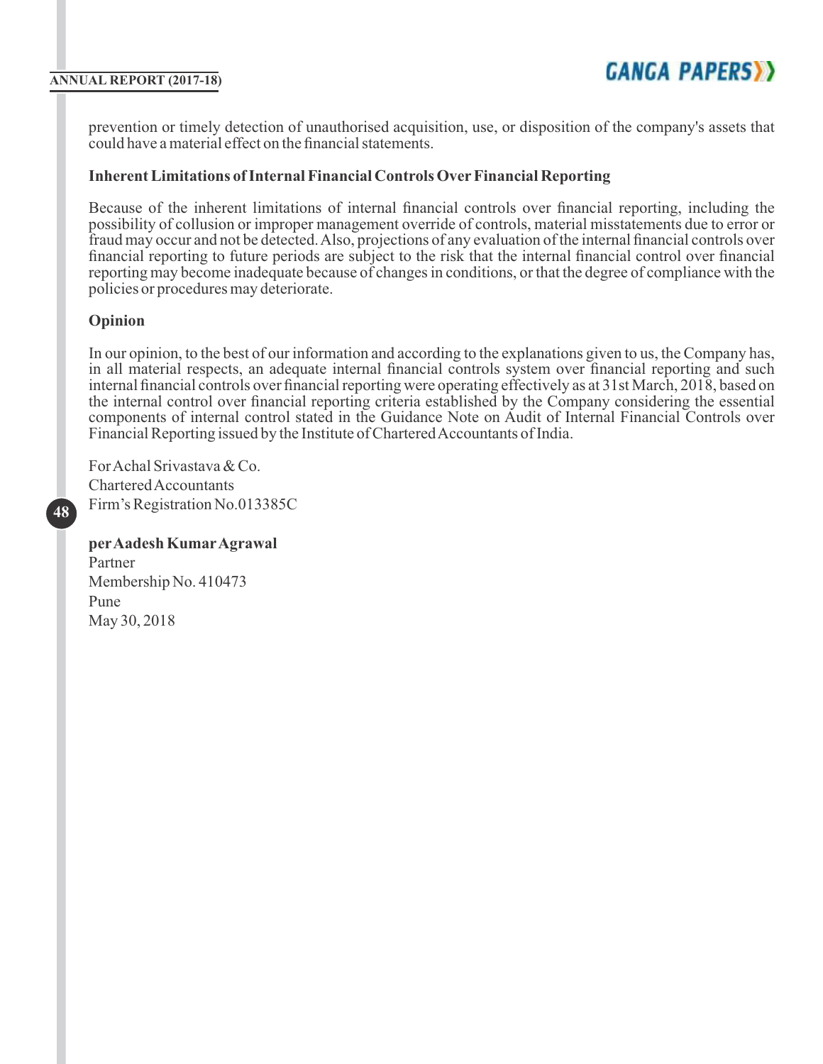prevention or timely detection of unauthorised acquisition, use, or disposition of the company's assets that could have a material effect on the financial statements.

**Inherent Limitations of Internal Financial Controls Over Financial Reporting**

Because of the inherent limitations of internal financial controls over financial reporting, including the possibility of collusion or improper management override of controls, material misstatements due to error or fraud may occur and not be detected. Also, projections of any evaluation of the internal financial controls over financial reporting to future periods are subject to the risk that the internal financial control over financial reporting may become inadequate because of changes in conditions, or that the degree of compliance with the policies or procedures may deteriorate.

**Opinion**

In our opinion, to the best of our information and according to the explanations given to us, the Company has, in all material respects, an adequate internal financial controls system over financial reporting and such internal financial controls over financial reporting were operating effectively as at 31st March, 2018, based on the internal control over financial reporting criteria established by the Company considering the essential components of internal control stated in the Guidance Note on Audit of Internal Financial Controls over Financial Reporting issued by the Institute of Chartered Accountants of India.

For Achal Srivastava & Co.
Chartered Accountants
Firm's Registration No.013385C

**per Aadesh Kumar Agrawal**
Partner
Membership No. 410473
Pune
May 30, 2018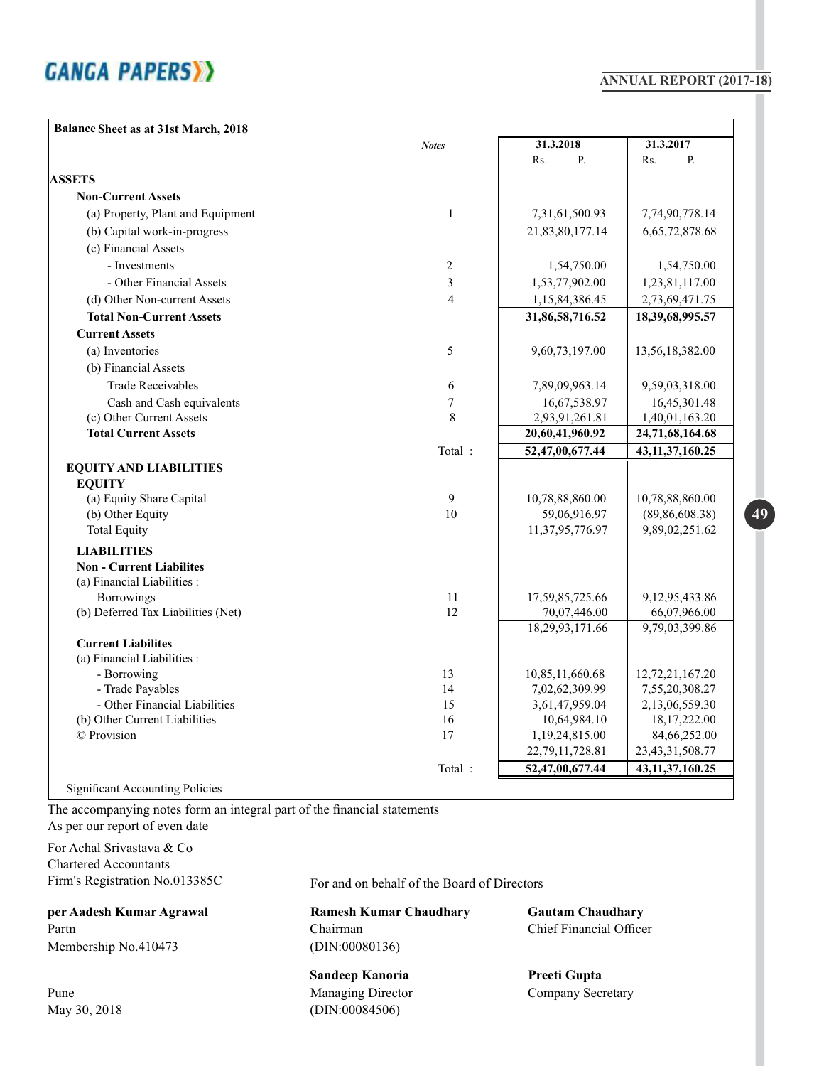| Balance Sheet as at 31st March, 2018 | Notes | 31.3.2018 Rs. P. | 31.3.2017 Rs. P. |
|---|---|---|---|
| **ASSETS** | | | |
| **Non-Current Assets** | | | |
| (a) Property, Plant and Equipment | 1 | 7,31,61,500.93 | 7,74,90,778.14 |
| (b) Capital work-in-progress | | 21,83,80,177.14 | 6,65,72,878.68 |
| (c) Financial Assets | | | |
| - Investments | 2 | 1,54,750.00 | 1,54,750.00 |
| - Other Financial Assets | 3 | 1,53,77,902.00 | 1,23,81,117.00 |
| (d) Other Non-current Assets | 4 | 1,15,84,386.45 | 2,73,69,471.75 |
| **Total Non-Current Assets** | | **31,86,58,716.52** | **18,39,68,995.57** |
| **Current Assets** | | | |
| (a) Inventories | 5 | 9,60,73,197.00 | 13,56,18,382.00 |
| (b) Financial Assets | | | |
| Trade Receivables | 6 | 7,89,09,963.14 | 9,59,03,318.00 |
| Cash and Cash equivalents | 7 | 16,67,538.97 | 16,45,301.48 |
| (c) Other Current Assets | 8 | 2,93,91,261.81 | 1,40,01,163.20 |
| **Total Current Assets** | | **20,60,41,960.92** | **24,71,68,164.68** |
| | Total : | **52,47,00,677.44** | **43,11,37,160.25** |
| **EQUITY AND LIABILITIES** | | | |
| **EQUITY** | | | |
| (a) Equity Share Capital | 9 | 10,78,88,860.00 | 10,78,88,860.00 |
| (b) Other Equity | 10 | 59,06,916.97 | (89,86,608.38) |
| Total Equity | | 11,37,95,776.97 | 9,89,02,251.62 |
| **LIABILITIES** | | | |
| **Non - Current Liabilites** | | | |
| (a) Financial Liabilities : | | | |
| Borrowings | 11 | 17,59,85,725.66 | 9,12,95,433.86 |
| (b) Deferred Tax Liabilities (Net) | 12 | 70,07,446.00 | 66,07,966.00 |
| | | 18,29,93,171.66 | 9,79,03,399.86 |
| **Current Liabilites** | | | |
| (a) Financial Liabilities : | | | |
| - Borrowing | 13 | 10,85,11,660.68 | 12,72,21,167.20 |
| - Trade Payables | 14 | 7,02,62,309.99 | 7,55,20,308.27 |
| - Other Financial Liabilities | 15 | 3,61,47,959.04 | 2,13,06,559.30 |
| (b) Other Current Liabilities | 16 | 10,64,984.10 | 18,17,222.00 |
| © Provision | 17 | 1,19,24,815.00 | 84,66,252.00 |
| | | 22,79,11,728.81 | 23,43,31,508.77 |
| | Total : | **52,47,00,677.44** | **43,11,37,160.25** |
| Significant Accounting Policies | | | |

The accompanying notes form an integral part of the financial statements

As per our report of even date

For Achal Srivastava & Co
Chartered Accountants
Firm's Registration No.013385C

For and on behalf of the Board of Directors

**per Aadesh Kumar Agrawal**
Partn
Membership No.410473

**Ramesh Kumar Chaudhary**
Chairman
(DIN:00080136)

**Gautam Chaudhary**
Chief Financial Officer

**Sandeep Kanoria**
Managing Director
(DIN:00084506)

**Preeti Gupta**
Company Secretary

Pune
May 30, 2018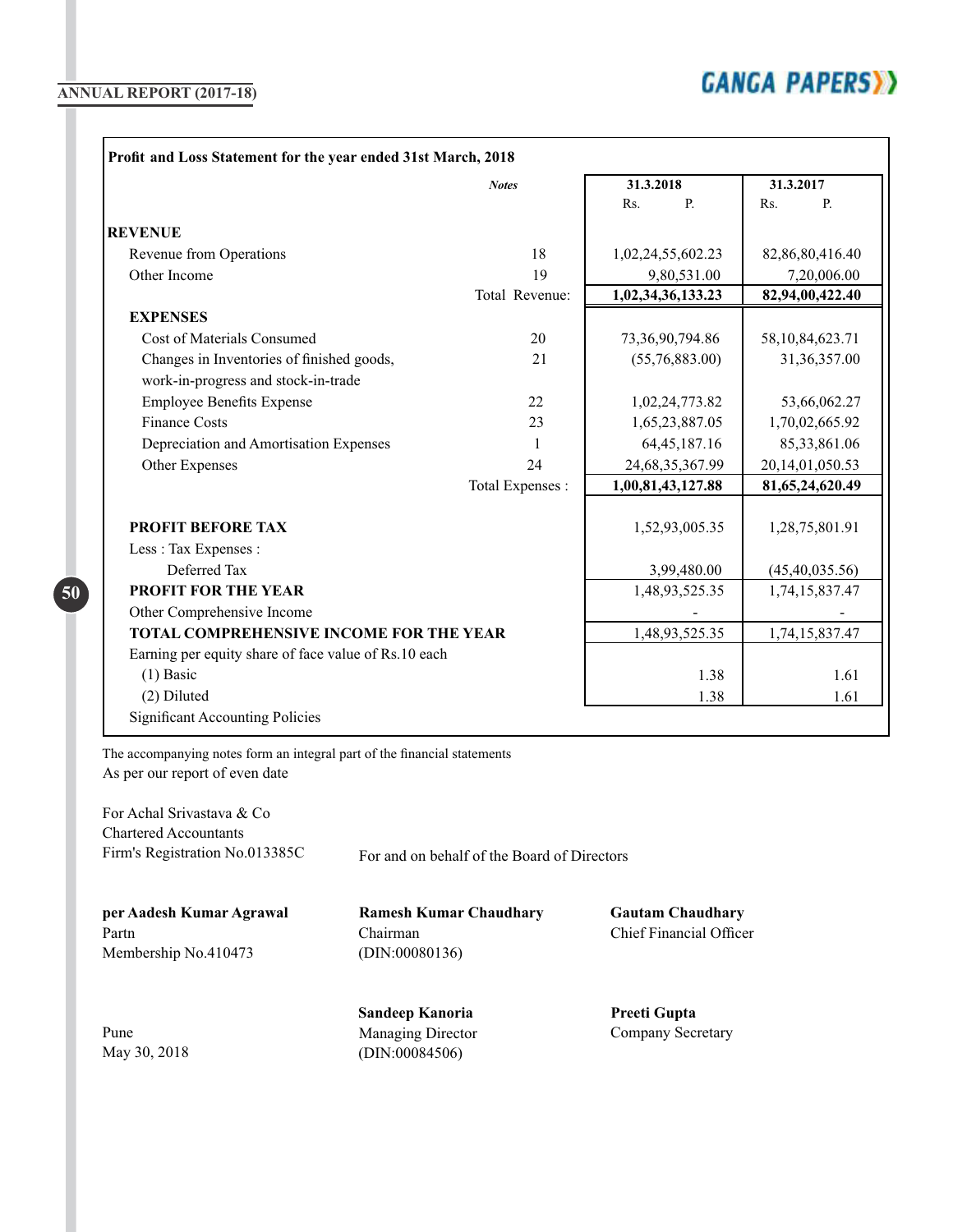**ANNUAL REPORT (2017-18)**

**GANGA PAPERS**

**Profit and Loss Statement for the year ended 31st March, 2018**

| | *Notes* | 31.3.2018<br>Rs. P. | 31.3.2017<br>Rs. P. |
|---|---|---|---|
| **REVENUE** | | | |
| Revenue from Operations | 18 | 1,02,24,55,602.23 | 82,86,80,416.40 |
| Other Income | 19 | 9,80,531.00 | 7,20,006.00 |
| | Total Revenue: | **1,02,34,36,133.23** | **82,94,00,422.40** |
| **EXPENSES** | | | |
| Cost of Materials Consumed | 20 | 73,36,90,794.86 | 58,10,84,623.71 |
| Changes in Inventories of finished goods, work-in-progress and stock-in-trade | 21 | (55,76,883.00) | 31,36,357.00 |
| Employee Benefits Expense | 22 | 1,02,24,773.82 | 53,66,062.27 |
| Finance Costs | 23 | 1,65,23,887.05 | 1,70,02,665.92 |
| Depreciation and Amortisation Expenses | 1 | 64,45,187.16 | 85,33,861.06 |
| Other Expenses | 24 | 24,68,35,367.99 | 20,14,01,050.53 |
| | Total Expenses : | **1,00,81,43,127.88** | **81,65,24,620.49** |
| **PROFIT BEFORE TAX** | | 1,52,93,005.35 | 1,28,75,801.91 |
| Less : Tax Expenses : | | | |
| Deferred Tax | | 3,99,480.00 | (45,40,035.56) |
| **PROFIT FOR THE YEAR** | | 1,48,93,525.35 | 1,74,15,837.47 |
| Other Comprehensive Income | | - | - |
| **TOTAL COMPREHENSIVE INCOME FOR THE YEAR** | | 1,48,93,525.35 | 1,74,15,837.47 |
| Earning per equity share of face value of Rs.10 each | | | |
| (1) Basic | | 1.38 | 1.61 |
| (2) Diluted | | 1.38 | 1.61 |
| Significant Accounting Policies | | | |

The accompanying notes form an integral part of the financial statements

As per our report of even date

For Achal Srivastava & Co
Chartered Accountants
Firm's Registration No.013385C

For and on behalf of the Board of Directors

**per Aadesh Kumar Agrawal**
Partn
Membership No.410473

**Ramesh Kumar Chaudhary**
Chairman
(DIN:00080136)

**Gautam Chaudhary**
Chief Financial Officer

Pune
May 30, 2018

**Sandeep Kanoria**
Managing Director
(DIN:00084506)

**Preeti Gupta**
Company Secretary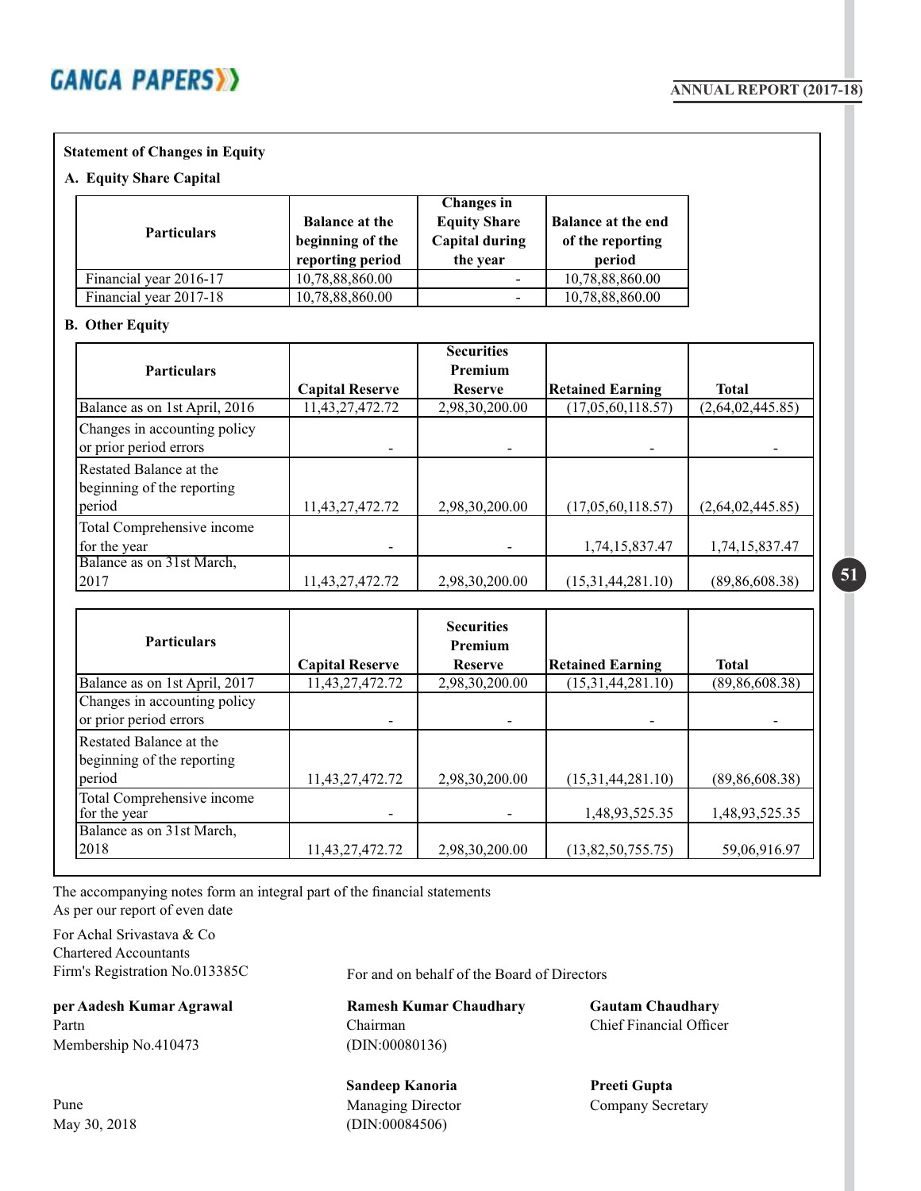## Statement of Changes in Equity

### A. Equity Share Capital

| Particulars | Balance at the beginning of the reporting period | Changes in Equity Share Capital during the year | Balance at the end of the reporting period |
|---|---|---|---|
| Financial year 2016-17 | 10,78,88,860.00 | - | 10,78,88,860.00 |
| Financial year 2017-18 | 10,78,88,860.00 | - | 10,78,88,860.00 |

### B. Other Equity

| Particulars | Capital Reserve | Securities Premium Reserve | Retained Earning | Total |
|---|---|---|---|---|
| Balance as on 1st April, 2016 | 11,43,27,472.72 | 2,98,30,200.00 | (17,05,60,118.57) | (2,64,02,445.85) |
| Changes in accounting policy or prior period errors | - | - | - | - |
| Restated Balance at the beginning of the reporting period | 11,43,27,472.72 | 2,98,30,200.00 | (17,05,60,118.57) | (2,64,02,445.85) |
| Total Comprehensive income for the year | - | - | 1,74,15,837.47 | 1,74,15,837.47 |
| Balance as on 31st March, 2017 | 11,43,27,472.72 | 2,98,30,200.00 | (15,31,44,281.10) | (89,86,608.38) |

| Particulars | Capital Reserve | Securities Premium Reserve | Retained Earning | Total |
|---|---|---|---|---|
| Balance as on 1st April, 2017 | 11,43,27,472.72 | 2,98,30,200.00 | (15,31,44,281.10) | (89,86,608.38) |
| Changes in accounting policy or prior period errors | - | - | - | - |
| Restated Balance at the beginning of the reporting period | 11,43,27,472.72 | 2,98,30,200.00 | (15,31,44,281.10) | (89,86,608.38) |
| Total Comprehensive income for the year | - | - | 1,48,93,525.35 | 1,48,93,525.35 |
| Balance as on 31st March, 2018 | 11,43,27,472.72 | 2,98,30,200.00 | (13,82,50,755.75) | 59,06,916.97 |

The accompanying notes form an integral part of the financial statements
As per our report of even date

For Achal Srivastava & Co
Chartered Accountants
Firm's Registration No.013385C

For and on behalf of the Board of Directors

**per Aadesh Kumar Agrawal**
Partn
Membership No.410473

**Ramesh Kumar Chaudhary**
Chairman
(DIN:00080136)

**Gautam Chaudhary**
Chief Financial Officer

**Sandeep Kanoria**
Managing Director
(DIN:00084506)

**Preeti Gupta**
Company Secretary

Pune
May 30, 2018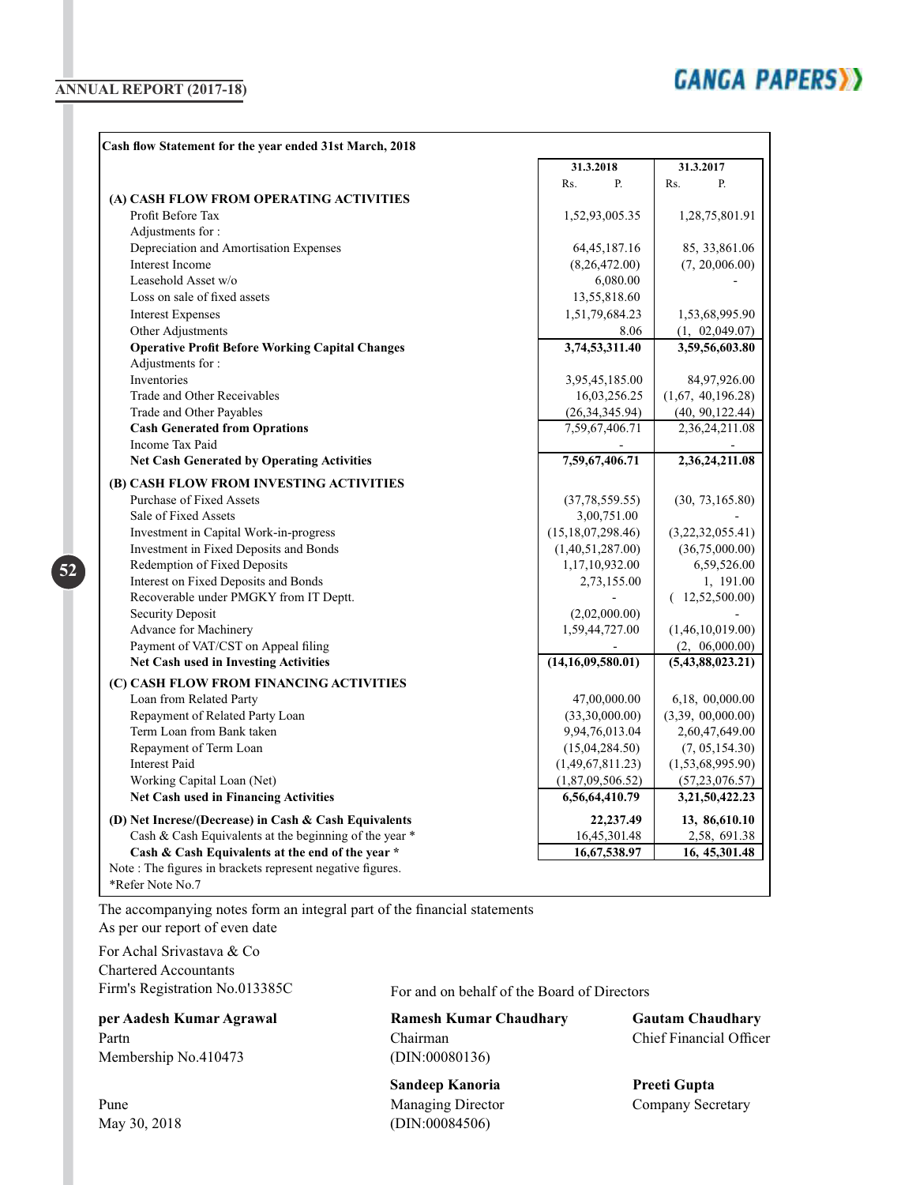## Cash flow Statement for the year ended 31st March, 2018

| | 31.3.2018 | 31.3.2017 |
|---|---|---|
| | Rs. P. | Rs. P. |
| **(A) CASH FLOW FROM OPERATING ACTIVITIES** | | |
| Profit Before Tax | 1,52,93,005.35 | 1,28,75,801.91 |
| Adjustments for : | | |
| Depreciation and Amortisation Expenses | 64,45,187.16 | 85, 33,861.06 |
| Interest Income | (8,26,472.00) | (7, 20,006.00) |
| Leasehold Asset w/o | 6,080.00 | - |
| Loss on sale of fixed assets | 13,55,818.60 | |
| Interest Expenses | 1,51,79,684.23 | 1,53,68,995.90 |
| Other Adjustments | 8.06 | (1, 02,049.07) |
| **Operative Profit Before Working Capital Changes** | **3,74,53,311.40** | **3,59,56,603.80** |
| Adjustments for : | | |
| Inventories | 3,95,45,185.00 | 84,97,926.00 |
| Trade and Other Receivables | 16,03,256.25 | (1,67, 40,196.28) |
| Trade and Other Payables | (26,34,345.94) | (40, 90,122.44) |
| **Cash Generated from Oprations** | 7,59,67,406.71 | 2,36,24,211.08 |
| Income Tax Paid | - | - |
| **Net Cash Generated by Operating Activities** | **7,59,67,406.71** | **2,36,24,211.08** |
| **(B) CASH FLOW FROM INVESTING ACTIVITIES** | | |
| Purchase of Fixed Assets | (37,78,559.55) | (30, 73,165.80) |
| Sale of Fixed Assets | 3,00,751.00 | - |
| Investment in Capital Work-in-progress | (15,18,07,298.46) | (3,22,32,055.41) |
| Investment in Fixed Deposits and Bonds | (1,40,51,287.00) | (36,75,000.00) |
| Redemption of Fixed Deposits | 1,17,10,932.00 | 6,59,526.00 |
| Interest on Fixed Deposits and Bonds | 2,73,155.00 | 1, 191.00 |
| Recoverable under PMGKY from IT Deptt. | - | ( 12,52,500.00) |
| Security Deposit | (2,02,000.00) | - |
| Advance for Machinery | 1,59,44,727.00 | (1,46,10,019.00) |
| Payment of VAT/CST on Appeal filing | - | (2, 06,000.00) |
| **Net Cash used in Investing Activities** | **(14,16,09,580.01)** | **(5,43,88,023.21)** |
| **(C) CASH FLOW FROM FINANCING ACTIVITIES** | | |
| Loan from Related Party | 47,00,000.00 | 6,18, 00,000.00 |
| Repayment of Related Party Loan | (33,30,000.00) | (3,39, 00,000.00) |
| Term Loan from Bank taken | 9,94,76,013.04 | 2,60,47,649.00 |
| Repayment of Term Loan | (15,04,284.50) | (7, 05,154.30) |
| Interest Paid | (1,49,67,811.23) | (1,53,68,995.90) |
| Working Capital Loan (Net) | (1,87,09,506.52) | (57,23,076.57) |
| **Net Cash used in Financing Activities** | **6,56,64,410.79** | **3,21,50,422.23** |
| **(D) Net Increse/(Decrease) in Cash & Cash Equivalents** | **22,237.49** | **13, 86,610.10** |
| Cash & Cash Equivalents at the beginning of the year * | 16,45,301.48 | 2,58, 691.38 |
| **Cash & Cash Equivalents at the end of the year *** | **16,67,538.97** | **16, 45,301.48** |

Note : The figures in brackets represent negative figures.

*Refer Note No.7

The accompanying notes form an integral part of the financial statements

As per our report of even date

For Achal Srivastava & Co
Chartered Accountants
Firm's Registration No.013385C

For and on behalf of the Board of Directors

**per Aadesh Kumar Agrawal**
Partn
Membership No.410473

**Ramesh Kumar Chaudhary**
Chairman
(DIN:00080136)

**Gautam Chaudhary**
Chief Financial Officer

**Sandeep Kanoria**
Managing Director
(DIN:00084506)

**Preeti Gupta**
Company Secretary

Pune
May 30, 2018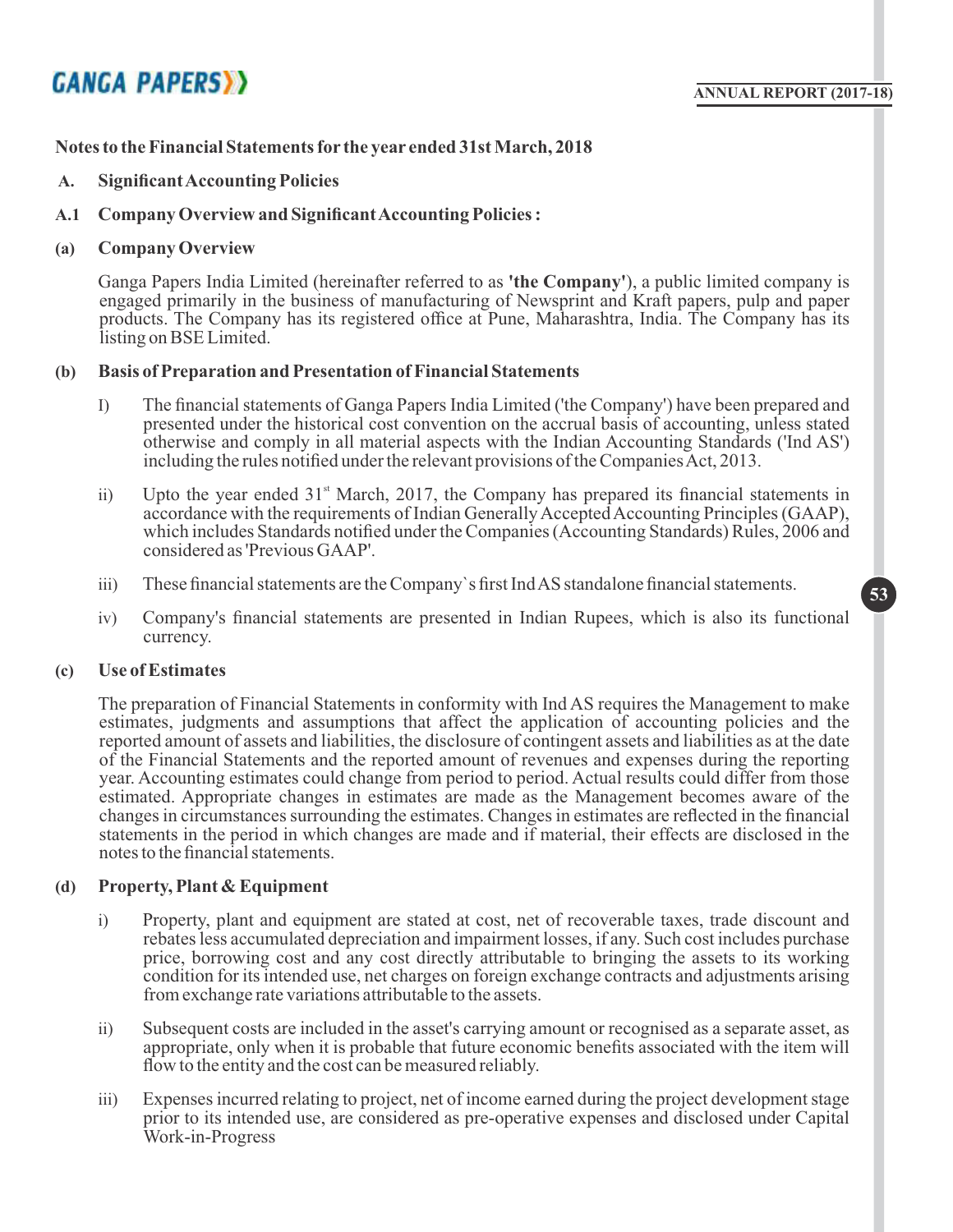## Notes to the Financial Statements for the year ended 31st March, 2018

### A. Significant Accounting Policies

### A.1 Company Overview and Significant Accounting Policies :

#### (a) Company Overview

Ganga Papers India Limited (hereinafter referred to as **'the Company'**), a public limited company is engaged primarily in the business of manufacturing of Newsprint and Kraft papers, pulp and paper products. The Company has its registered office at Pune, Maharashtra, India. The Company has its listing on BSE Limited.

#### (b) Basis of Preparation and Presentation of Financial Statements

I) The financial statements of Ganga Papers India Limited ('the Company') have been prepared and presented under the historical cost convention on the accrual basis of accounting, unless stated otherwise and comply in all material aspects with the Indian Accounting Standards ('Ind AS') including the rules notified under the relevant provisions of the Companies Act, 2013.

ii) Upto the year ended 31st March, 2017, the Company has prepared its financial statements in accordance with the requirements of Indian Generally Accepted Accounting Principles (GAAP), which includes Standards notified under the Companies (Accounting Standards) Rules, 2006 and considered as 'Previous GAAP'.

iii) These financial statements are the Company`s first Ind AS standalone financial statements.

iv) Company's financial statements are presented in Indian Rupees, which is also its functional currency.

#### (c) Use of Estimates

The preparation of Financial Statements in conformity with Ind AS requires the Management to make estimates, judgments and assumptions that affect the application of accounting policies and the reported amount of assets and liabilities, the disclosure of contingent assets and liabilities as at the date of the Financial Statements and the reported amount of revenues and expenses during the reporting year. Accounting estimates could change from period to period. Actual results could differ from those estimated. Appropriate changes in estimates are made as the Management becomes aware of the changes in circumstances surrounding the estimates. Changes in estimates are reflected in the financial statements in the period in which changes are made and if material, their effects are disclosed in the notes to the financial statements.

#### (d) Property, Plant & Equipment

i) Property, plant and equipment are stated at cost, net of recoverable taxes, trade discount and rebates less accumulated depreciation and impairment losses, if any. Such cost includes purchase price, borrowing cost and any cost directly attributable to bringing the assets to its working condition for its intended use, net charges on foreign exchange contracts and adjustments arising from exchange rate variations attributable to the assets.

ii) Subsequent costs are included in the asset's carrying amount or recognised as a separate asset, as appropriate, only when it is probable that future economic benefits associated with the item will flow to the entity and the cost can be measured reliably.

iii) Expenses incurred relating to project, net of income earned during the project development stage prior to its intended use, are considered as pre-operative expenses and disclosed under Capital Work-in-Progress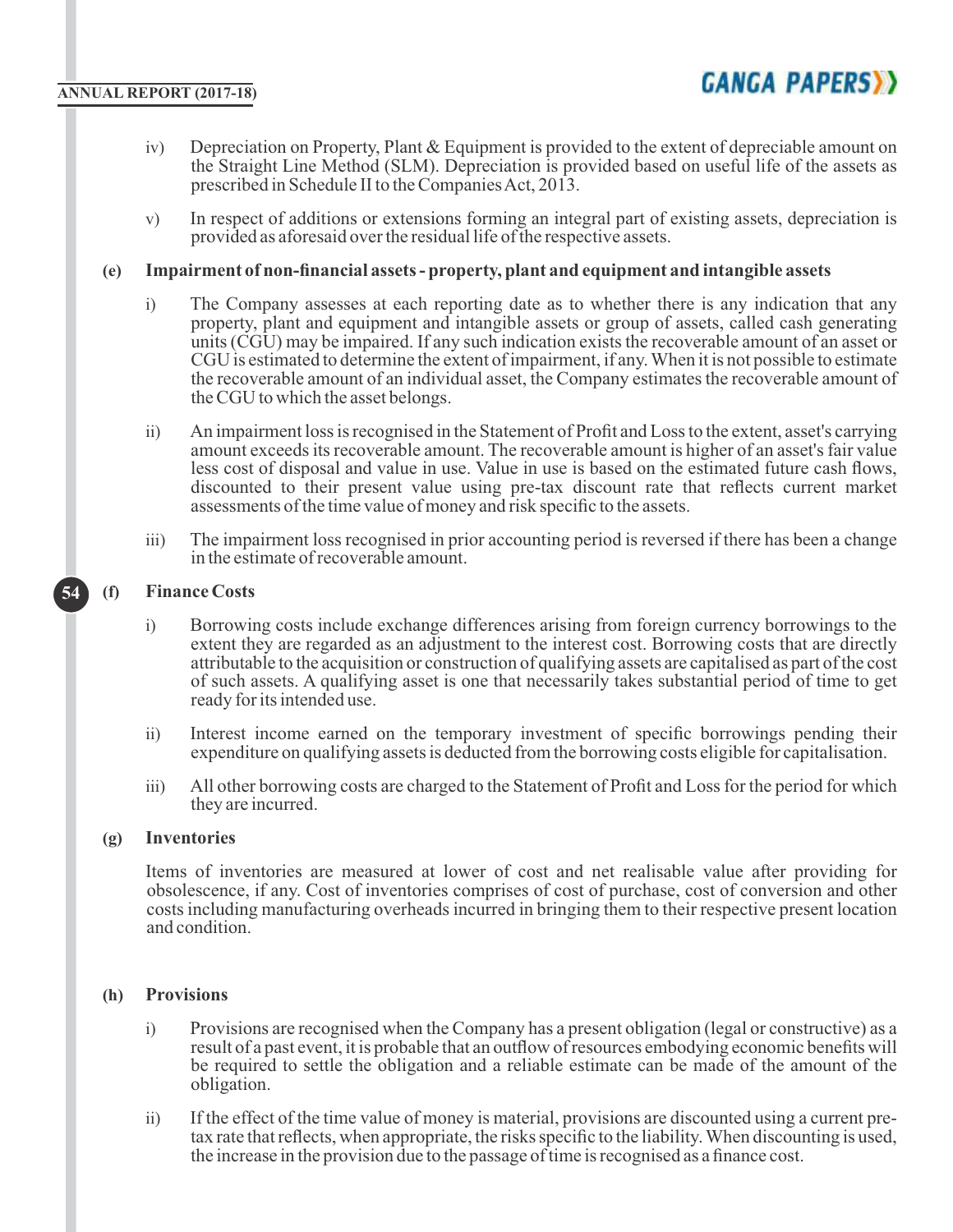iv) Depreciation on Property, Plant & Equipment is provided to the extent of depreciable amount on the Straight Line Method (SLM). Depreciation is provided based on useful life of the assets as prescribed in Schedule II to the Companies Act, 2013.

v) In respect of additions or extensions forming an integral part of existing assets, depreciation is provided as aforesaid over the residual life of the respective assets.

**(e) Impairment of non-financial assets - property, plant and equipment and intangible assets**

i) The Company assesses at each reporting date as to whether there is any indication that any property, plant and equipment and intangible assets or group of assets, called cash generating units (CGU) may be impaired. If any such indication exists the recoverable amount of an asset or CGU is estimated to determine the extent of impairment, if any. When it is not possible to estimate the recoverable amount of an individual asset, the Company estimates the recoverable amount of the CGU to which the asset belongs.

ii) An impairment loss is recognised in the Statement of Profit and Loss to the extent, asset's carrying amount exceeds its recoverable amount. The recoverable amount is higher of an asset's fair value less cost of disposal and value in use. Value in use is based on the estimated future cash flows, discounted to their present value using pre-tax discount rate that reflects current market assessments of the time value of money and risk specific to the assets.

iii) The impairment loss recognised in prior accounting period is reversed if there has been a change in the estimate of recoverable amount.

**(f) Finance Costs**

i) Borrowing costs include exchange differences arising from foreign currency borrowings to the extent they are regarded as an adjustment to the interest cost. Borrowing costs that are directly attributable to the acquisition or construction of qualifying assets are capitalised as part of the cost of such assets. A qualifying asset is one that necessarily takes substantial period of time to get ready for its intended use.

ii) Interest income earned on the temporary investment of specific borrowings pending their expenditure on qualifying assets is deducted from the borrowing costs eligible for capitalisation.

iii) All other borrowing costs are charged to the Statement of Profit and Loss for the period for which they are incurred.

**(g) Inventories**

Items of inventories are measured at lower of cost and net realisable value after providing for obsolescence, if any. Cost of inventories comprises of cost of purchase, cost of conversion and other costs including manufacturing overheads incurred in bringing them to their respective present location and condition.

**(h) Provisions**

i) Provisions are recognised when the Company has a present obligation (legal or constructive) as a result of a past event, it is probable that an outflow of resources embodying economic benefits will be required to settle the obligation and a reliable estimate can be made of the amount of the obligation.

ii) If the effect of the time value of money is material, provisions are discounted using a current pre-tax rate that reflects, when appropriate, the risks specific to the liability. When discounting is used, the increase in the provision due to the passage of time is recognised as a finance cost.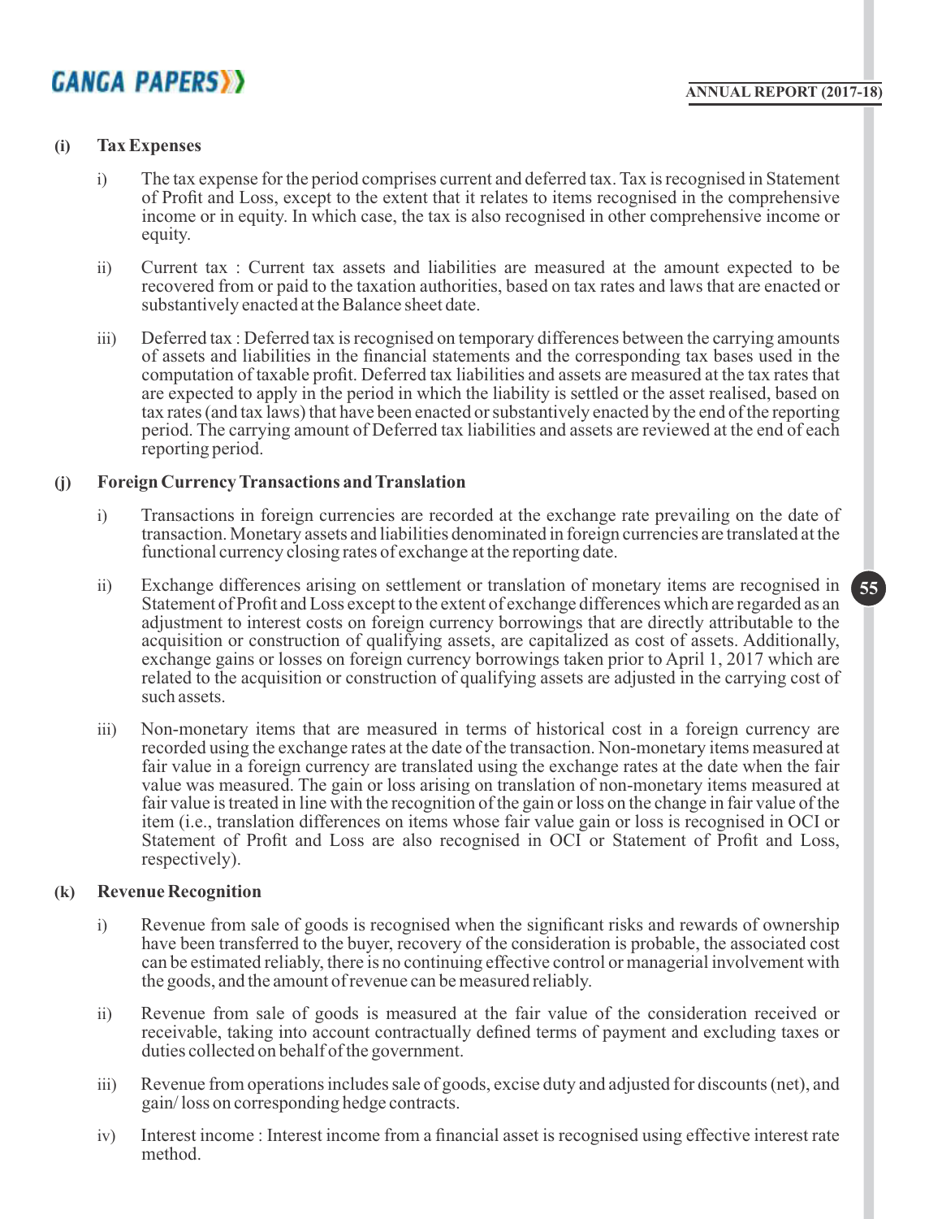### (i) Tax Expenses

i) The tax expense for the period comprises current and deferred tax. Tax is recognised in Statement of Profit and Loss, except to the extent that it relates to items recognised in the comprehensive income or in equity. In which case, the tax is also recognised in other comprehensive income or equity.

ii) Current tax : Current tax assets and liabilities are measured at the amount expected to be recovered from or paid to the taxation authorities, based on tax rates and laws that are enacted or substantively enacted at the Balance sheet date.

iii) Deferred tax : Deferred tax is recognised on temporary differences between the carrying amounts of assets and liabilities in the financial statements and the corresponding tax bases used in the computation of taxable profit. Deferred tax liabilities and assets are measured at the tax rates that are expected to apply in the period in which the liability is settled or the asset realised, based on tax rates (and tax laws) that have been enacted or substantively enacted by the end of the reporting period. The carrying amount of Deferred tax liabilities and assets are reviewed at the end of each reporting period.

### (j) Foreign Currency Transactions and Translation

i) Transactions in foreign currencies are recorded at the exchange rate prevailing on the date of transaction. Monetary assets and liabilities denominated in foreign currencies are translated at the functional currency closing rates of exchange at the reporting date.

ii) Exchange differences arising on settlement or translation of monetary items are recognised in Statement of Profit and Loss except to the extent of exchange differences which are regarded as an adjustment to interest costs on foreign currency borrowings that are directly attributable to the acquisition or construction of qualifying assets, are capitalized as cost of assets. Additionally, exchange gains or losses on foreign currency borrowings taken prior to April 1, 2017 which are related to the acquisition or construction of qualifying assets are adjusted in the carrying cost of such assets.

iii) Non-monetary items that are measured in terms of historical cost in a foreign currency are recorded using the exchange rates at the date of the transaction. Non-monetary items measured at fair value in a foreign currency are translated using the exchange rates at the date when the fair value was measured. The gain or loss arising on translation of non-monetary items measured at fair value is treated in line with the recognition of the gain or loss on the change in fair value of the item (i.e., translation differences on items whose fair value gain or loss is recognised in OCI or Statement of Profit and Loss are also recognised in OCI or Statement of Profit and Loss, respectively).

### (k) Revenue Recognition

i) Revenue from sale of goods is recognised when the significant risks and rewards of ownership have been transferred to the buyer, recovery of the consideration is probable, the associated cost can be estimated reliably, there is no continuing effective control or managerial involvement with the goods, and the amount of revenue can be measured reliably.

ii) Revenue from sale of goods is measured at the fair value of the consideration received or receivable, taking into account contractually defined terms of payment and excluding taxes or duties collected on behalf of the government.

iii) Revenue from operations includes sale of goods, excise duty and adjusted for discounts (net), and gain/ loss on corresponding hedge contracts.

iv) Interest income : Interest income from a financial asset is recognised using effective interest rate method.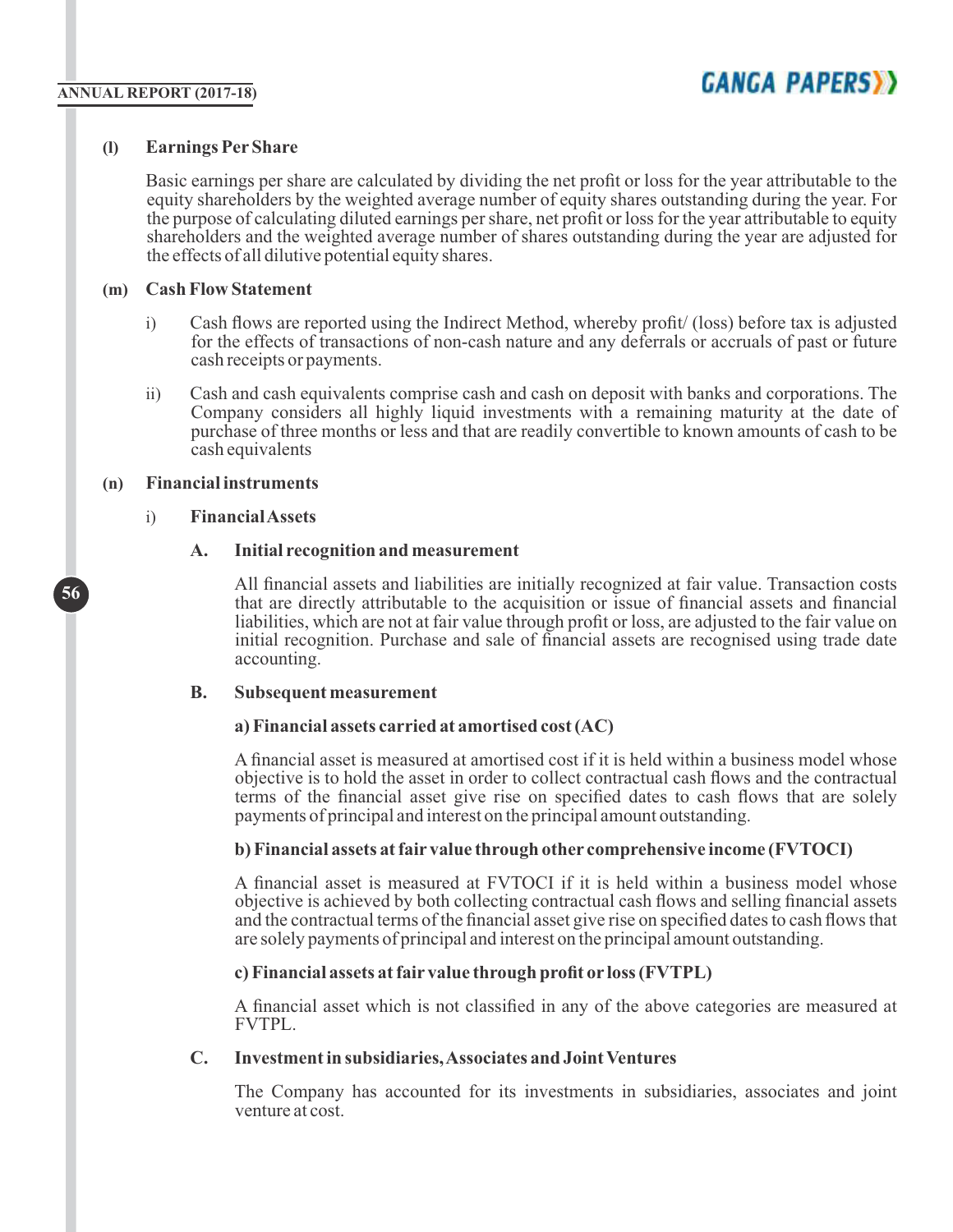### (l) Earnings Per Share

Basic earnings per share are calculated by dividing the net profit or loss for the year attributable to the equity shareholders by the weighted average number of equity shares outstanding during the year. For the purpose of calculating diluted earnings per share, net profit or loss for the year attributable to equity shareholders and the weighted average number of shares outstanding during the year are adjusted for the effects of all dilutive potential equity shares.

### (m) Cash Flow Statement

i) Cash flows are reported using the Indirect Method, whereby profit/ (loss) before tax is adjusted for the effects of transactions of non-cash nature and any deferrals or accruals of past or future cash receipts or payments.

ii) Cash and cash equivalents comprise cash and cash on deposit with banks and corporations. The Company considers all highly liquid investments with a remaining maturity at the date of purchase of three months or less and that are readily convertible to known amounts of cash to be cash equivalents

### (n) Financial instruments

#### i) Financial Assets

**A. Initial recognition and measurement**

All financial assets and liabilities are initially recognized at fair value. Transaction costs that are directly attributable to the acquisition or issue of financial assets and financial liabilities, which are not at fair value through profit or loss, are adjusted to the fair value on initial recognition. Purchase and sale of financial assets are recognised using trade date accounting.

**B. Subsequent measurement**

**a) Financial assets carried at amortised cost (AC)**

A financial asset is measured at amortised cost if it is held within a business model whose objective is to hold the asset in order to collect contractual cash flows and the contractual terms of the financial asset give rise on specified dates to cash flows that are solely payments of principal and interest on the principal amount outstanding.

**b) Financial assets at fair value through other comprehensive income (FVTOCI)**

A financial asset is measured at FVTOCI if it is held within a business model whose objective is achieved by both collecting contractual cash flows and selling financial assets and the contractual terms of the financial asset give rise on specified dates to cash flows that are solely payments of principal and interest on the principal amount outstanding.

**c) Financial assets at fair value through profit or loss (FVTPL)**

A financial asset which is not classified in any of the above categories are measured at FVTPL.

**C. Investment in subsidiaries, Associates and Joint Ventures**

The Company has accounted for its investments in subsidiaries, associates and joint venture at cost.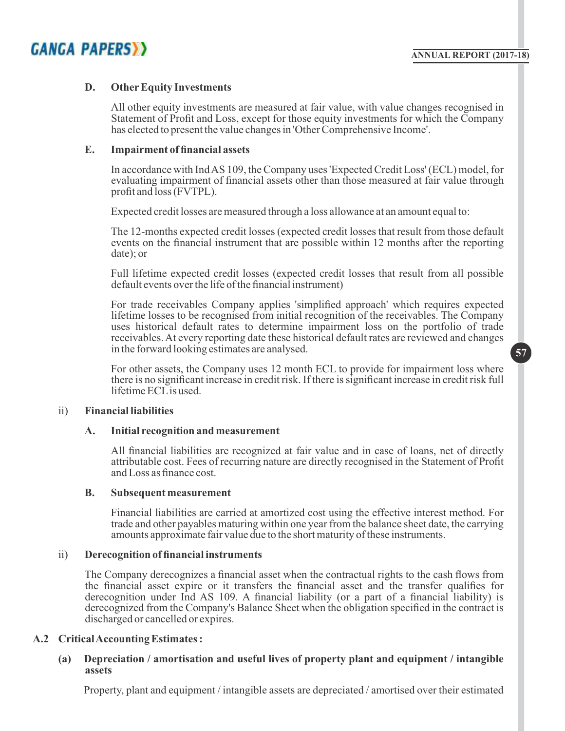**D. Other Equity Investments**

All other equity investments are measured at fair value, with value changes recognised in Statement of Profit and Loss, except for those equity investments for which the Company has elected to present the value changes in 'Other Comprehensive Income'.

**E. Impairment of financial assets**

In accordance with Ind AS 109, the Company uses 'Expected Credit Loss' (ECL) model, for evaluating impairment of financial assets other than those measured at fair value through profit and loss (FVTPL).

Expected credit losses are measured through a loss allowance at an amount equal to:

The 12-months expected credit losses (expected credit losses that result from those default events on the financial instrument that are possible within 12 months after the reporting date); or

Full lifetime expected credit losses (expected credit losses that result from all possible default events over the life of the financial instrument)

For trade receivables Company applies 'simplified approach' which requires expected lifetime losses to be recognised from initial recognition of the receivables. The Company uses historical default rates to determine impairment loss on the portfolio of trade receivables. At every reporting date these historical default rates are reviewed and changes in the forward looking estimates are analysed.

For other assets, the Company uses 12 month ECL to provide for impairment loss where there is no significant increase in credit risk. If there is significant increase in credit risk full lifetime ECL is used.

**ii) Financial liabilities**

**A. Initial recognition and measurement**

All financial liabilities are recognized at fair value and in case of loans, net of directly attributable cost. Fees of recurring nature are directly recognised in the Statement of Profit and Loss as finance cost.

**B. Subsequent measurement**

Financial liabilities are carried at amortized cost using the effective interest method. For trade and other payables maturing within one year from the balance sheet date, the carrying amounts approximate fair value due to the short maturity of these instruments.

**ii) Derecognition of financial instruments**

The Company derecognizes a financial asset when the contractual rights to the cash flows from the financial asset expire or it transfers the financial asset and the transfer qualifies for derecognition under Ind AS 109. A financial liability (or a part of a financial liability) is derecognized from the Company's Balance Sheet when the obligation specified in the contract is discharged or cancelled or expires.

**A.2 Critical Accounting Estimates :**

**(a) Depreciation / amortisation and useful lives of property plant and equipment / intangible assets**

Property, plant and equipment / intangible assets are depreciated / amortised over their estimated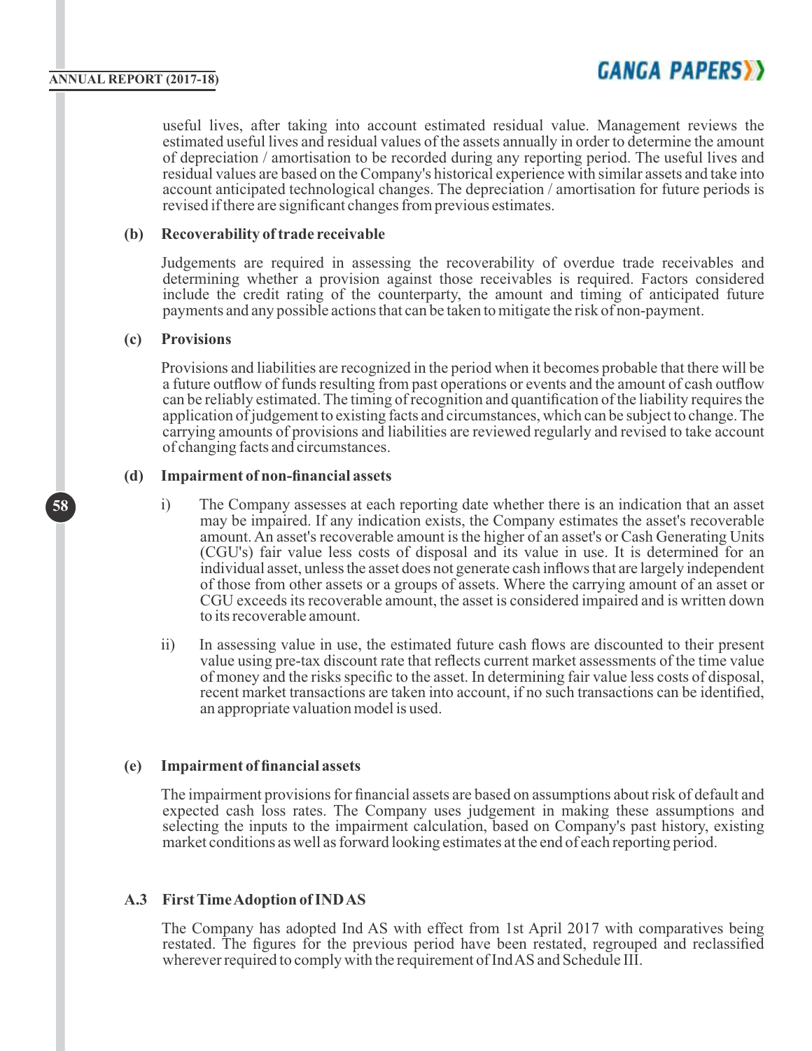useful lives, after taking into account estimated residual value. Management reviews the estimated useful lives and residual values of the assets annually in order to determine the amount of depreciation / amortisation to be recorded during any reporting period. The useful lives and residual values are based on the Company's historical experience with similar assets and take into account anticipated technological changes. The depreciation / amortisation for future periods is revised if there are significant changes from previous estimates.

**(b) Recoverability of trade receivable**

Judgements are required in assessing the recoverability of overdue trade receivables and determining whether a provision against those receivables is required. Factors considered include the credit rating of the counterparty, the amount and timing of anticipated future payments and any possible actions that can be taken to mitigate the risk of non-payment.

**(c) Provisions**

Provisions and liabilities are recognized in the period when it becomes probable that there will be a future outflow of funds resulting from past operations or events and the amount of cash outflow can be reliably estimated. The timing of recognition and quantification of the liability requires the application of judgement to existing facts and circumstances, which can be subject to change. The carrying amounts of provisions and liabilities are reviewed regularly and revised to take account of changing facts and circumstances.

**(d) Impairment of non-financial assets**

i) The Company assesses at each reporting date whether there is an indication that an asset may be impaired. If any indication exists, the Company estimates the asset's recoverable amount. An asset's recoverable amount is the higher of an asset's or Cash Generating Units (CGU's) fair value less costs of disposal and its value in use. It is determined for an individual asset, unless the asset does not generate cash inflows that are largely independent of those from other assets or a groups of assets. Where the carrying amount of an asset or CGU exceeds its recoverable amount, the asset is considered impaired and is written down to its recoverable amount.

ii) In assessing value in use, the estimated future cash flows are discounted to their present value using pre-tax discount rate that reflects current market assessments of the time value of money and the risks specific to the asset. In determining fair value less costs of disposal, recent market transactions are taken into account, if no such transactions can be identified, an appropriate valuation model is used.

**(e) Impairment of financial assets**

The impairment provisions for financial assets are based on assumptions about risk of default and expected cash loss rates. The Company uses judgement in making these assumptions and selecting the inputs to the impairment calculation, based on Company's past history, existing market conditions as well as forward looking estimates at the end of each reporting period.

**A.3 First Time Adoption of IND AS**

The Company has adopted Ind AS with effect from 1st April 2017 with comparatives being restated. The figures for the previous period have been restated, regrouped and reclassified wherever required to comply with the requirement of Ind AS and Schedule III.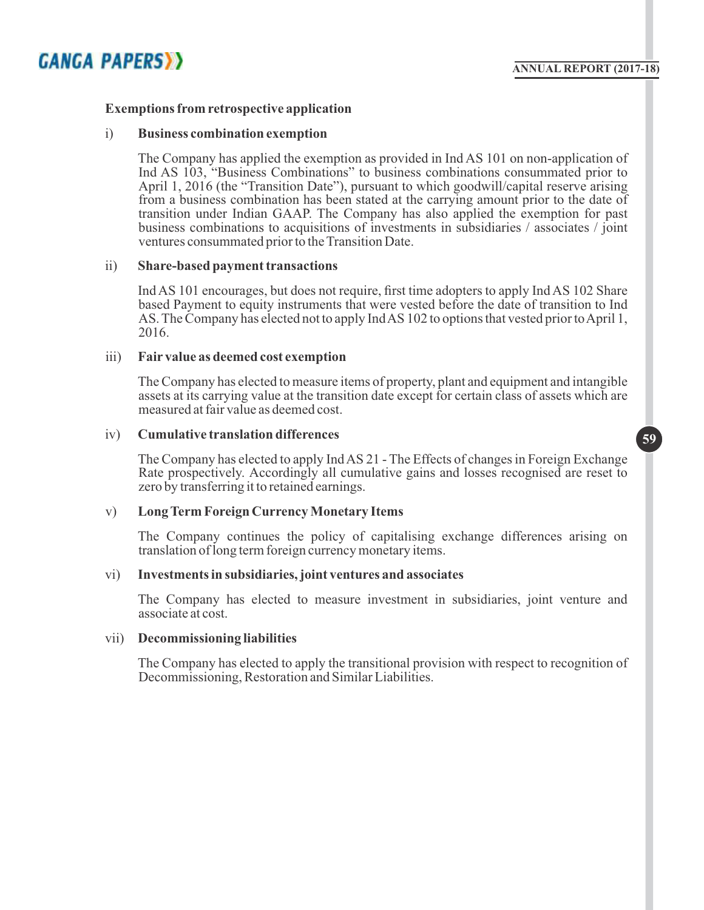### Exemptions from retrospective application

i) **Business combination exemption**

The Company has applied the exemption as provided in Ind AS 101 on non-application of Ind AS 103, "Business Combinations" to business combinations consummated prior to April 1, 2016 (the "Transition Date"), pursuant to which goodwill/capital reserve arising from a business combination has been stated at the carrying amount prior to the date of transition under Indian GAAP. The Company has also applied the exemption for past business combinations to acquisitions of investments in subsidiaries / associates / joint ventures consummated prior to the Transition Date.

ii) **Share-based payment transactions**

Ind AS 101 encourages, but does not require, first time adopters to apply Ind AS 102 Share based Payment to equity instruments that were vested before the date of transition to Ind AS. The Company has elected not to apply Ind AS 102 to options that vested prior to April 1, 2016.

iii) **Fair value as deemed cost exemption**

The Company has elected to measure items of property, plant and equipment and intangible assets at its carrying value at the transition date except for certain class of assets which are measured at fair value as deemed cost.

iv) **Cumulative translation differences**

The Company has elected to apply Ind AS 21 - The Effects of changes in Foreign Exchange Rate prospectively. Accordingly all cumulative gains and losses recognised are reset to zero by transferring it to retained earnings.

v) **Long Term Foreign Currency Monetary Items**

The Company continues the policy of capitalising exchange differences arising on translation of long term foreign currency monetary items.

vi) **Investments in subsidiaries, joint ventures and associates**

The Company has elected to measure investment in subsidiaries, joint venture and associate at cost.

vii) **Decommissioning liabilities**

The Company has elected to apply the transitional provision with respect to recognition of Decommissioning, Restoration and Similar Liabilities.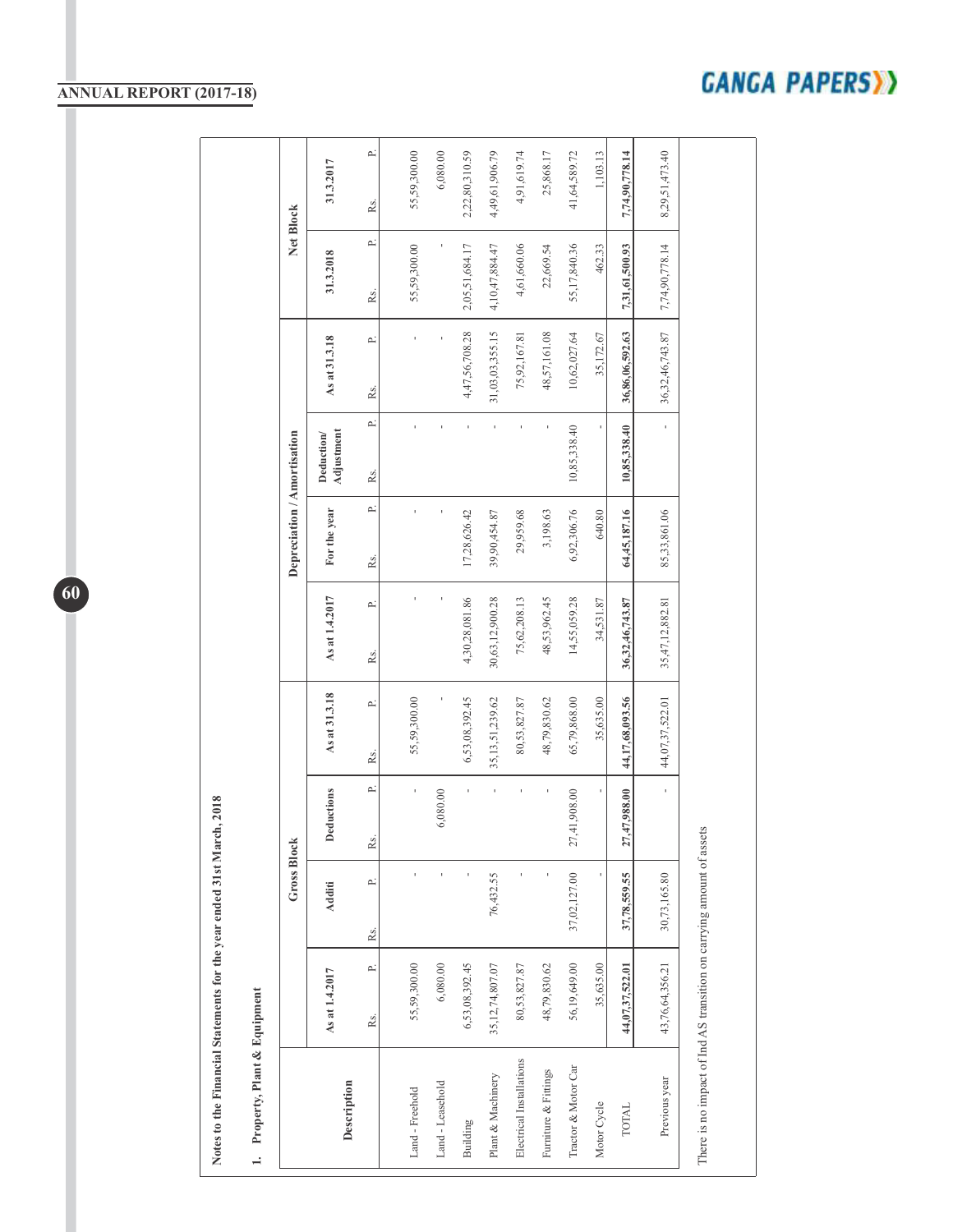## Notes to the Financial Statements for the year ended 31st March, 2018

### 1. Property, Plant & Equipment

| Description | Gross Block | | | | Depreciation / Amortisation | | | | Net Block | |
|---|---|---|---|---|---|---|---|---|---|---|
| | As at 1.4.2017 | Additi | Deductions | As at 31.3.18 | As at 1.4.2017 | For the year | Deduction/ Adjustment | As at 31.3.18 | 31.3.2018 | 31.3.2017 |
| | Rs. P. | Rs. P. | Rs. P. | Rs. P. | Rs. P. | Rs. P. | Rs. P. | Rs. P. | Rs. P. | Rs. P. |
| Land - Freehold | 55,59,300.00 | - | - | 55,59,300.00 | - | - | - | - | 55,59,300.00 | 55,59,300.00 |
| Land - Leasehold | 6,080.00 | - | 6,080.00 | - | - | - | - | - | - | 6,080.00 |
| Building | 6,53,08,392.45 | - | - | 6,53,08,392.45 | 4,30,28,081.86 | 17,28,626.42 | - | 4,47,56,708.28 | 2,05,51,684.17 | 2,22,80,310.59 |
| Plant & Machinery | 35,12,74,807.07 | 76,432.55 | - | 35,13,51,239.62 | 30,63,12,900.28 | 39,90,454.87 | - | 31,03,03,355.15 | 4,10,47,884.47 | 4,49,61,906.79 |
| Electrical Installations | 80,53,827.87 | - | - | 80,53,827.87 | 75,62,208.13 | 29,959.68 | - | 75,92,167.81 | 4,61,660.06 | 4,91,619.74 |
| Furniture & Fittings | 48,79,830.62 | - | - | 48,79,830.62 | 48,53,962.45 | 3,198.63 | - | 48,57,161.08 | 22,669.54 | 25,868.17 |
| Tractor & Motor Car | 56,19,649.00 | 37,02,127.00 | 27,41,908.00 | 65,79,868.00 | 14,55,059.28 | 6,92,306.76 | 10,85,338.40 | 10,62,027.64 | 55,17,840.36 | 41,64,589.72 |
| Motor Cycle | 35,635.00 | - | - | 35,635.00 | 34,531.87 | 640.80 | - | 35,172.67 | 462.33 | 1,103.13 |
| **TOTAL** | **44,07,37,522.01** | **37,78,559.55** | **27,47,988.00** | **44,17,68,093.56** | **36,32,46,743.87** | **64,45,187.16** | **10,85,338.40** | **36,86,06,592.63** | **7,31,61,500.93** | **7,74,90,778.14** |
| Previous year | 43,76,64,356.21 | 30,73,165.80 | - | 44,07,37,522.01 | 35,47,12,882.81 | 85,33,861.06 | - | 36,32,46,743.87 | 7,74,90,778.14 | 8,29,51,473.40 |

There is no impact of Ind AS transition on carrying amount of assets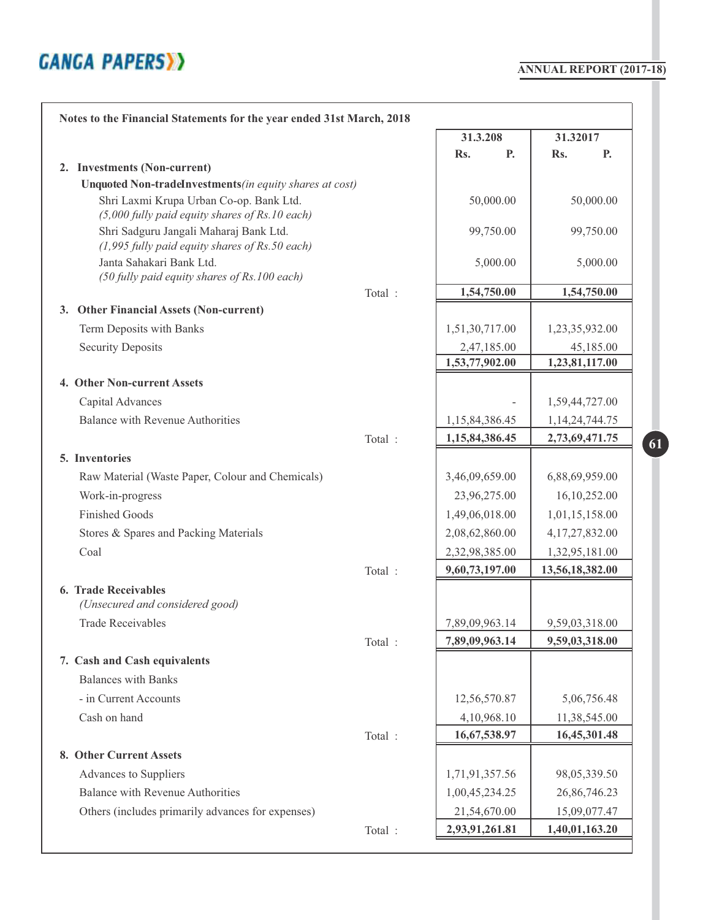### Notes to the Financial Statements for the year ended 31st March, 2018

| | | 31.3.208 Rs. P. | 31.32017 Rs. P. |
|---|---|---|---|
| **2. Investments (Non-current)** | | | |
| **Unquoted Non-tradeInvestments** *(in equity shares at cost)* | | | |
| Shri Laxmi Krupa Urban Co-op. Bank Ltd. *(5,000 fully paid equity shares of Rs.10 each)* | | 50,000.00 | 50,000.00 |
| Shri Sadguru Jangali Maharaj Bank Ltd. *(1,995 fully paid equity shares of Rs.50 each)* | | 99,750.00 | 99,750.00 |
| Janta Sahakari Bank Ltd. *(50 fully paid equity shares of Rs.100 each)* | | 5,000.00 | 5,000.00 |
| | Total : | **1,54,750.00** | **1,54,750.00** |
| **3. Other Financial Assets (Non-current)** | | | |
| Term Deposits with Banks | | 1,51,30,717.00 | 1,23,35,932.00 |
| Security Deposits | | 2,47,185.00 | 45,185.00 |
| | | **1,53,77,902.00** | **1,23,81,117.00** |
| **4. Other Non-current Assets** | | | |
| Capital Advances | | - | 1,59,44,727.00 |
| Balance with Revenue Authorities | | 1,15,84,386.45 | 1,14,24,744.75 |
| | Total : | **1,15,84,386.45** | **2,73,69,471.75** |
| **5. Inventories** | | | |
| Raw Material (Waste Paper, Colour and Chemicals) | | 3,46,09,659.00 | 6,88,69,959.00 |
| Work-in-progress | | 23,96,275.00 | 16,10,252.00 |
| Finished Goods | | 1,49,06,018.00 | 1,01,15,158.00 |
| Stores & Spares and Packing Materials | | 2,08,62,860.00 | 4,17,27,832.00 |
| Coal | | 2,32,98,385.00 | 1,32,95,181.00 |
| | Total : | **9,60,73,197.00** | **13,56,18,382.00** |
| **6. Trade Receivables** *(Unsecured and considered good)* | | | |
| Trade Receivables | | 7,89,09,963.14 | 9,59,03,318.00 |
| | Total : | **7,89,09,963.14** | **9,59,03,318.00** |
| **7. Cash and Cash equivalents** | | | |
| Balances with Banks | | | |
| - in Current Accounts | | 12,56,570.87 | 5,06,756.48 |
| Cash on hand | | 4,10,968.10 | 11,38,545.00 |
| | Total : | **16,67,538.97** | **16,45,301.48** |
| **8. Other Current Assets** | | | |
| Advances to Suppliers | | 1,71,91,357.56 | 98,05,339.50 |
| Balance with Revenue Authorities | | 1,00,45,234.25 | 26,86,746.23 |
| Others (includes primarily advances for expenses) | | 21,54,670.00 | 15,09,077.47 |
| | Total : | **2,93,91,261.81** | **1,40,01,163.20** |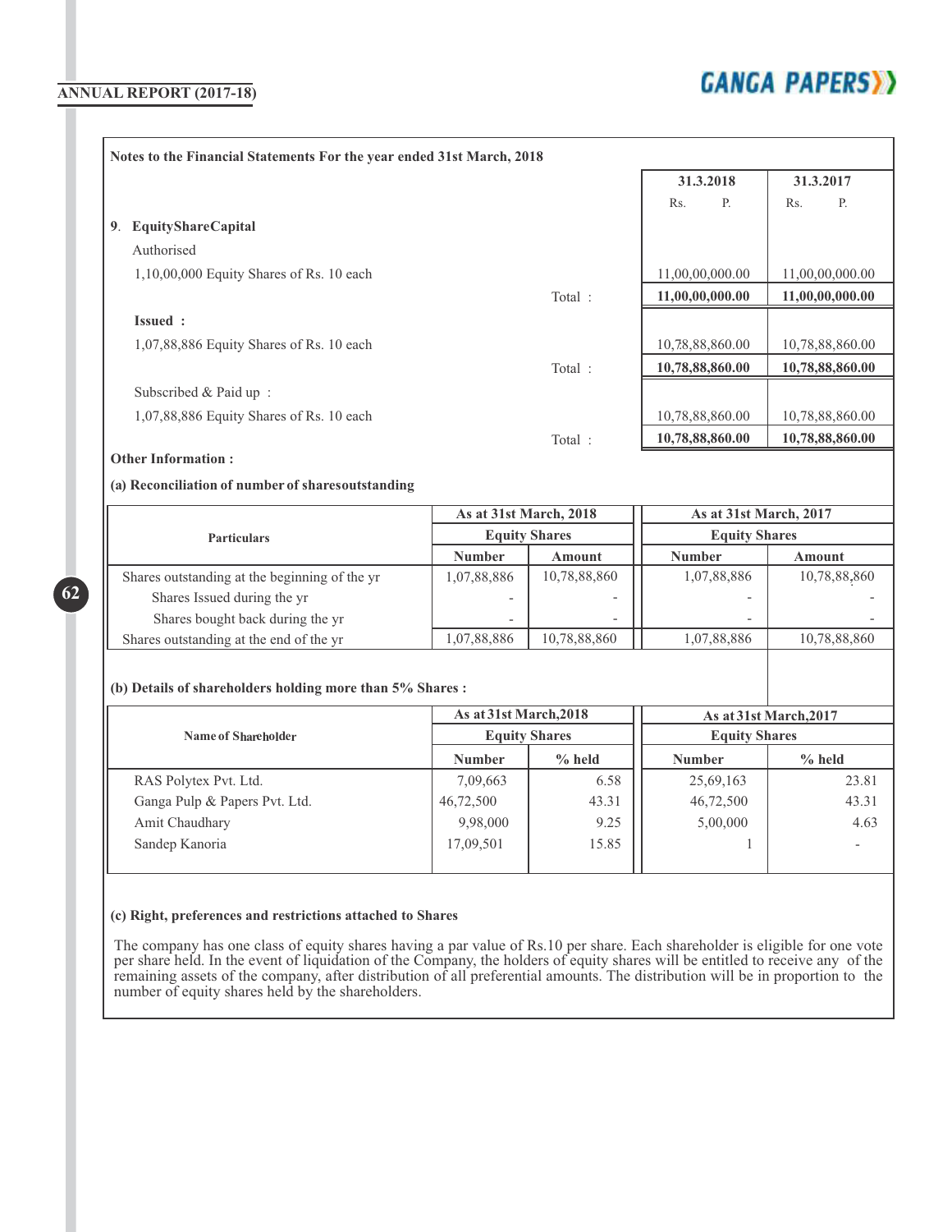**Notes to the Financial Statements For the year ended 31st March, 2018**

| | | 31.3.2018<br>Rs. P. | 31.3.2017<br>Rs. P. |
|---|---|---|---|
| **9. EquityShareCapital** | | | |
| Authorised | | | |
| 1,10,00,000 Equity Shares of Rs. 10 each | | 11,00,00,000.00 | 11,00,00,000.00 |
| | Total : | **11,00,00,000.00** | **11,00,00,000.00** |
| **Issued :** | | | |
| 1,07,88,886 Equity Shares of Rs. 10 each | | 10,78,88,860.00 | 10,78,88,860.00 |
| | Total : | **10,78,88,860.00** | **10,78,88,860.00** |
| Subscribed & Paid up : | | | |
| 1,07,88,886 Equity Shares of Rs. 10 each | | 10,78,88,860.00 | 10,78,88,860.00 |
| | Total : | **10,78,88,860.00** | **10,78,88,860.00** |

**Other Information :**

**(a) Reconciliation of number of sharesoutstanding**

| Particulars | As at 31st March, 2018 | | As at 31st March, 2017 | |
|---|---|---|---|---|
| | Equity Shares | | Equity Shares | |
| | Number | Amount | Number | Amount |
| Shares outstanding at the beginning of the yr | 1,07,88,886 | 10,78,88,860 | 1,07,88,886 | 10,78,88,860 |
| Shares Issued during the yr | - | - | - | - |
| Shares bought back during the yr | - | - | - | - |
| Shares outstanding at the end of the yr | 1,07,88,886 | 10,78,88,860 | 1,07,88,886 | 10,78,88,860 |

**(b) Details of shareholders holding more than 5% Shares :**

| Name of Shareholder | As at 31st March,2018 | | As at 31st March,2017 | |
|---|---|---|---|---|
| | Equity Shares | | Equity Shares | |
| | Number | % held | Number | % held |
| RAS Polytex Pvt. Ltd. | 7,09,663 | 6.58 | 25,69,163 | 23.81 |
| Ganga Pulp & Papers Pvt. Ltd. | 46,72,500 | 43.31 | 46,72,500 | 43.31 |
| Amit Chaudhary | 9,98,000 | 9.25 | 5,00,000 | 4.63 |
| Sandep Kanoria | 17,09,501 | 15.85 | 1 | - |

**(c) Right, preferences and restrictions attached to Shares**

The company has one class of equity shares having a par value of Rs.10 per share. Each shareholder is eligible for one vote per share held. In the event of liquidation of the Company, the holders of equity shares will be entitled to receive any of the remaining assets of the company, after distribution of all preferential amounts. The distribution will be in proportion to the number of equity shares held by the shareholders.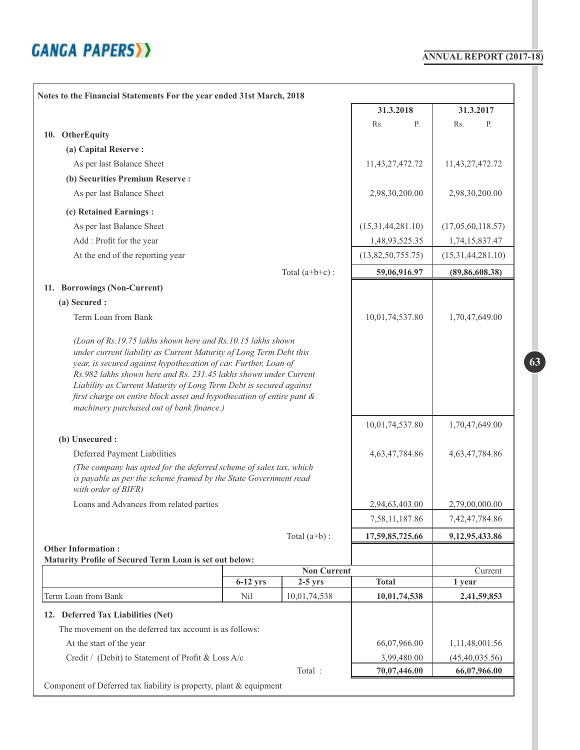## Notes to the Financial Statements For the year ended 31st March, 2018

| | 31.3.2018 Rs. P. | 31.3.2017 Rs. P. |
|---|---|---|
| **10. OtherEquity** | | |
| **(a) Capital Reserve :** | | |
| As per last Balance Sheet | 11,43,27,472.72 | 11,43,27,472.72 |
| **(b) Securities Premium Reserve :** | | |
| As per last Balance Sheet | 2,98,30,200.00 | 2,98,30,200.00 |
| **(c) Retained Earnings :** | | |
| As per last Balance Sheet | (15,31,44,281.10) | (17,05,60,118.57) |
| Add : Profit for the year | 1,48,93,525.35 | 1,74,15,837.47 |
| At the end of the reporting year | (13,82,50,755.75) | (15,31,44,281.10) |
| Total (a+b+c) : | **59,06,916.97** | **(89,86,608.38)** |
| **11. Borrowings (Non-Current)** | | |
| **(a) Secured :** | | |
| Term Loan from Bank | 10,01,74,537.80 | 1,70,47,649.00 |
| *(Loan of Rs.19.75 lakhs shown here and Rs.10.15 lakhs shown under current liability as Current Maturity of Long Term Debt this year, is secured against hypothecation of car. Further, Loan of Rs.982 lakhs shown here and Rs. 231.45 lakhs shown under Current Liability as Current Maturity of Long Term Debt is secured against first charge on entire block asset and hypothecation of entire pant & machinery purchased out of bank finance.)* | | |
| | 10,01,74,537.80 | 1,70,47,649.00 |
| **(b) Unsecured :** | | |
| Deferred Payment Liabilities | 4,63,47,784.86 | 4,63,47,784.86 |
| *(The company has opted for the deferred scheme of sales tax, which is payable as per the scheme framed by the State Government read with order of BIFR)* | | |
| Loans and Advances from related parties | 2,94,63,403.00 | 2,79,00,000.00 |
| | 7,58,11,187.86 | 7,42,47,784.86 |
| Total (a+b) : | **17,59,85,725.66** | **9,12,95,433.86** |

**Other Information :**
**Maturity Profile of Secured Term Loan is set out below:**

| | Non Current | | | Current |
|---|---|---|---|---|
| | **6-12 yrs** | **2-5 yrs** | **Total** | **1 year** |
| Term Loan from Bank | Nil | 10,01,74,538 | **10,01,74,538** | **2,41,59,853** |

| | 31.3.2018 | 31.3.2017 |
|---|---|---|
| **12. Deferred Tax Liabilities (Net)** | | |
| The movement on the deferred tax account is as follows: | | |
| At the start of the year | 66,07,966.00 | 1,11,48,001.56 |
| Credit / (Debit) to Statement of Profit & Loss A/c | 3,99,480.00 | (45,40,035.56) |
| Total : | **70,07,446.00** | **66,07,966.00** |

Component of Deferred tax liability is property, plant & equipment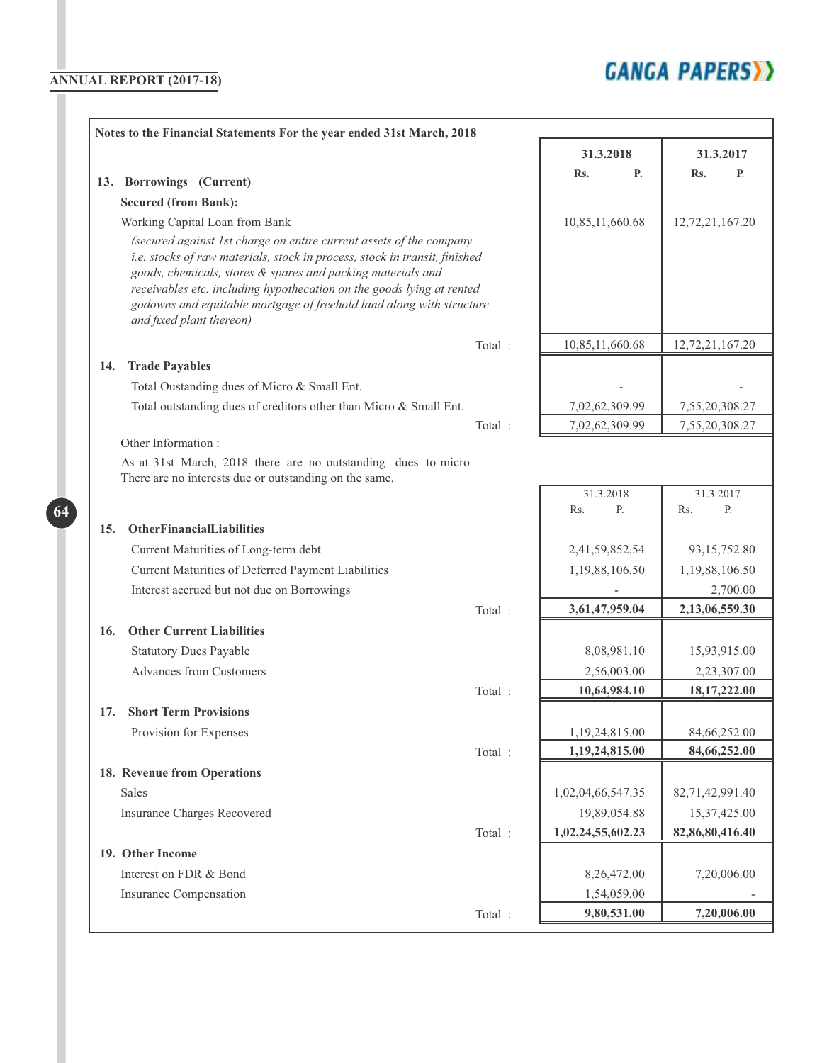## Notes to the Financial Statements For the year ended 31st March, 2018

| | 31.3.2018 Rs. P. | 31.3.2017 Rs. P. |
|---|---|---|
| **13. Borrowings (Current)** | | |
| **Secured (from Bank):** | | |
| Working Capital Loan from Bank | 10,85,11,660.68 | 12,72,21,167.20 |
| *(secured against 1st charge on entire current assets of the company i.e. stocks of raw materials, stock in process, stock in transit, finished goods, chemicals, stores & spares and packing materials and receivables etc. including hypothecation on the goods lying at rented godowns and equitable mortgage of freehold land along with structure and fixed plant thereon)* | | |
| Total : | 10,85,11,660.68 | 12,72,21,167.20 |
| **14. Trade Payables** | | |
| Total Oustanding dues of Micro & Small Ent. | - | - |
| Total outstanding dues of creditors other than Micro & Small Ent. | 7,02,62,309.99 | 7,55,20,308.27 |
| Total : | 7,02,62,309.99 | 7,55,20,308.27 |

Other Information :

As at 31st March, 2018 there are no outstanding dues to micro There are no interests due or outstanding on the same.

| | 31.3.2018 Rs. P. | 31.3.2017 Rs. P. |
|---|---|---|
| **15. OtherFinancialLiabilities** | | |
| Current Maturities of Long-term debt | 2,41,59,852.54 | 93,15,752.80 |
| Current Maturities of Deferred Payment Liabilities | 1,19,88,106.50 | 1,19,88,106.50 |
| Interest accrued but not due on Borrowings | - | 2,700.00 |
| Total : | **3,61,47,959.04** | **2,13,06,559.30** |
| **16. Other Current Liabilities** | | |
| Statutory Dues Payable | 8,08,981.10 | 15,93,915.00 |
| Advances from Customers | 2,56,003.00 | 2,23,307.00 |
| Total : | **10,64,984.10** | **18,17,222.00** |
| **17. Short Term Provisions** | | |
| Provision for Expenses | 1,19,24,815.00 | 84,66,252.00 |
| Total : | **1,19,24,815.00** | **84,66,252.00** |
| **18. Revenue from Operations** | | |
| Sales | 1,02,04,66,547.35 | 82,71,42,991.40 |
| Insurance Charges Recovered | 19,89,054.88 | 15,37,425.00 |
| Total : | **1,02,24,55,602.23** | **82,86,80,416.40** |
| **19. Other Income** | | |
| Interest on FDR & Bond | 8,26,472.00 | 7,20,006.00 |
| Insurance Compensation | 1,54,059.00 | - |
| Total : | **9,80,531.00** | **7,20,006.00** |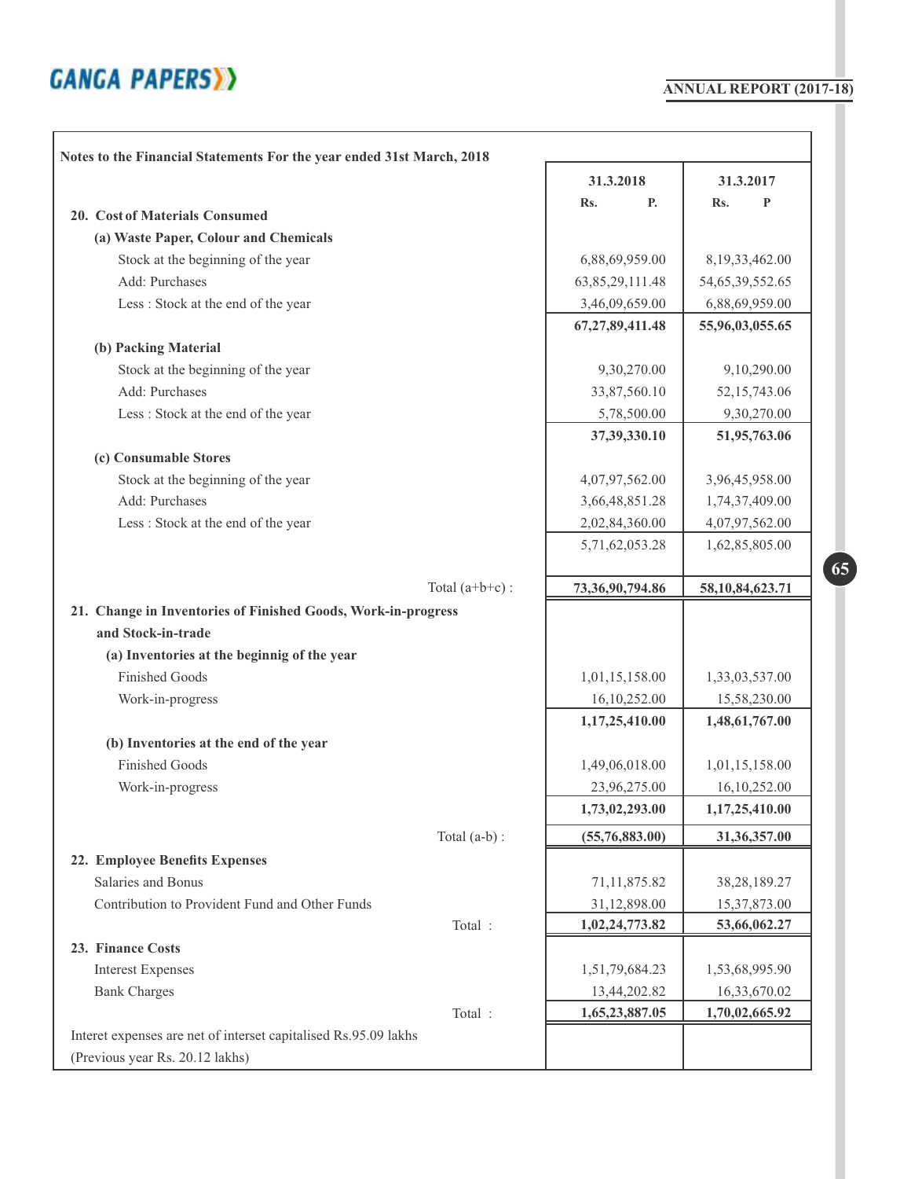Notes to the Financial Statements For the year ended 31st March, 2018

| | 31.3.2018<br>Rs. P. | 31.3.2017<br>Rs. P |
|---|---|---|
| **20. Cost of Materials Consumed** | | |
| **(a) Waste Paper, Colour and Chemicals** | | |
| Stock at the beginning of the year | 6,88,69,959.00 | 8,19,33,462.00 |
| Add: Purchases | 63,85,29,111.48 | 54,65,39,552.65 |
| Less : Stock at the end of the year | 3,46,09,659.00 | 6,88,69,959.00 |
| | **67,27,89,411.48** | **55,96,03,055.65** |
| **(b) Packing Material** | | |
| Stock at the beginning of the year | 9,30,270.00 | 9,10,290.00 |
| Add: Purchases | 33,87,560.10 | 52,15,743.06 |
| Less : Stock at the end of the year | 5,78,500.00 | 9,30,270.00 |
| | **37,39,330.10** | **51,95,763.06** |
| **(c) Consumable Stores** | | |
| Stock at the beginning of the year | 4,07,97,562.00 | 3,96,45,958.00 |
| Add: Purchases | 3,66,48,851.28 | 1,74,37,409.00 |
| Less : Stock at the end of the year | 2,02,84,360.00 | 4,07,97,562.00 |
| | 5,71,62,053.28 | 1,62,85,805.00 |
| Total (a+b+c) : | **73,36,90,794.86** | **58,10,84,623.71** |
| **21. Change in Inventories of Finished Goods, Work-in-progress and Stock-in-trade** | | |
| **(a) Inventories at the beginnig of the year** | | |
| Finished Goods | 1,01,15,158.00 | 1,33,03,537.00 |
| Work-in-progress | 16,10,252.00 | 15,58,230.00 |
| | **1,17,25,410.00** | **1,48,61,767.00** |
| **(b) Inventories at the end of the year** | | |
| Finished Goods | 1,49,06,018.00 | 1,01,15,158.00 |
| Work-in-progress | 23,96,275.00 | 16,10,252.00 |
| | **1,73,02,293.00** | **1,17,25,410.00** |
| Total (a-b) : | **(55,76,883.00)** | **31,36,357.00** |
| **22. Employee Benefits Expenses** | | |
| Salaries and Bonus | 71,11,875.82 | 38,28,189.27 |
| Contribution to Provident Fund and Other Funds | 31,12,898.00 | 15,37,873.00 |
| Total : | **1,02,24,773.82** | **53,66,062.27** |
| **23. Finance Costs** | | |
| Interest Expenses | 1,51,79,684.23 | 1,53,68,995.90 |
| Bank Charges | 13,44,202.82 | 16,33,670.02 |
| Total : | **1,65,23,887.05** | **1,70,02,665.92** |
| Interet expenses are net of interset capitalised Rs.95.09 lakhs (Previous year Rs. 20.12 lakhs) | | |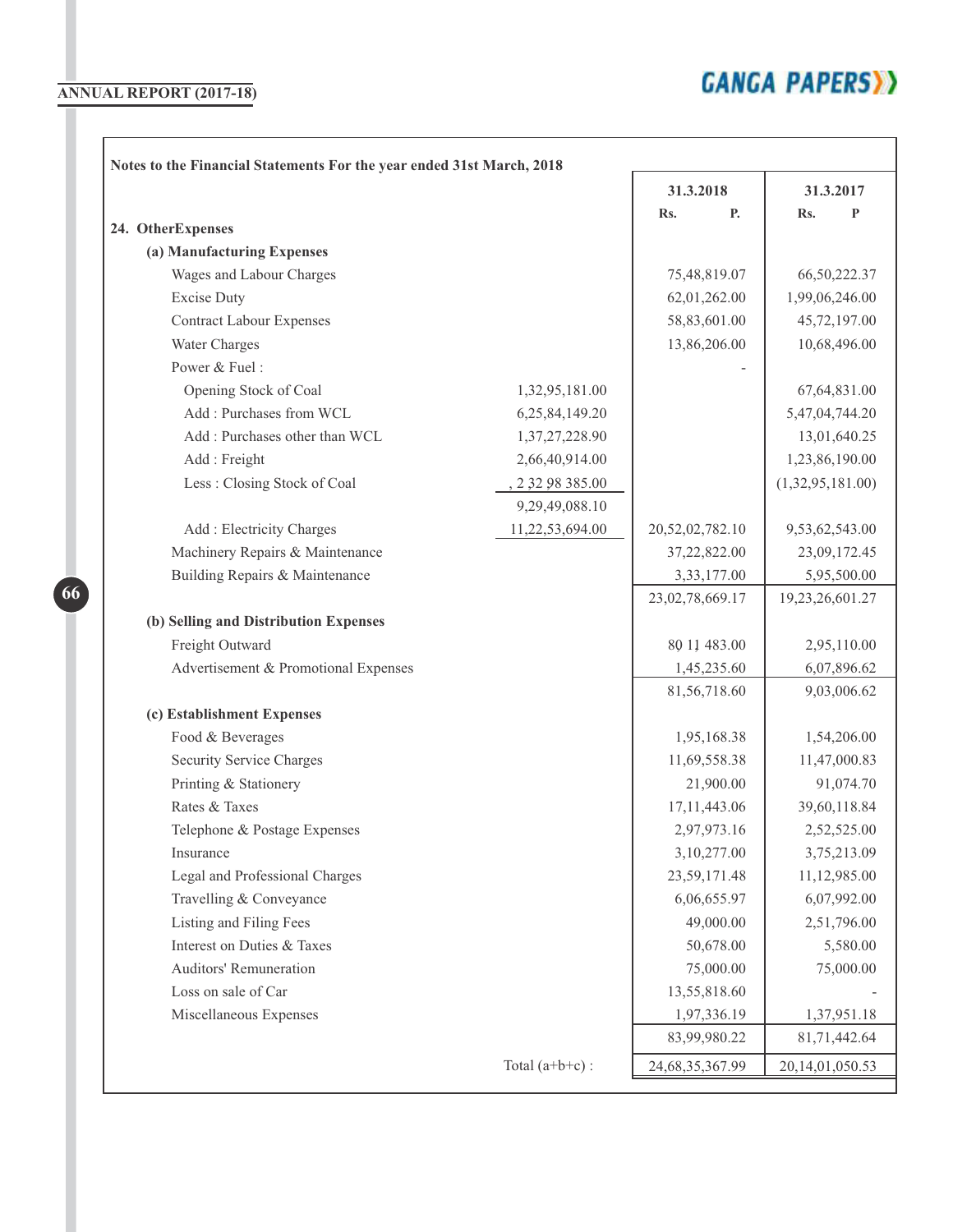**Notes to the Financial Statements For the year ended 31st March, 2018**

| | | 31.3.2018 Rs. P. | 31.3.2017 Rs. P |
|---|---|---|---|
| **24. OtherExpenses** | | | |
| **(a) Manufacturing Expenses** | | | |
| Wages and Labour Charges | | 75,48,819.07 | 66,50,222.37 |
| Excise Duty | | 62,01,262.00 | 1,99,06,246.00 |
| Contract Labour Expenses | | 58,83,601.00 | 45,72,197.00 |
| Water Charges | | 13,86,206.00 | 10,68,496.00 |
| Power & Fuel : | | - | |
| Opening Stock of Coal | 1,32,95,181.00 | | 67,64,831.00 |
| Add : Purchases from WCL | 6,25,84,149.20 | | 5,47,04,744.20 |
| Add : Purchases other than WCL | 1,37,27,228.90 | | 13,01,640.25 |
| Add : Freight | 2,66,40,914.00 | | 1,23,86,190.00 |
| Less : Closing Stock of Coal | , 2 32 98 385.00 | | (1,32,95,181.00) |
| | 9,29,49,088.10 | | |
| Add : Electricity Charges | 11,22,53,694.00 | 20,52,02,782.10 | 9,53,62,543.00 |
| Machinery Repairs & Maintenance | | 37,22,822.00 | 23,09,172.45 |
| Building Repairs & Maintenance | | 3,33,177.00 | 5,95,500.00 |
| | | 23,02,78,669.17 | 19,23,26,601.27 |
| **(b) Selling and Distribution Expenses** | | | |
| Freight Outward | | 80 11 483.00 | 2,95,110.00 |
| Advertisement & Promotional Expenses | | 1,45,235.60 | 6,07,896.62 |
| | | 81,56,718.60 | 9,03,006.62 |
| **(c) Establishment Expenses** | | | |
| Food & Beverages | | 1,95,168.38 | 1,54,206.00 |
| Security Service Charges | | 11,69,558.38 | 11,47,000.83 |
| Printing & Stationery | | 21,900.00 | 91,074.70 |
| Rates & Taxes | | 17,11,443.06 | 39,60,118.84 |
| Telephone & Postage Expenses | | 2,97,973.16 | 2,52,525.00 |
| Insurance | | 3,10,277.00 | 3,75,213.09 |
| Legal and Professional Charges | | 23,59,171.48 | 11,12,985.00 |
| Travelling & Conveyance | | 6,06,655.97 | 6,07,992.00 |
| Listing and Filing Fees | | 49,000.00 | 2,51,796.00 |
| Interest on Duties & Taxes | | 50,678.00 | 5,580.00 |
| Auditors' Remuneration | | 75,000.00 | 75,000.00 |
| Loss on sale of Car | | 13,55,818.60 | - |
| Miscellaneous Expenses | | 1,97,336.19 | 1,37,951.18 |
| | | 83,99,980.22 | 81,71,442.64 |
| | Total (a+b+c) : | 24,68,35,367.99 | 20,14,01,050.53 |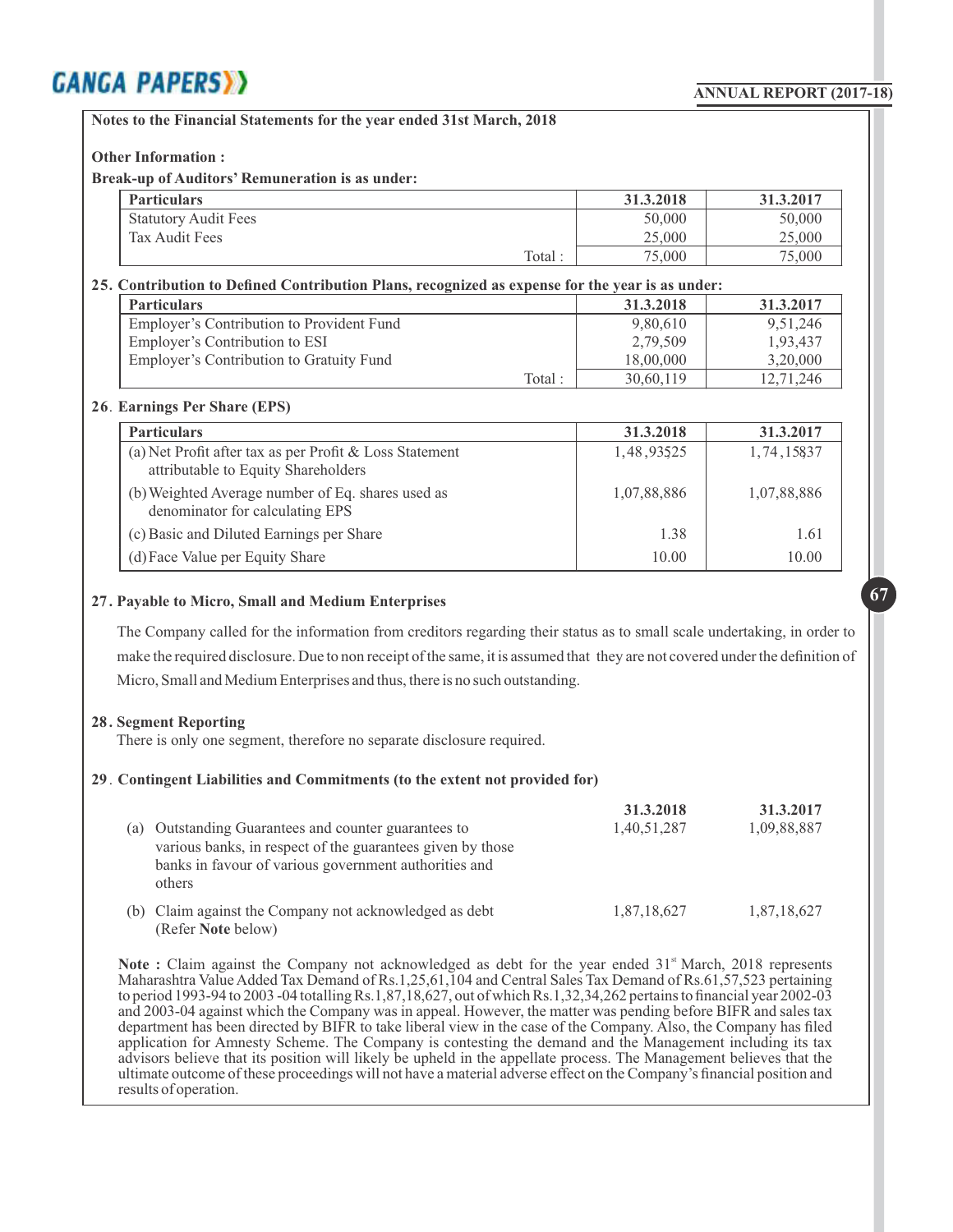**Notes to the Financial Statements for the year ended 31st March, 2018**

**Other Information :**

**Break-up of Auditors' Remuneration is as under:**

| Particulars | 31.3.2018 | 31.3.2017 |
|---|---|---|
| Statutory Audit Fees | 50,000 | 50,000 |
| Tax Audit Fees | 25,000 | 25,000 |
| Total : | 75,000 | 75,000 |

**25. Contribution to Defined Contribution Plans, recognized as expense for the year is as under:**

| Particulars | 31.3.2018 | 31.3.2017 |
|---|---|---|
| Employer's Contribution to Provident Fund | 9,80,610 | 9,51,246 |
| Employer's Contribution to ESI | 2,79,509 | 1,93,437 |
| Employer's Contribution to Gratuity Fund | 18,00,000 | 3,20,000 |
| Total : | 30,60,119 | 12,71,246 |

**26. Earnings Per Share (EPS)**

| Particulars | 31.3.2018 | 31.3.2017 |
|---|---|---|
| (a) Net Profit after tax as per Profit & Loss Statement attributable to Equity Shareholders | 1,48,93525 | 1,74,15837 |
| (b) Weighted Average number of Eq. shares used as denominator for calculating EPS | 1,07,88,886 | 1,07,88,886 |
| (c) Basic and Diluted Earnings per Share | 1.38 | 1.61 |
| (d) Face Value per Equity Share | 10.00 | 10.00 |

**27. Payable to Micro, Small and Medium Enterprises**

The Company called for the information from creditors regarding their status as to small scale undertaking, in order to make the required disclosure. Due to non receipt of the same, it is assumed that they are not covered under the definition of Micro, Small and Medium Enterprises and thus, there is no such outstanding.

**28. Segment Reporting**

There is only one segment, therefore no separate disclosure required.

**29. Contingent Liabilities and Commitments (to the extent not provided for)**

| | | 31.3.2018 | 31.3.2017 |
|---|---|---|---|
| (a) | Outstanding Guarantees and counter guarantees to various banks, in respect of the guarantees given by those banks in favour of various government authorities and others | 1,40,51,287 | 1,09,88,887 |
| (b) | Claim against the Company not acknowledged as debt (Refer **Note** below) | 1,87,18,627 | 1,87,18,627 |

**Note :** Claim against the Company not acknowledged as debt for the year ended 31st March, 2018 represents Maharashtra Value Added Tax Demand of Rs.1,25,61,104 and Central Sales Tax Demand of Rs.61,57,523 pertaining to period 1993-94 to 2003 -04 totalling Rs.1,87,18,627, out of which Rs.1,32,34,262 pertains to financial year 2002-03 and 2003-04 against which the Company was in appeal. However, the matter was pending before BIFR and sales tax department has been directed by BIFR to take liberal view in the case of the Company. Also, the Company has filed application for Amnesty Scheme. The Company is contesting the demand and the Management including its tax advisors believe that its position will likely be upheld in the appellate process. The Management believes that the ultimate outcome of these proceedings will not have a material adverse effect on the Company's financial position and results of operation.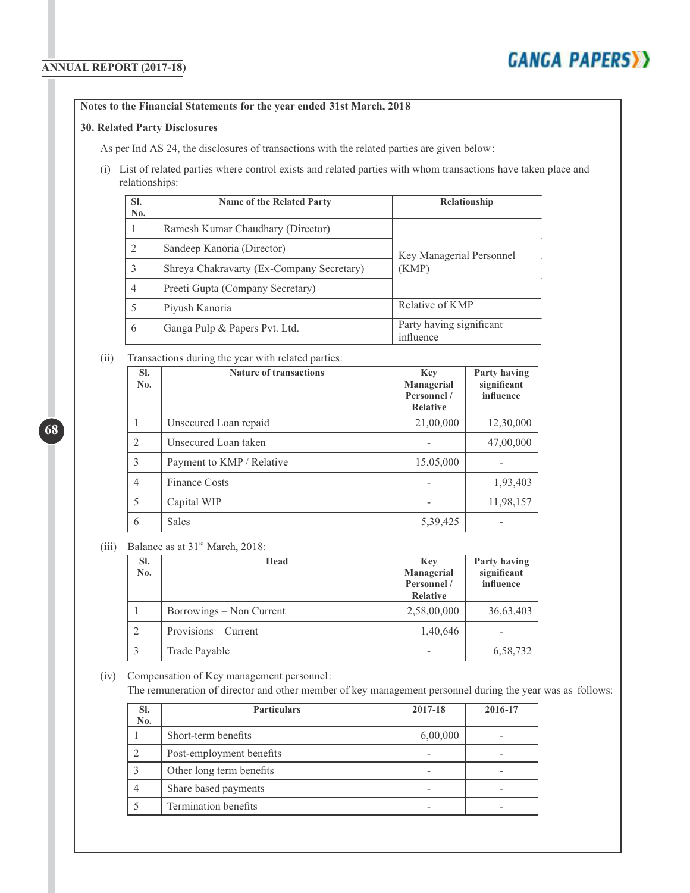**Notes to the Financial Statements for the year ended 31st March, 2018**

**30. Related Party Disclosures**

As per Ind AS 24, the disclosures of transactions with the related parties are given below:

(i) List of related parties where control exists and related parties with whom transactions have taken place and relationships:

| Sl. No. | Name of the Related Party | Relationship |
|---|---|---|
| 1 | Ramesh Kumar Chaudhary (Director) | Key Managerial Personnel (KMP) |
| 2 | Sandeep Kanoria (Director) | |
| 3 | Shreya Chakravarty (Ex-Company Secretary) | |
| 4 | Preeti Gupta (Company Secretary) | |
| 5 | Piyush Kanoria | Relative of KMP |
| 6 | Ganga Pulp & Papers Pvt. Ltd. | Party having significant influence |

(ii) Transactions during the year with related parties:

| Sl. No. | Nature of transactions | Key Managerial Personnel / Relative | Party having significant influence |
|---|---|---|---|
| 1 | Unsecured Loan repaid | 21,00,000 | 12,30,000 |
| 2 | Unsecured Loan taken | - | 47,00,000 |
| 3 | Payment to KMP / Relative | 15,05,000 | - |
| 4 | Finance Costs | - | 1,93,403 |
| 5 | Capital WIP | - | 11,98,157 |
| 6 | Sales | 5,39,425 | - |

(iii) Balance as at 31st March, 2018:

| Sl. No. | Head | Key Managerial Personnel / Relative | Party having significant influence |
|---|---|---|---|
| 1 | Borrowings – Non Current | 2,58,00,000 | 36,63,403 |
| 2 | Provisions – Current | 1,40,646 | - |
| 3 | Trade Payable | - | 6,58,732 |

(iv) Compensation of Key management personnel:

The remuneration of director and other member of key management personnel during the year was as follows:

| Sl. No. | Particulars | 2017-18 | 2016-17 |
|---|---|---|---|
| 1 | Short-term benefits | 6,00,000 | - |
| 2 | Post-employment benefits | - | - |
| 3 | Other long term benefits | - | - |
| 4 | Share based payments | - | - |
| 5 | Termination benefits | - | - |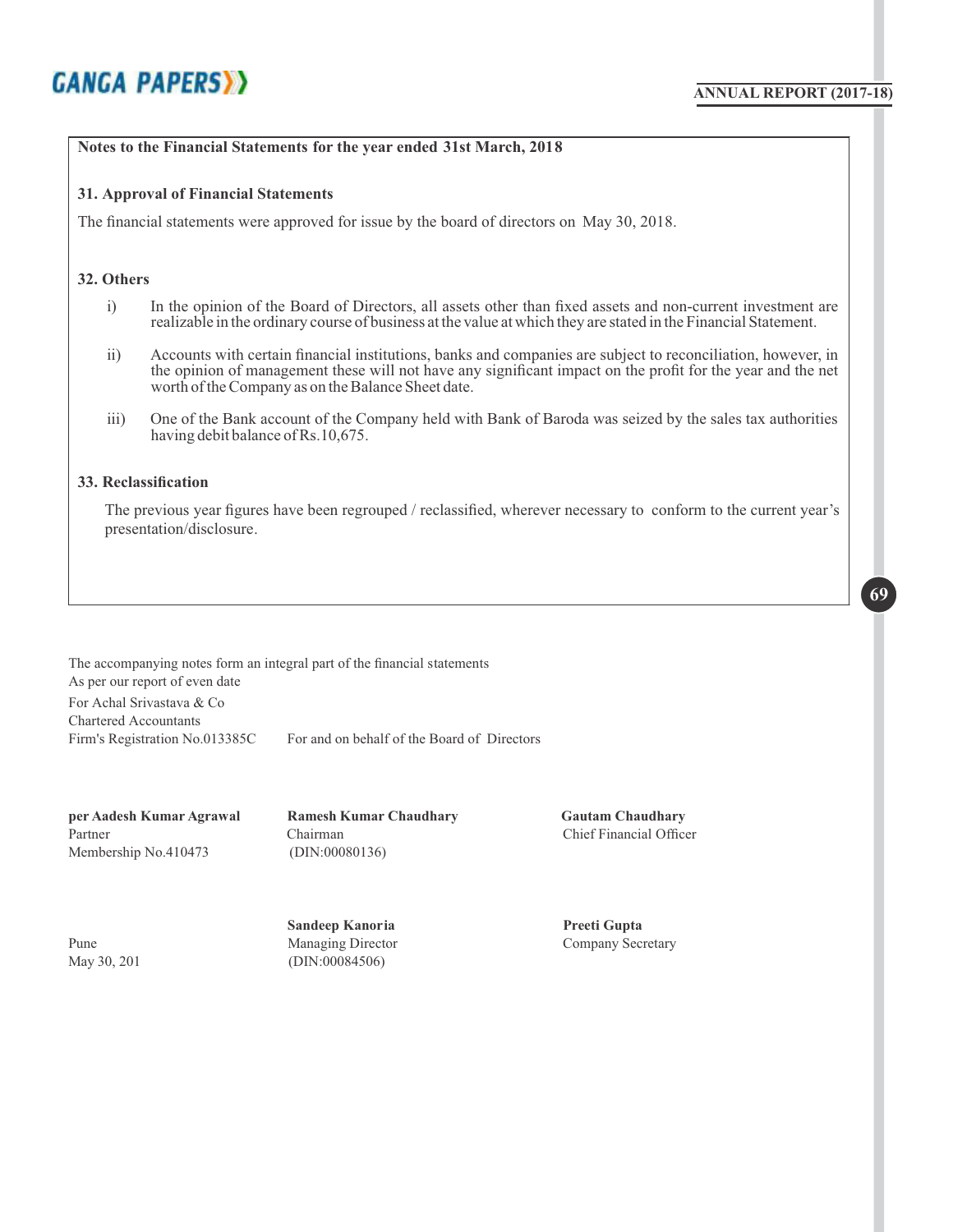**Notes to the Financial Statements for the year ended 31st March, 2018**

### 31. Approval of Financial Statements

The financial statements were approved for issue by the board of directors on May 30, 2018.

### 32. Others

i) In the opinion of the Board of Directors, all assets other than fixed assets and non-current investment are realizable in the ordinary course of business at the value at which they are stated in the Financial Statement.

ii) Accounts with certain financial institutions, banks and companies are subject to reconciliation, however, in the opinion of management these will not have any significant impact on the profit for the year and the net worth of the Company as on the Balance Sheet date.

iii) One of the Bank account of the Company held with Bank of Baroda was seized by the sales tax authorities having debit balance of Rs.10,675.

### 33. Reclassification

The previous year figures have been regrouped / reclassified, wherever necessary to conform to the current year's presentation/disclosure.

The accompanying notes form an integral part of the financial statements
As per our report of even date
For Achal Srivastava & Co
Chartered Accountants
Firm's Registration No.013385C

For and on behalf of the Board of Directors

**per Aadesh Kumar Agrawal**
Partner
Membership No.410473

**Ramesh Kumar Chaudhary**
Chairman
(DIN:00080136)

**Gautam Chaudhary**
Chief Financial Officer

**Sandeep Kanoria**
Managing Director
(DIN:00084506)

**Preeti Gupta**
Company Secretary

Pune
May 30, 201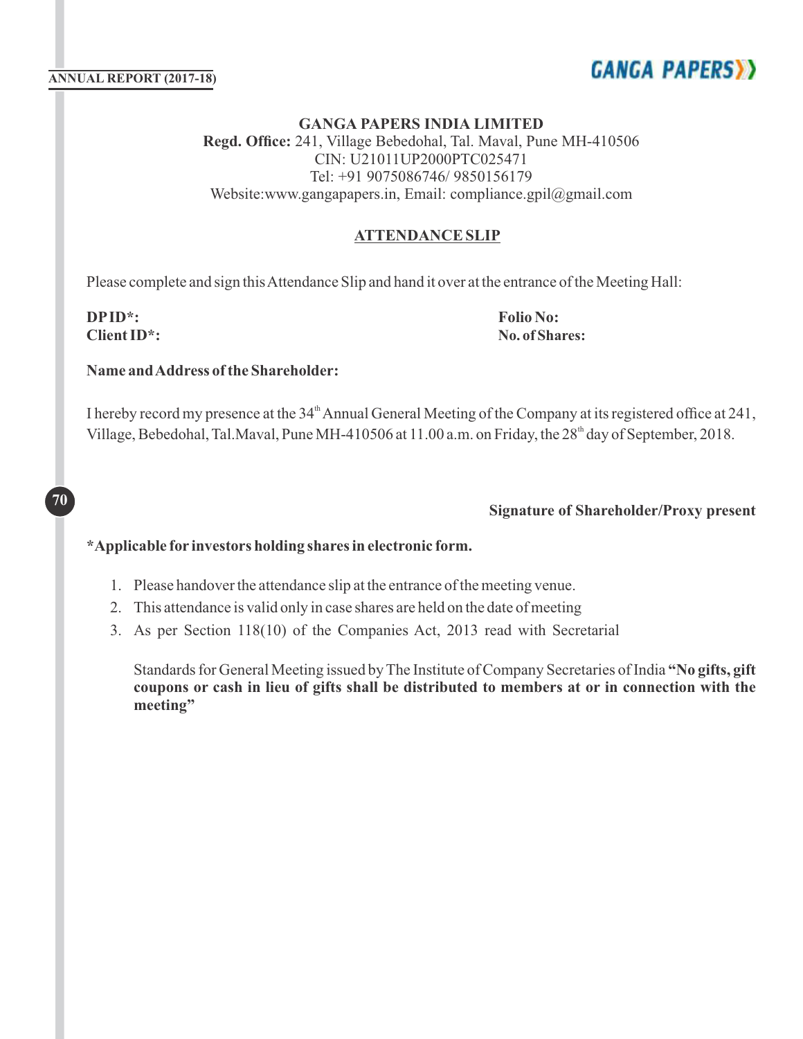**GANGA PAPERS INDIA LIMITED**
**Regd. Office:** 241, Village Bebedohal, Tal. Maval, Pune MH-410506
CIN: U21011UP2000PTC025471
Tel: +91 9075086746/ 9850156179
Website:www.gangapapers.in, Email: compliance.gpil@gmail.com

## ATTENDANCE SLIP

Please complete and sign this Attendance Slip and hand it over at the entrance of the Meeting Hall:

**DP ID*:**
**Client ID*:**

**Folio No:**
**No. of Shares:**

**Name and Address of the Shareholder:**

I hereby record my presence at the 34th Annual General Meeting of the Company at its registered office at 241, Village, Bebedohal, Tal.Maval, Pune MH-410506 at 11.00 a.m. on Friday, the 28th day of September, 2018.

**Signature of Shareholder/Proxy present**

***Applicable for investors holding shares in electronic form.**

1. Please handover the attendance slip at the entrance of the meeting venue.
2. This attendance is valid only in case shares are held on the date of meeting
3. As per Section 118(10) of the Companies Act, 2013 read with Secretarial

   Standards for General Meeting issued by The Institute of Company Secretaries of India **"No gifts, gift coupons or cash in lieu of gifts shall be distributed to members at or in connection with the meeting"**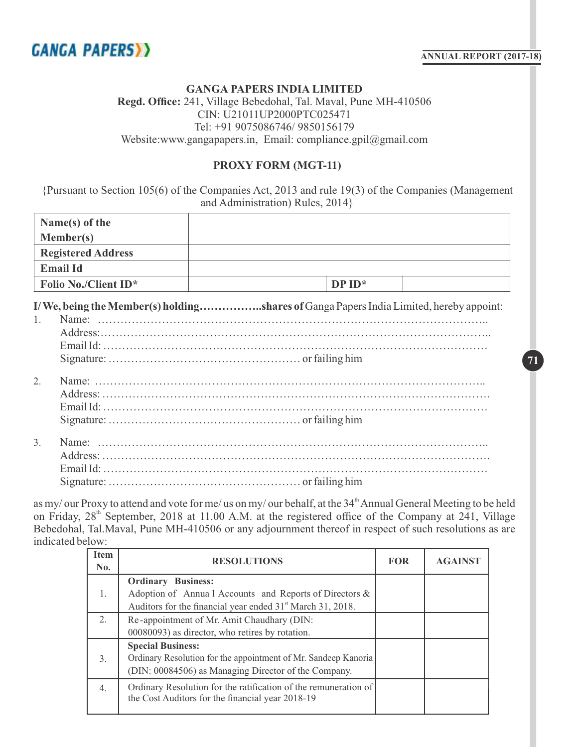**GANGA PAPERS INDIA LIMITED**
**Regd. Office:** 241, Village Bebedohal, Tal. Maval, Pune MH-410506
CIN: U21011UP2000PTC025471
Tel: +91 9075086746/ 9850156179
Website:www.gangapapers.in, Email: compliance.gpil@gmail.com

**PROXY FORM (MGT-11)**

{Pursuant to Section 105(6) of the Companies Act, 2013 and rule 19(3) of the Companies (Management and Administration) Rules, 2014}

| **Name(s) of the Member(s)** | | | |
|---|---|---|---|
| **Registered Address** | | | |
| **Email Id** | | | |
| **Folio No./Client ID*** | | **DP ID*** | |

**I/ We, being the Member(s) holding……………..shares of** Ganga Papers India Limited, hereby appoint:

1. Name: ………………………………………………………………………………………..
   Address:………………………………………………………………………………………..
   Email Id: ………………………………………………………………………………………
   Signature: …………………………………………… or failing him

2. Name: ………………………………………………………………………………………..
   Address: ……………………………………………………………………………………….
   Email Id: ………………………………………………………………………………………
   Signature: …………………………………………… or failing him

3. Name: ………………………………………………………………………………………..
   Address: ……………………………………………………………………………………….
   Email Id: ………………………………………………………………………………………
   Signature: …………………………………………… or failing him

as my/ our Proxy to attend and vote for me/ us on my/ our behalf, at the 34th Annual General Meeting to be held on Friday, 28th September, 2018 at 11.00 A.M. at the registered office of the Company at 241, Village Bebedohal, Tal.Maval, Pune MH-410506 or any adjournment thereof in respect of such resolutions as are indicated below:

| Item No. | RESOLUTIONS | FOR | AGAINST |
|---|---|---|---|
| 1. | **Ordinary Business:** Adoption of Annua l Accounts and Reports of Directors & Auditors for the financial year ended 31st March 31, 2018. | | |
| 2. | Re-appointment of Mr. Amit Chaudhary (DIN: 00080093) as director, who retires by rotation. | | |
| 3. | **Special Business:** Ordinary Resolution for the appointment of Mr. Sandeep Kanoria (DIN: 00084506) as Managing Director of the Company. | | |
| 4. | Ordinary Resolution for the ratification of the remuneration of the Cost Auditors for the financial year 2018-19 | | |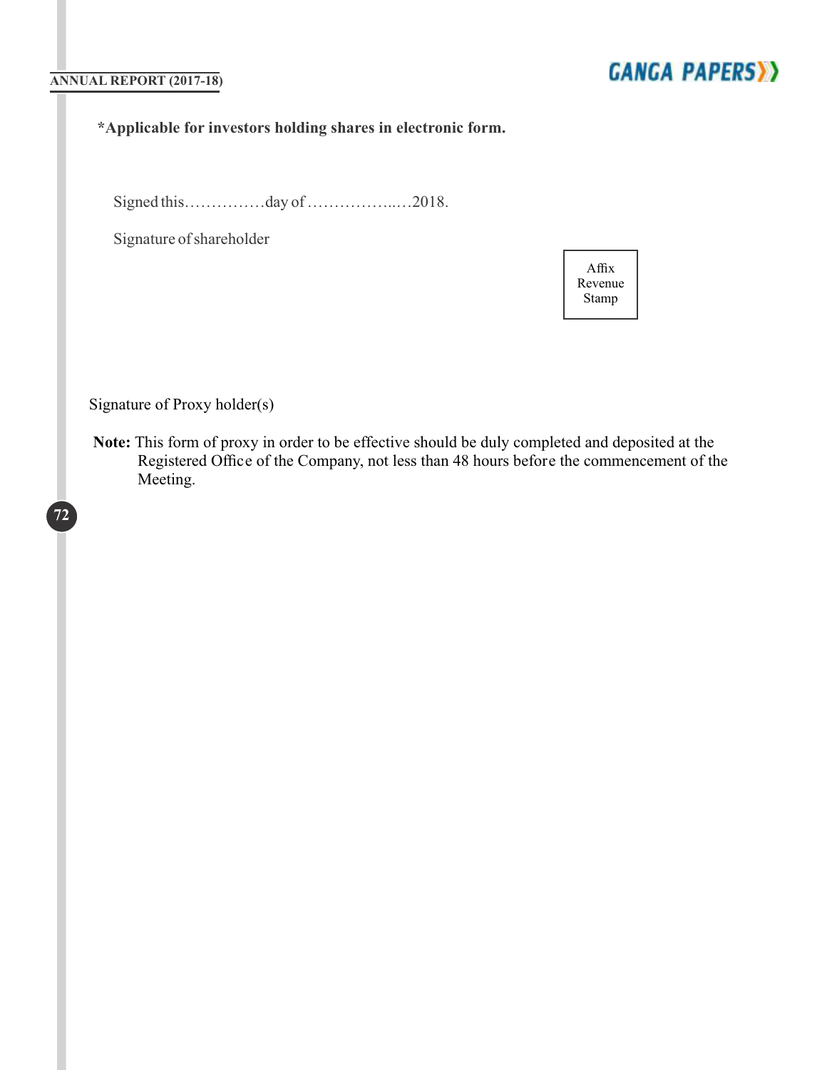***Applicable for investors holding shares in electronic form.**

Signed this……………day of ……………...…2018.

Signature of shareholder

| Affix Revenue Stamp |
|---|

Signature of Proxy holder(s)

**Note:** This form of proxy in order to be effective should be duly completed and deposited at the Registered Office of the Company, not less than 48 hours before the commencement of the Meeting.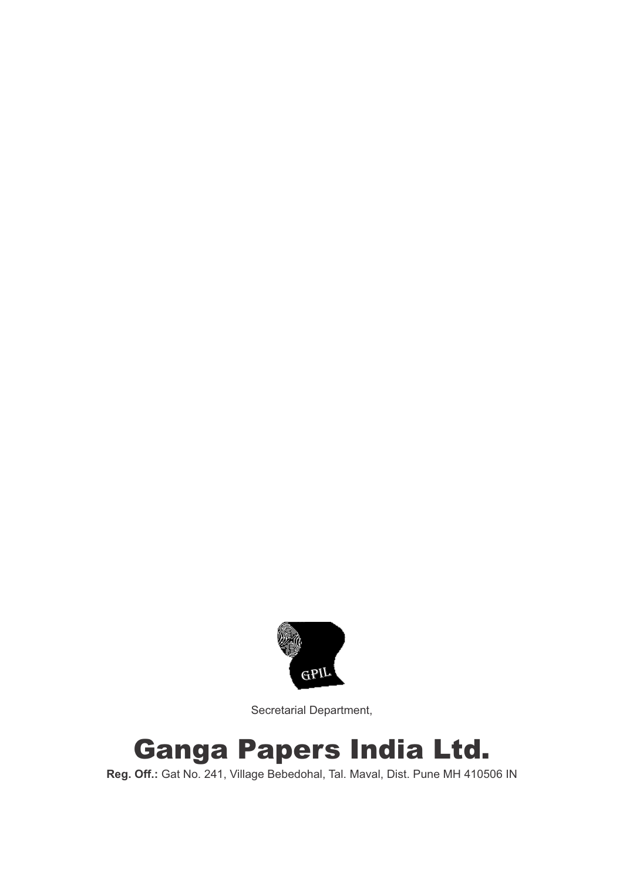GPIL

Secretarial Department,

# Ganga Papers India Ltd.

**Reg. Off.:** Gat No. 241, Village Bebedohal, Tal. Maval, Dist. Pune MH 410506 IN